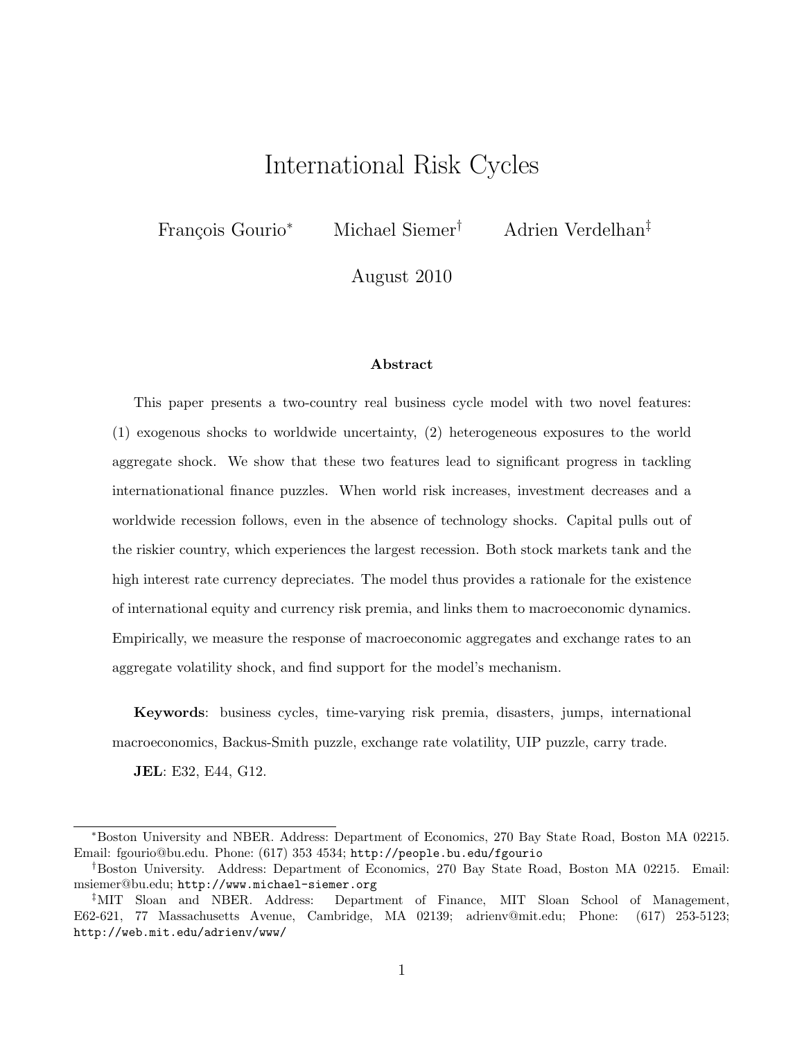# International Risk Cycles

François Gourio[*] Michael Siemer[†] Adrien Verdelhan[‡]

August 2010

### Abstract

This paper presents a two-country real business cycle model with two novel features: (1) exogenous shocks to worldwide uncertainty, (2) heterogeneous exposures to the world aggregate shock. We show that these two features lead to significant progress in tackling internationational finance puzzles. When world risk increases, investment decreases and a worldwide recession follows, even in the absence of technology shocks. Capital pulls out of the riskier country, which experiences the largest recession. Both stock markets tank and the high interest rate currency depreciates. The model thus provides a rationale for the existence of international equity and currency risk premia, and links them to macroeconomic dynamics. Empirically, we measure the response of macroeconomic aggregates and exchange rates to an aggregate volatility shock, and find support for the model's mechanism.

**Keywords**: business cycles, time-varying risk premia, disasters, jumps, international macroeconomics, Backus-Smith puzzle, exchange rate volatility, UIP puzzle, carry trade.

**JEL**: E32, E44, G12.

---

[*] Boston University and NBER. Address: Department of Economics, 270 Bay State Road, Boston MA 02215. Email: fgourio@bu.edu. Phone: (617) 353 4534; http://people.bu.edu/fgourio

[†] Boston University. Address: Department of Economics, 270 Bay State Road, Boston MA 02215. Email: msiemer@bu.edu; http://www.michael-siemer.org

[‡] MIT Sloan and NBER. Address: Department of Finance, MIT Sloan School of Management, E62-621, 77 Massachusetts Avenue, Cambridge, MA 02139; adrienv@mit.edu; Phone: (617) 253-5123; http://web.mit.edu/adrienv/www/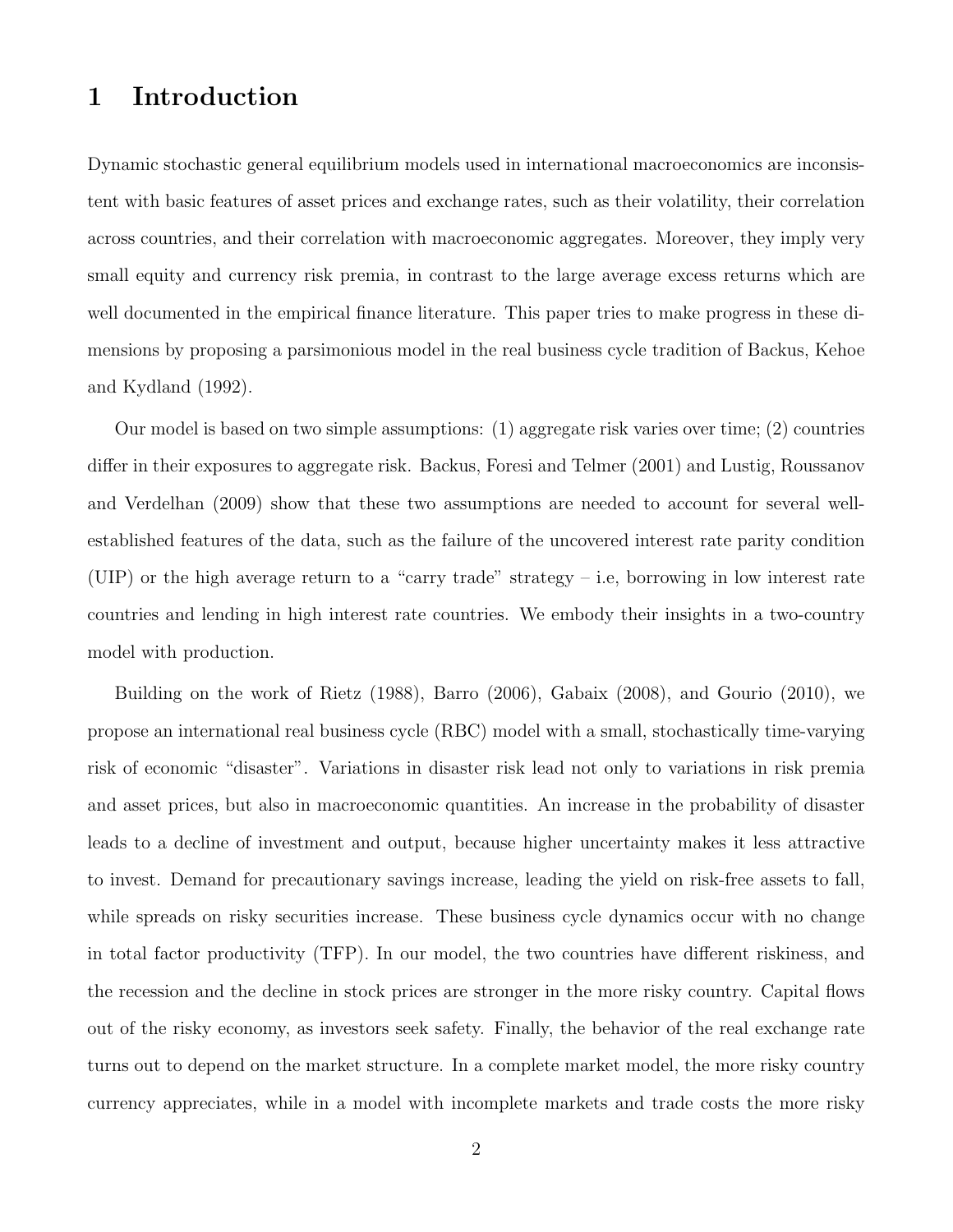# 1 Introduction

Dynamic stochastic general equilibrium models used in international macroeconomics are inconsistent with basic features of asset prices and exchange rates, such as their volatility, their correlation across countries, and their correlation with macroeconomic aggregates. Moreover, they imply very small equity and currency risk premia, in contrast to the large average excess returns which are well documented in the empirical finance literature. This paper tries to make progress in these dimensions by proposing a parsimonious model in the real business cycle tradition of Backus, Kehoe and Kydland (1992).

Our model is based on two simple assumptions: (1) aggregate risk varies over time; (2) countries differ in their exposures to aggregate risk. Backus, Foresi and Telmer (2001) and Lustig, Roussanov and Verdelhan (2009) show that these two assumptions are needed to account for several well-established features of the data, such as the failure of the uncovered interest rate parity condition (UIP) or the high average return to a "carry trade" strategy – i.e, borrowing in low interest rate countries and lending in high interest rate countries. We embody their insights in a two-country model with production.

Building on the work of Rietz (1988), Barro (2006), Gabaix (2008), and Gourio (2010), we propose an international real business cycle (RBC) model with a small, stochastically time-varying risk of economic "disaster". Variations in disaster risk lead not only to variations in risk premia and asset prices, but also in macroeconomic quantities. An increase in the probability of disaster leads to a decline of investment and output, because higher uncertainty makes it less attractive to invest. Demand for precautionary savings increase, leading the yield on risk-free assets to fall, while spreads on risky securities increase. These business cycle dynamics occur with no change in total factor productivity (TFP). In our model, the two countries have different riskiness, and the recession and the decline in stock prices are stronger in the more risky country. Capital flows out of the risky economy, as investors seek safety. Finally, the behavior of the real exchange rate turns out to depend on the market structure. In a complete market model, the more risky country currency appreciates, while in a model with incomplete markets and trade costs the more risky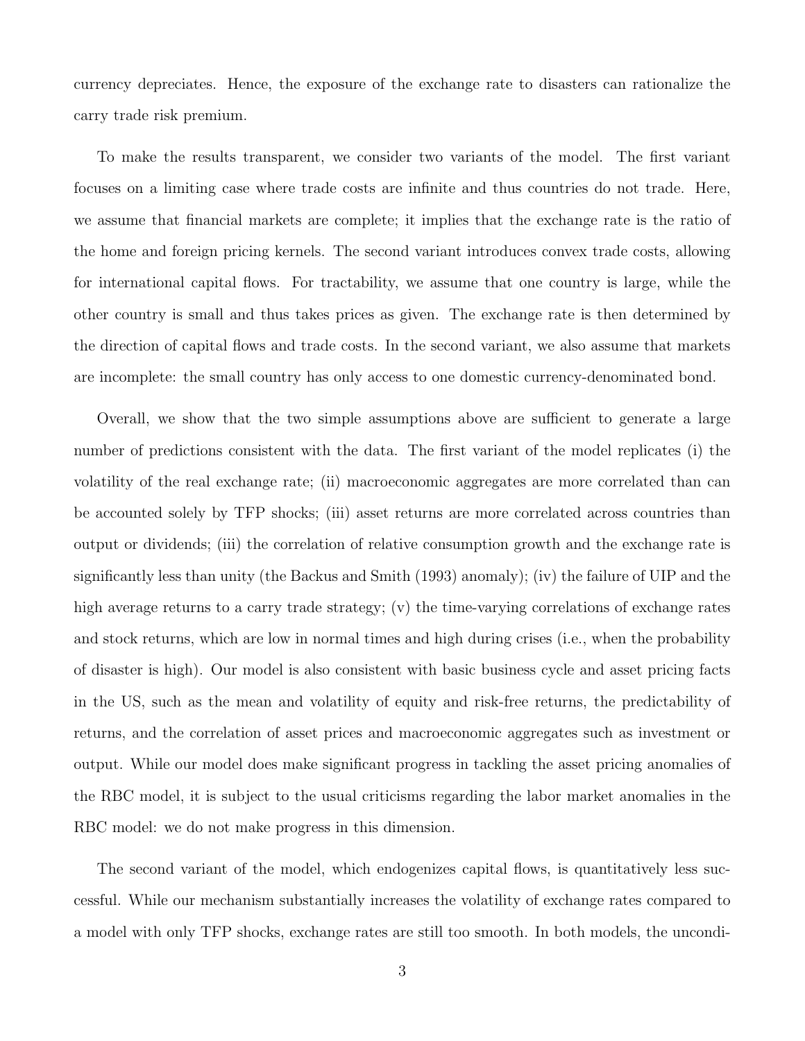currency depreciates. Hence, the exposure of the exchange rate to disasters can rationalize the carry trade risk premium.

To make the results transparent, we consider two variants of the model. The first variant focuses on a limiting case where trade costs are infinite and thus countries do not trade. Here, we assume that financial markets are complete; it implies that the exchange rate is the ratio of the home and foreign pricing kernels. The second variant introduces convex trade costs, allowing for international capital flows. For tractability, we assume that one country is large, while the other country is small and thus takes prices as given. The exchange rate is then determined by the direction of capital flows and trade costs. In the second variant, we also assume that markets are incomplete: the small country has only access to one domestic currency-denominated bond.

Overall, we show that the two simple assumptions above are sufficient to generate a large number of predictions consistent with the data. The first variant of the model replicates (i) the volatility of the real exchange rate; (ii) macroeconomic aggregates are more correlated than can be accounted solely by TFP shocks; (iii) asset returns are more correlated across countries than output or dividends; (iii) the correlation of relative consumption growth and the exchange rate is significantly less than unity (the Backus and Smith (1993) anomaly); (iv) the failure of UIP and the high average returns to a carry trade strategy; (v) the time-varying correlations of exchange rates and stock returns, which are low in normal times and high during crises (i.e., when the probability of disaster is high). Our model is also consistent with basic business cycle and asset pricing facts in the US, such as the mean and volatility of equity and risk-free returns, the predictability of returns, and the correlation of asset prices and macroeconomic aggregates such as investment or output. While our model does make significant progress in tackling the asset pricing anomalies of the RBC model, it is subject to the usual criticisms regarding the labor market anomalies in the RBC model: we do not make progress in this dimension.

The second variant of the model, which endogenizes capital flows, is quantitatively less successful. While our mechanism substantially increases the volatility of exchange rates compared to a model with only TFP shocks, exchange rates are still too smooth. In both models, the uncondi-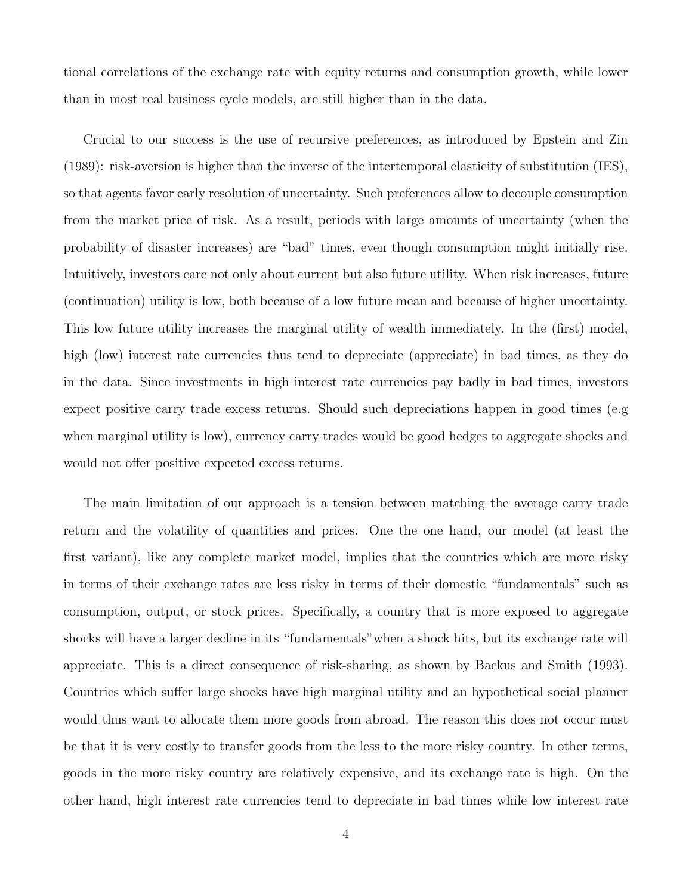tional correlations of the exchange rate with equity returns and consumption growth, while lower than in most real business cycle models, are still higher than in the data.

Crucial to our success is the use of recursive preferences, as introduced by Epstein and Zin (1989): risk-aversion is higher than the inverse of the intertemporal elasticity of substitution (IES), so that agents favor early resolution of uncertainty. Such preferences allow to decouple consumption from the market price of risk. As a result, periods with large amounts of uncertainty (when the probability of disaster increases) are "bad" times, even though consumption might initially rise. Intuitively, investors care not only about current but also future utility. When risk increases, future (continuation) utility is low, both because of a low future mean and because of higher uncertainty. This low future utility increases the marginal utility of wealth immediately. In the (first) model, high (low) interest rate currencies thus tend to depreciate (appreciate) in bad times, as they do in the data. Since investments in high interest rate currencies pay badly in bad times, investors expect positive carry trade excess returns. Should such depreciations happen in good times (e.g when marginal utility is low), currency carry trades would be good hedges to aggregate shocks and would not offer positive expected excess returns.

The main limitation of our approach is a tension between matching the average carry trade return and the volatility of quantities and prices. One the one hand, our model (at least the first variant), like any complete market model, implies that the countries which are more risky in terms of their exchange rates are less risky in terms of their domestic "fundamentals" such as consumption, output, or stock prices. Specifically, a country that is more exposed to aggregate shocks will have a larger decline in its "fundamentals"when a shock hits, but its exchange rate will appreciate. This is a direct consequence of risk-sharing, as shown by Backus and Smith (1993). Countries which suffer large shocks have high marginal utility and an hypothetical social planner would thus want to allocate them more goods from abroad. The reason this does not occur must be that it is very costly to transfer goods from the less to the more risky country. In other terms, goods in the more risky country are relatively expensive, and its exchange rate is high. On the other hand, high interest rate currencies tend to depreciate in bad times while low interest rate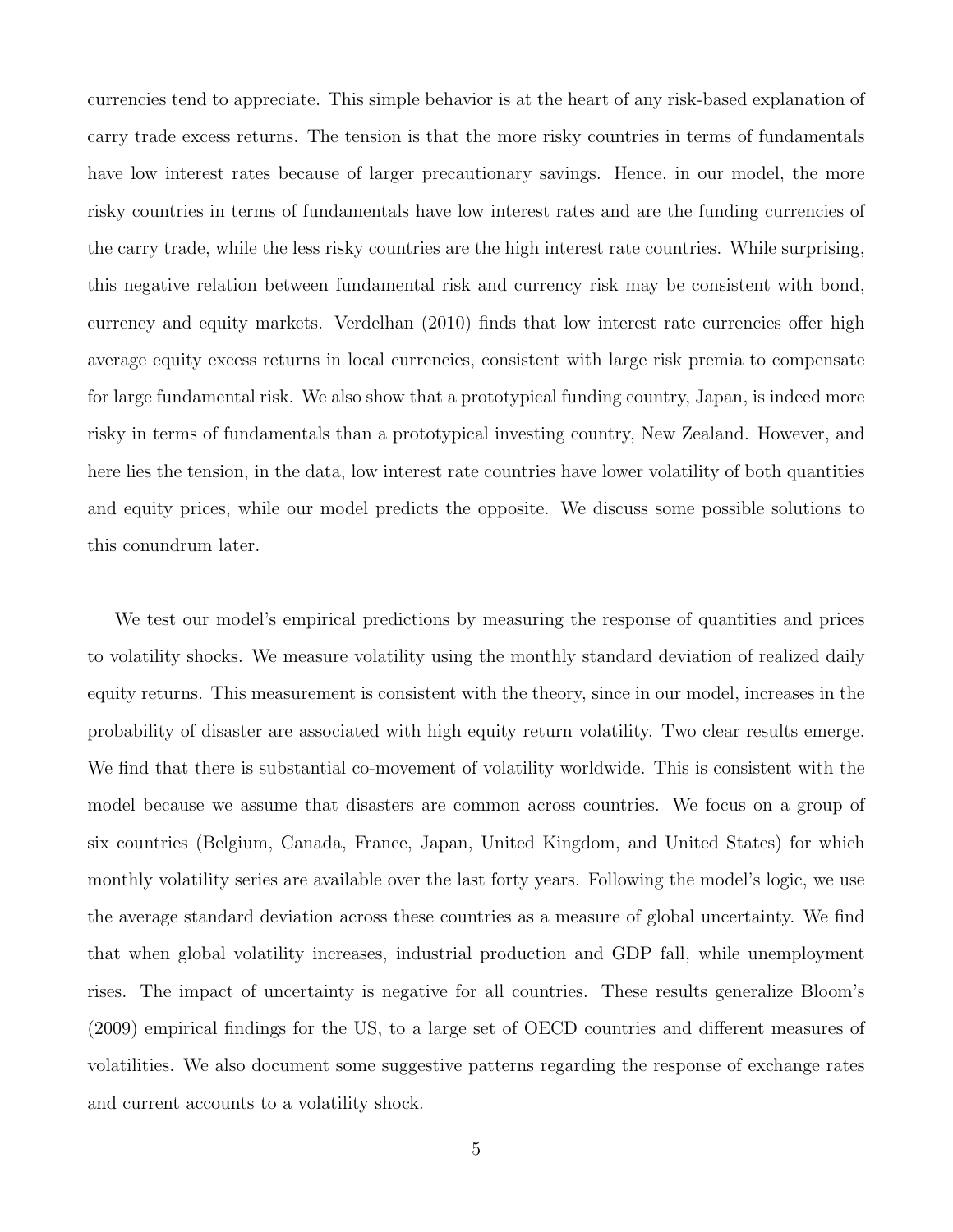currencies tend to appreciate. This simple behavior is at the heart of any risk-based explanation of carry trade excess returns. The tension is that the more risky countries in terms of fundamentals have low interest rates because of larger precautionary savings. Hence, in our model, the more risky countries in terms of fundamentals have low interest rates and are the funding currencies of the carry trade, while the less risky countries are the high interest rate countries. While surprising, this negative relation between fundamental risk and currency risk may be consistent with bond, currency and equity markets. Verdelhan (2010) finds that low interest rate currencies offer high average equity excess returns in local currencies, consistent with large risk premia to compensate for large fundamental risk. We also show that a prototypical funding country, Japan, is indeed more risky in terms of fundamentals than a prototypical investing country, New Zealand. However, and here lies the tension, in the data, low interest rate countries have lower volatility of both quantities and equity prices, while our model predicts the opposite. We discuss some possible solutions to this conundrum later.

We test our model's empirical predictions by measuring the response of quantities and prices to volatility shocks. We measure volatility using the monthly standard deviation of realized daily equity returns. This measurement is consistent with the theory, since in our model, increases in the probability of disaster are associated with high equity return volatility. Two clear results emerge. We find that there is substantial co-movement of volatility worldwide. This is consistent with the model because we assume that disasters are common across countries. We focus on a group of six countries (Belgium, Canada, France, Japan, United Kingdom, and United States) for which monthly volatility series are available over the last forty years. Following the model's logic, we use the average standard deviation across these countries as a measure of global uncertainty. We find that when global volatility increases, industrial production and GDP fall, while unemployment rises. The impact of uncertainty is negative for all countries. These results generalize Bloom's (2009) empirical findings for the US, to a large set of OECD countries and different measures of volatilities. We also document some suggestive patterns regarding the response of exchange rates and current accounts to a volatility shock.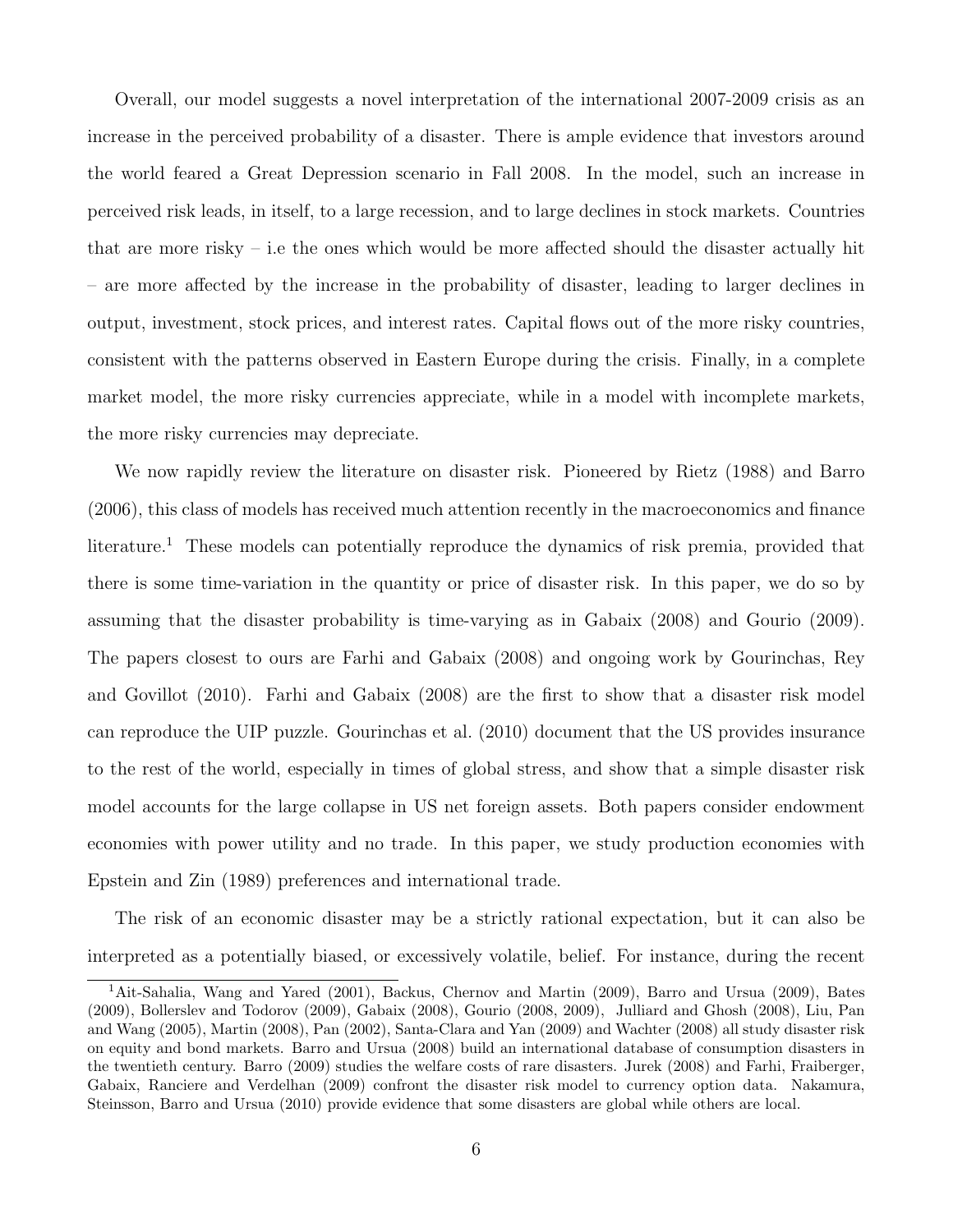Overall, our model suggests a novel interpretation of the international 2007-2009 crisis as an increase in the perceived probability of a disaster. There is ample evidence that investors around the world feared a Great Depression scenario in Fall 2008. In the model, such an increase in perceived risk leads, in itself, to a large recession, and to large declines in stock markets. Countries that are more risky – i.e the ones which would be more affected should the disaster actually hit – are more affected by the increase in the probability of disaster, leading to larger declines in output, investment, stock prices, and interest rates. Capital flows out of the more risky countries, consistent with the patterns observed in Eastern Europe during the crisis. Finally, in a complete market model, the more risky currencies appreciate, while in a model with incomplete markets, the more risky currencies may depreciate.

We now rapidly review the literature on disaster risk. Pioneered by Rietz (1988) and Barro (2006), this class of models has received much attention recently in the macroeconomics and finance literature.[1] These models can potentially reproduce the dynamics of risk premia, provided that there is some time-variation in the quantity or price of disaster risk. In this paper, we do so by assuming that the disaster probability is time-varying as in Gabaix (2008) and Gourio (2009). The papers closest to ours are Farhi and Gabaix (2008) and ongoing work by Gourinchas, Rey and Govillot (2010). Farhi and Gabaix (2008) are the first to show that a disaster risk model can reproduce the UIP puzzle. Gourinchas et al. (2010) document that the US provides insurance to the rest of the world, especially in times of global stress, and show that a simple disaster risk model accounts for the large collapse in US net foreign assets. Both papers consider endowment economies with power utility and no trade. In this paper, we study production economies with Epstein and Zin (1989) preferences and international trade.

The risk of an economic disaster may be a strictly rational expectation, but it can also be interpreted as a potentially biased, or excessively volatile, belief. For instance, during the recent

[1] Ait-Sahalia, Wang and Yared (2001), Backus, Chernov and Martin (2009), Barro and Ursua (2009), Bates (2009), Bollerslev and Todorov (2009), Gabaix (2008), Gourio (2008, 2009), Julliard and Ghosh (2008), Liu, Pan and Wang (2005), Martin (2008), Pan (2002), Santa-Clara and Yan (2009) and Wachter (2008) all study disaster risk on equity and bond markets. Barro and Ursua (2008) build an international database of consumption disasters in the twentieth century. Barro (2009) studies the welfare costs of rare disasters. Jurek (2008) and Farhi, Fraiberger, Gabaix, Ranciere and Verdelhan (2009) confront the disaster risk model to currency option data. Nakamura, Steinsson, Barro and Ursua (2010) provide evidence that some disasters are global while others are local.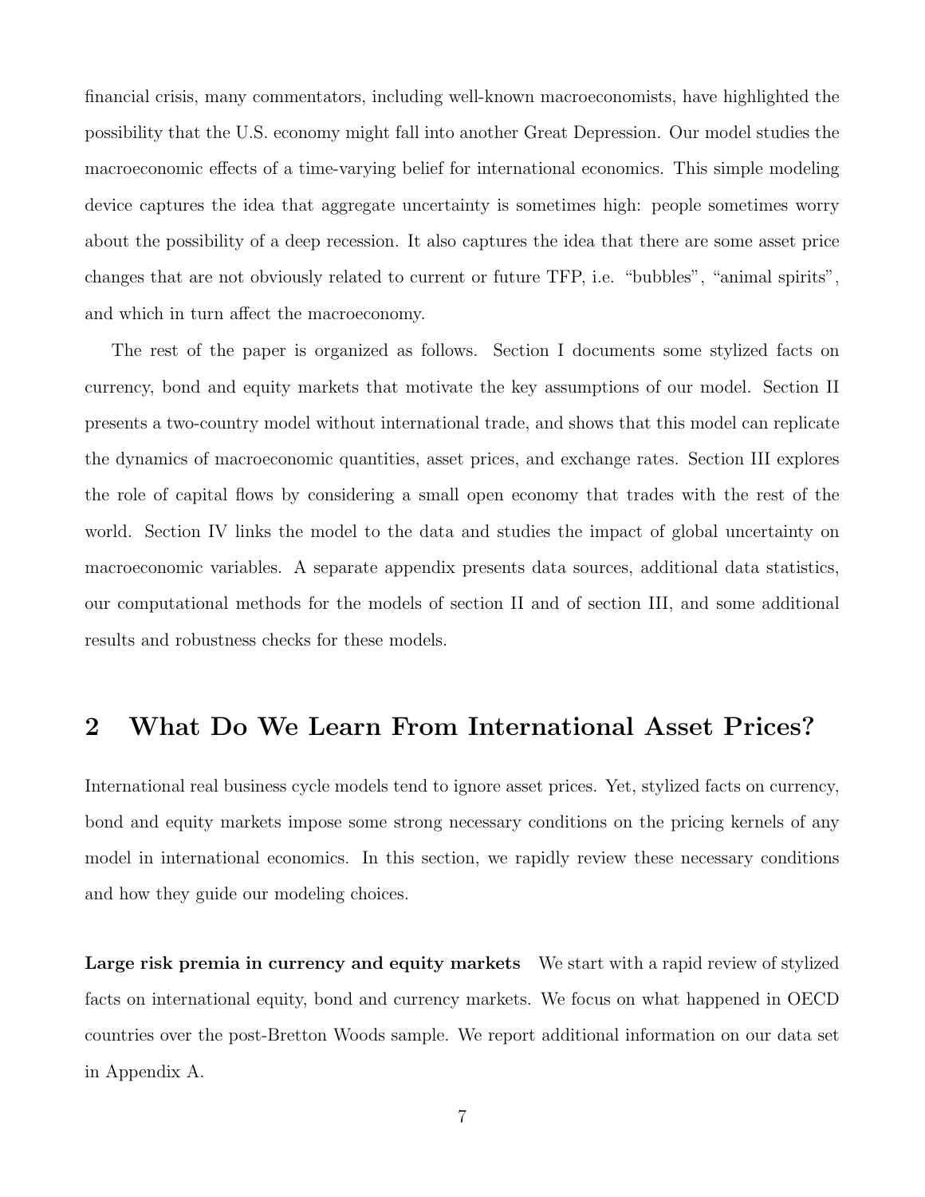financial crisis, many commentators, including well-known macroeconomists, have highlighted the possibility that the U.S. economy might fall into another Great Depression. Our model studies the macroeconomic effects of a time-varying belief for international economics. This simple modeling device captures the idea that aggregate uncertainty is sometimes high: people sometimes worry about the possibility of a deep recession. It also captures the idea that there are some asset price changes that are not obviously related to current or future TFP, i.e. "bubbles", "animal spirits", and which in turn affect the macroeconomy.

The rest of the paper is organized as follows. Section I documents some stylized facts on currency, bond and equity markets that motivate the key assumptions of our model. Section II presents a two-country model without international trade, and shows that this model can replicate the dynamics of macroeconomic quantities, asset prices, and exchange rates. Section III explores the role of capital flows by considering a small open economy that trades with the rest of the world. Section IV links the model to the data and studies the impact of global uncertainty on macroeconomic variables. A separate appendix presents data sources, additional data statistics, our computational methods for the models of section II and of section III, and some additional results and robustness checks for these models.

## 2 What Do We Learn From International Asset Prices?

International real business cycle models tend to ignore asset prices. Yet, stylized facts on currency, bond and equity markets impose some strong necessary conditions on the pricing kernels of any model in international economics. In this section, we rapidly review these necessary conditions and how they guide our modeling choices.

**Large risk premia in currency and equity markets** We start with a rapid review of stylized facts on international equity, bond and currency markets. We focus on what happened in OECD countries over the post-Bretton Woods sample. We report additional information on our data set in Appendix A.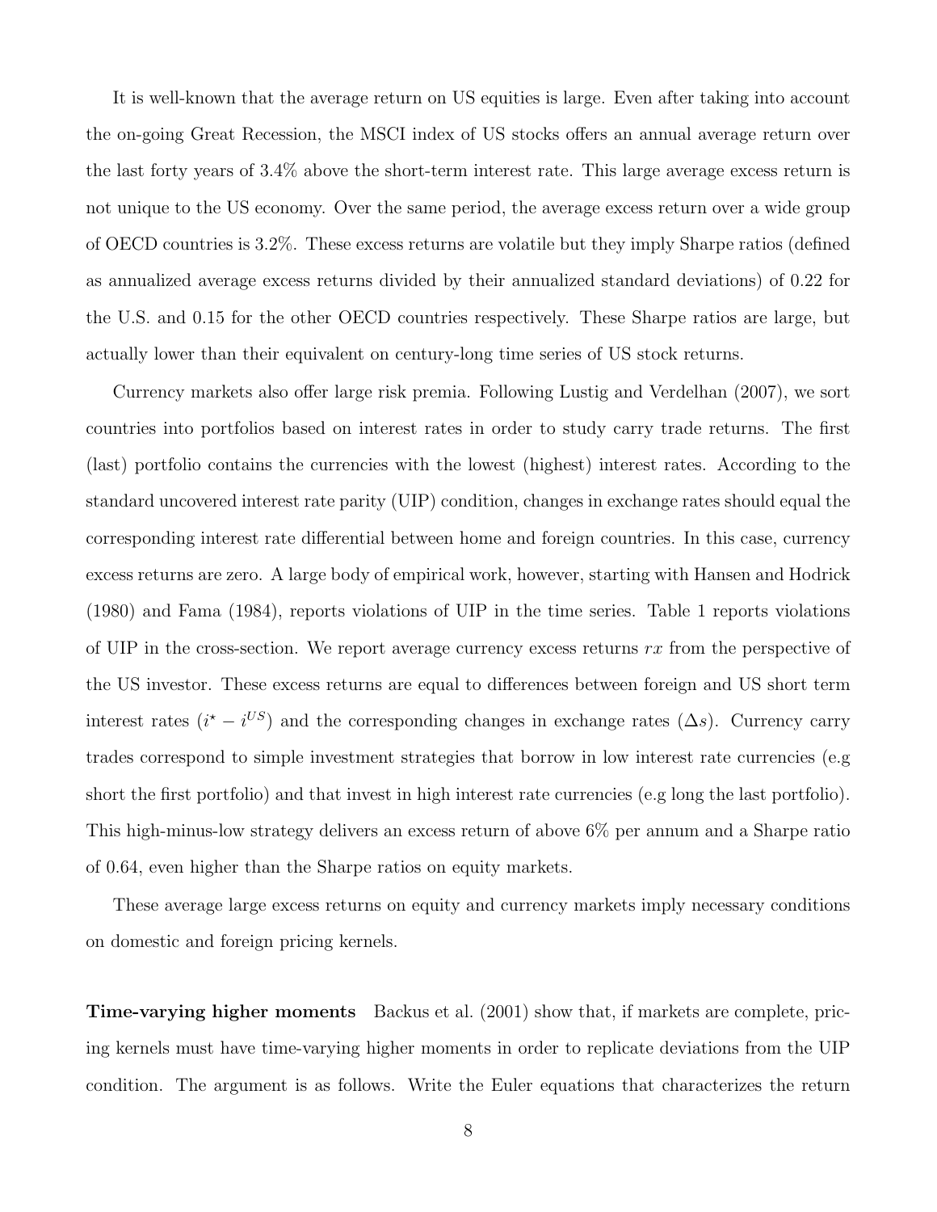It is well-known that the average return on US equities is large. Even after taking into account the on-going Great Recession, the MSCI index of US stocks offers an annual average return over the last forty years of 3.4% above the short-term interest rate. This large average excess return is not unique to the US economy. Over the same period, the average excess return over a wide group of OECD countries is 3.2%. These excess returns are volatile but they imply Sharpe ratios (defined as annualized average excess returns divided by their annualized standard deviations) of 0.22 for the U.S. and 0.15 for the other OECD countries respectively. These Sharpe ratios are large, but actually lower than their equivalent on century-long time series of US stock returns.

Currency markets also offer large risk premia. Following Lustig and Verdelhan (2007), we sort countries into portfolios based on interest rates in order to study carry trade returns. The first (last) portfolio contains the currencies with the lowest (highest) interest rates. According to the standard uncovered interest rate parity (UIP) condition, changes in exchange rates should equal the corresponding interest rate differential between home and foreign countries. In this case, currency excess returns are zero. A large body of empirical work, however, starting with Hansen and Hodrick (1980) and Fama (1984), reports violations of UIP in the time series. Table 1 reports violations of UIP in the cross-section. We report average currency excess returns $rx$ from the perspective of the US investor. These excess returns are equal to differences between foreign and US short term interest rates ($i^{\star} - i^{US}$) and the corresponding changes in exchange rates ($\Delta s$). Currency carry trades correspond to simple investment strategies that borrow in low interest rate currencies (e.g short the first portfolio) and that invest in high interest rate currencies (e.g long the last portfolio). This high-minus-low strategy delivers an excess return of above 6% per annum and a Sharpe ratio of 0.64, even higher than the Sharpe ratios on equity markets.

These average large excess returns on equity and currency markets imply necessary conditions on domestic and foreign pricing kernels.

**Time-varying higher moments** Backus et al. (2001) show that, if markets are complete, pricing kernels must have time-varying higher moments in order to replicate deviations from the UIP condition. The argument is as follows. Write the Euler equations that characterizes the return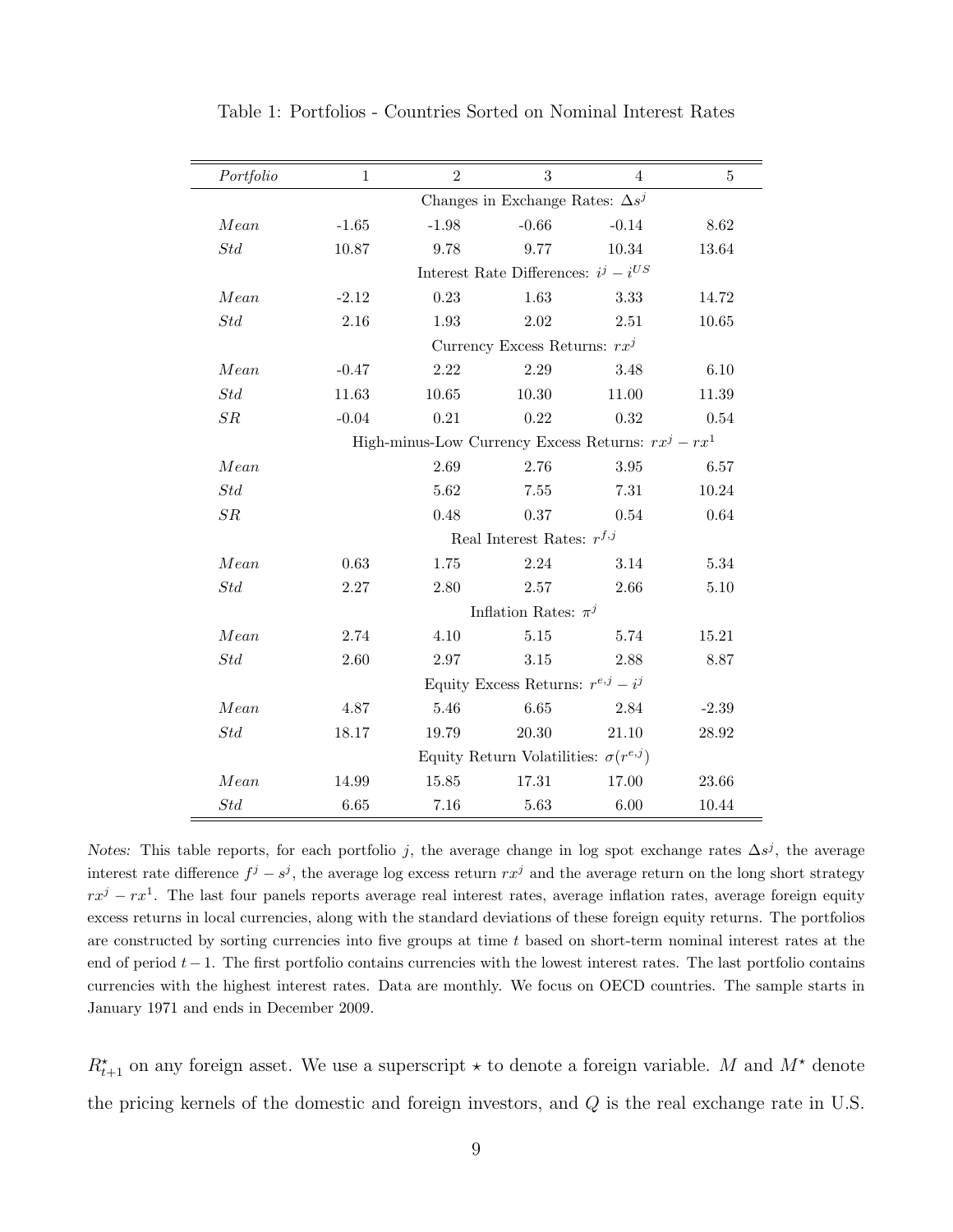Table 1: Portfolios - Countries Sorted on Nominal Interest Rates

| *Portfolio* | 1 | 2 | 3 | 4 | 5 |
|---|---|---|---|---|---|
| | | Changes in Exchange Rates: $\Delta s^j$ | | | |
| *Mean* | -1.65 | -1.98 | -0.66 | -0.14 | 8.62 |
| *Std* | 10.87 | 9.78 | 9.77 | 10.34 | 13.64 |
| | | Interest Rate Differences: $i^j - i^{US}$ | | | |
| *Mean* | -2.12 | 0.23 | 1.63 | 3.33 | 14.72 |
| *Std* | 2.16 | 1.93 | 2.02 | 2.51 | 10.65 |
| | | Currency Excess Returns: $rx^j$ | | | |
| *Mean* | -0.47 | 2.22 | 2.29 | 3.48 | 6.10 |
| *Std* | 11.63 | 10.65 | 10.30 | 11.00 | 11.39 |
| *SR* | -0.04 | 0.21 | 0.22 | 0.32 | 0.54 |
| | | High-minus-Low Currency Excess Returns: $rx^j - rx^1$ | | | |
| *Mean* | | 2.69 | 2.76 | 3.95 | 6.57 |
| *Std* | | 5.62 | 7.55 | 7.31 | 10.24 |
| *SR* | | 0.48 | 0.37 | 0.54 | 0.64 |
| | | Real Interest Rates: $r^{f,j}$ | | | |
| *Mean* | 0.63 | 1.75 | 2.24 | 3.14 | 5.34 |
| *Std* | 2.27 | 2.80 | 2.57 | 2.66 | 5.10 |
| | | Inflation Rates: $\pi^j$ | | | |
| *Mean* | 2.74 | 4.10 | 5.15 | 5.74 | 15.21 |
| *Std* | 2.60 | 2.97 | 3.15 | 2.88 | 8.87 |
| | | Equity Excess Returns: $r^{e,j} - i^j$ | | | |
| *Mean* | 4.87 | 5.46 | 6.65 | 2.84 | -2.39 |
| *Std* | 18.17 | 19.79 | 20.30 | 21.10 | 28.92 |
| | | Equity Return Volatilities: $\sigma(r^{e,j})$ | | | |
| *Mean* | 14.99 | 15.85 | 17.31 | 17.00 | 23.66 |
| *Std* | 6.65 | 7.16 | 5.63 | 6.00 | 10.44 |

*Notes:* This table reports, for each portfolio $j$, the average change in log spot exchange rates $\Delta s^j$, the average interest rate difference $f^j - s^j$, the average log excess return $rx^j$ and the average return on the long short strategy $rx^j - rx^1$. The last four panels reports average real interest rates, average inflation rates, average foreign equity excess returns in local currencies, along with the standard deviations of these foreign equity returns. The portfolios are constructed by sorting currencies into five groups at time $t$ based on short-term nominal interest rates at the end of period $t-1$. The first portfolio contains currencies with the lowest interest rates. The last portfolio contains currencies with the highest interest rates. Data are monthly. We focus on OECD countries. The sample starts in January 1971 and ends in December 2009.

$R^{\star}_{t+1}$ on any foreign asset. We use a superscript $\star$ to denote a foreign variable. $M$ and $M^{\star}$ denote the pricing kernels of the domestic and foreign investors, and $Q$ is the real exchange rate in U.S.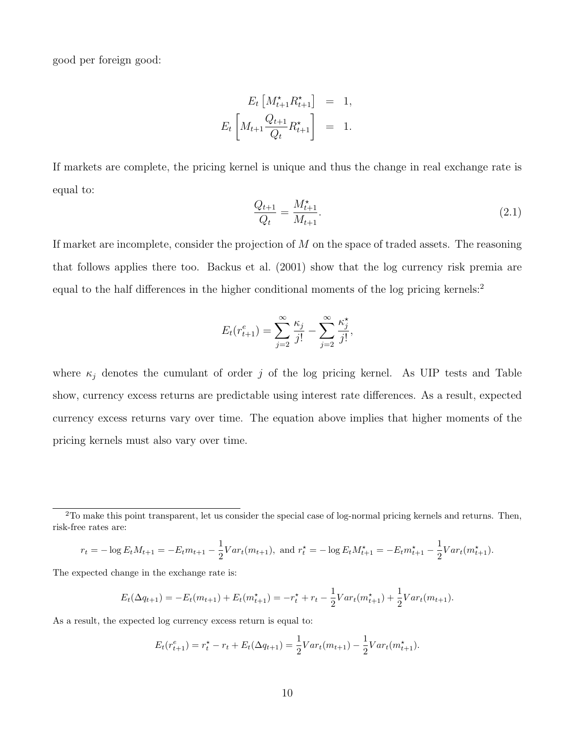good per foreign good:

$$
\begin{aligned}
E_t\left[M^\star_{t+1}R^\star_{t+1}\right] &= 1, \\
E_t\left[M_{t+1}\frac{Q_{t+1}}{Q_t}R^\star_{t+1}\right] &= 1.
\end{aligned}
$$

If markets are complete, the pricing kernel is unique and thus the change in real exchange rate is equal to:

$$
\frac{Q_{t+1}}{Q_t} = \frac{M^\star_{t+1}}{M_{t+1}}. \tag{2.1}
$$

If market are incomplete, consider the projection of $M$ on the space of traded assets. The reasoning that follows applies there too. Backus et al. (2001) show that the log currency risk premia are equal to the half differences in the higher conditional moments of the log pricing kernels:[2]

$$
E_t(r^e_{t+1}) = \sum_{j=2}^{\infty}\frac{\kappa_j}{j!} - \sum_{j=2}^{\infty}\frac{\kappa^\star_j}{j!},
$$

where $\kappa_j$ denotes the cumulant of order $j$ of the log pricing kernel. As UIP tests and Table show, currency excess returns are predictable using interest rate differences. As a result, expected currency excess returns vary over time. The equation above implies that higher moments of the pricing kernels must also vary over time.

---

[2] To make this point transparent, let us consider the special case of log-normal pricing kernels and returns. Then, risk-free rates are:

$$
r_t = -\log E_t M_{t+1} = -E_t m_{t+1} - \frac{1}{2}Var_t(m_{t+1}), \text{ and } r^\star_t = -\log E_t M^\star_{t+1} = -E_t m^\star_{t+1} - \frac{1}{2}Var_t(m^\star_{t+1}).
$$

The expected change in the exchange rate is:

$$
E_t(\Delta q_{t+1}) = -E_t(m_{t+1}) + E_t(m^\star_{t+1}) = -r^\star_t + r_t - \frac{1}{2}Var_t(m^\star_{t+1}) + \frac{1}{2}Var_t(m_{t+1}).
$$

As a result, the expected log currency excess return is equal to:

$$
E_t(r^e_{t+1}) = r^\star_t - r_t + E_t(\Delta q_{t+1}) = \frac{1}{2}Var_t(m_{t+1}) - \frac{1}{2}Var_t(m^\star_{t+1}).
$$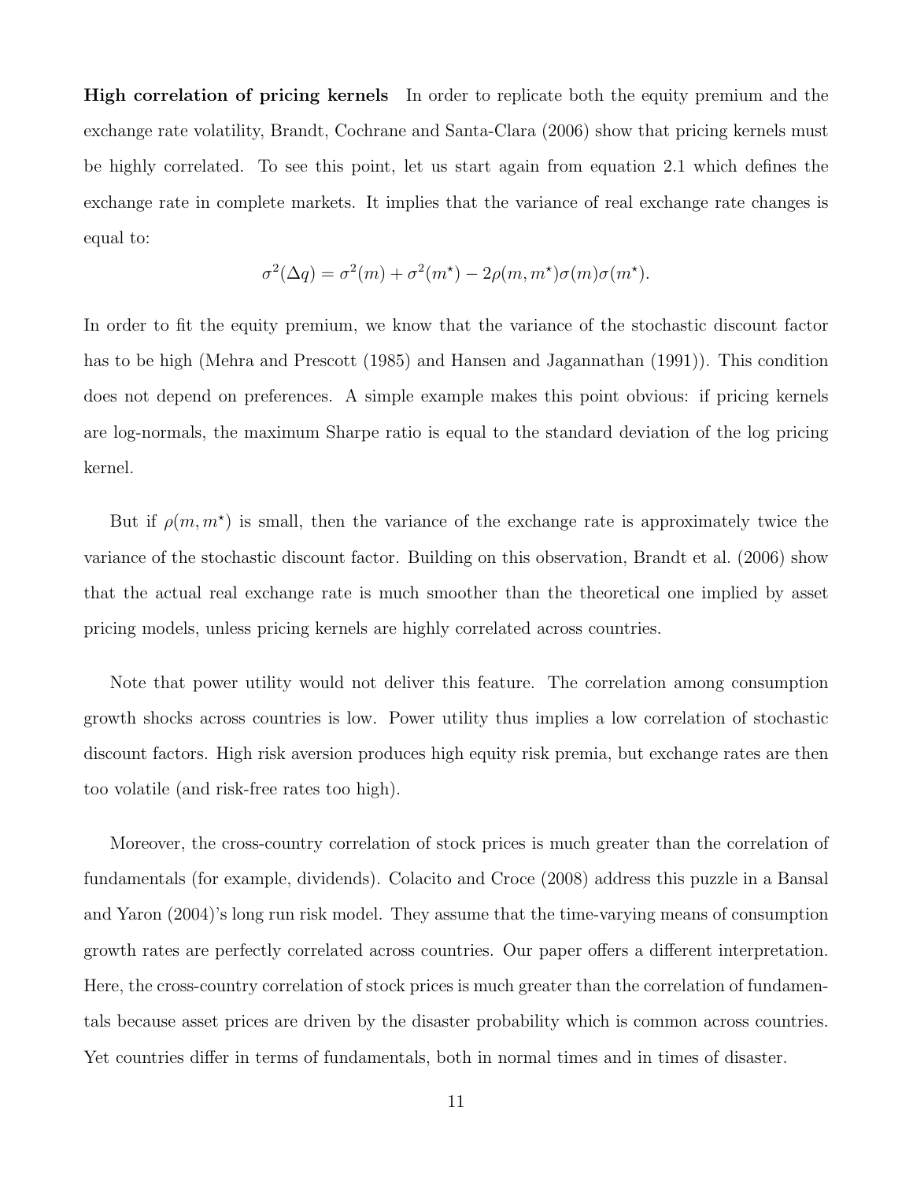**High correlation of pricing kernels** In order to replicate both the equity premium and the exchange rate volatility, Brandt, Cochrane and Santa-Clara (2006) show that pricing kernels must be highly correlated. To see this point, let us start again from equation 2.1 which defines the exchange rate in complete markets. It implies that the variance of real exchange rate changes is equal to:

$$\sigma^2(\Delta q) = \sigma^2(m) + \sigma^2(m^\star) - 2\rho(m, m^\star)\sigma(m)\sigma(m^\star).$$

In order to fit the equity premium, we know that the variance of the stochastic discount factor has to be high (Mehra and Prescott (1985) and Hansen and Jagannathan (1991)). This condition does not depend on preferences. A simple example makes this point obvious: if pricing kernels are log-normals, the maximum Sharpe ratio is equal to the standard deviation of the log pricing kernel.

But if $\rho(m, m^\star)$ is small, then the variance of the exchange rate is approximately twice the variance of the stochastic discount factor. Building on this observation, Brandt et al. (2006) show that the actual real exchange rate is much smoother than the theoretical one implied by asset pricing models, unless pricing kernels are highly correlated across countries.

Note that power utility would not deliver this feature. The correlation among consumption growth shocks across countries is low. Power utility thus implies a low correlation of stochastic discount factors. High risk aversion produces high equity risk premia, but exchange rates are then too volatile (and risk-free rates too high).

Moreover, the cross-country correlation of stock prices is much greater than the correlation of fundamentals (for example, dividends). Colacito and Croce (2008) address this puzzle in a Bansal and Yaron (2004)'s long run risk model. They assume that the time-varying means of consumption growth rates are perfectly correlated across countries. Our paper offers a different interpretation. Here, the cross-country correlation of stock prices is much greater than the correlation of fundamentals because asset prices are driven by the disaster probability which is common across countries. Yet countries differ in terms of fundamentals, both in normal times and in times of disaster.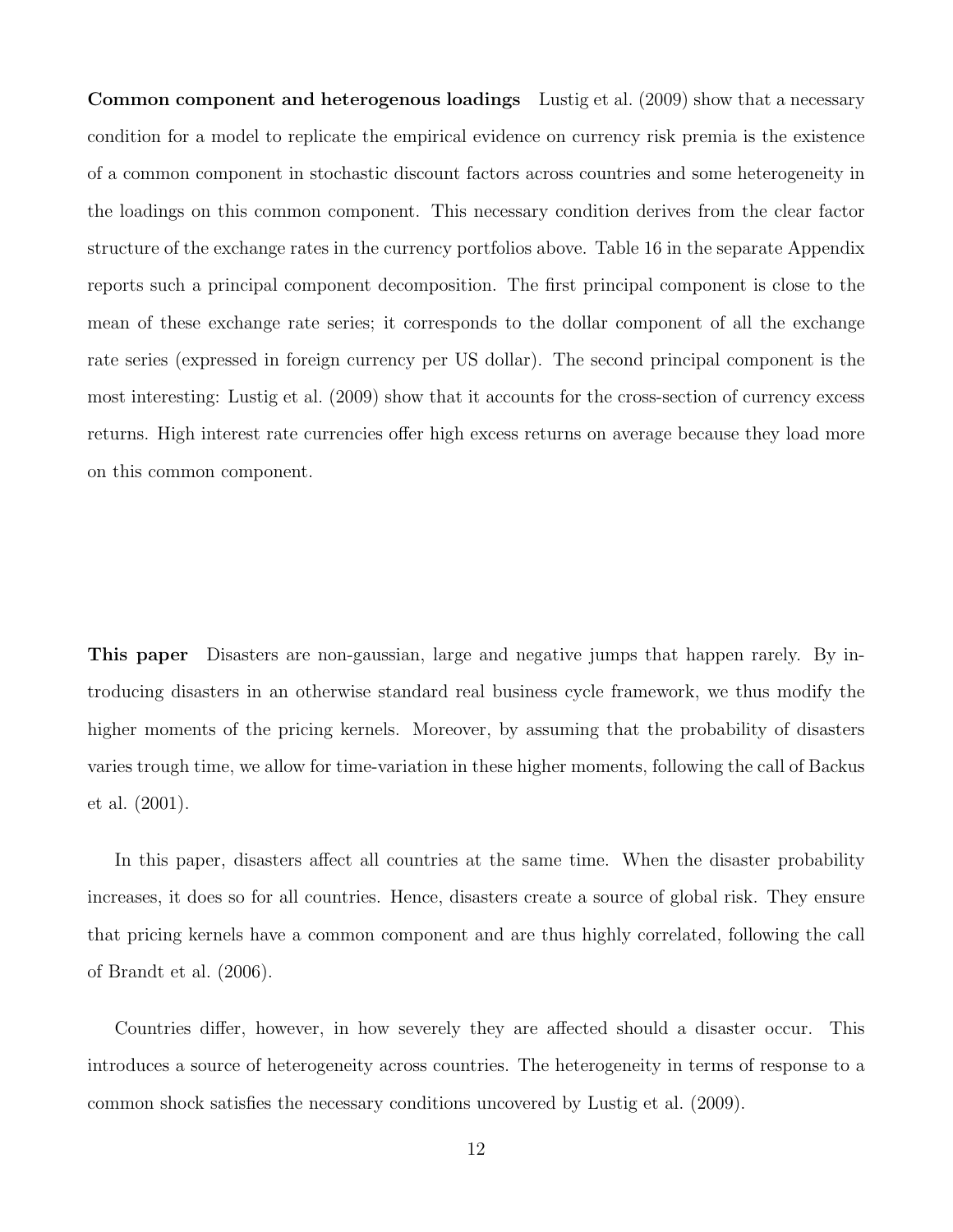**Common component and heterogenous loadings** Lustig et al. (2009) show that a necessary condition for a model to replicate the empirical evidence on currency risk premia is the existence of a common component in stochastic discount factors across countries and some heterogeneity in the loadings on this common component. This necessary condition derives from the clear factor structure of the exchange rates in the currency portfolios above. Table 16 in the separate Appendix reports such a principal component decomposition. The first principal component is close to the mean of these exchange rate series; it corresponds to the dollar component of all the exchange rate series (expressed in foreign currency per US dollar). The second principal component is the most interesting: Lustig et al. (2009) show that it accounts for the cross-section of currency excess returns. High interest rate currencies offer high excess returns on average because they load more on this common component.

**This paper** Disasters are non-gaussian, large and negative jumps that happen rarely. By introducing disasters in an otherwise standard real business cycle framework, we thus modify the higher moments of the pricing kernels. Moreover, by assuming that the probability of disasters varies trough time, we allow for time-variation in these higher moments, following the call of Backus et al. (2001).

In this paper, disasters affect all countries at the same time. When the disaster probability increases, it does so for all countries. Hence, disasters create a source of global risk. They ensure that pricing kernels have a common component and are thus highly correlated, following the call of Brandt et al. (2006).

Countries differ, however, in how severely they are affected should a disaster occur. This introduces a source of heterogeneity across countries. The heterogeneity in terms of response to a common shock satisfies the necessary conditions uncovered by Lustig et al. (2009).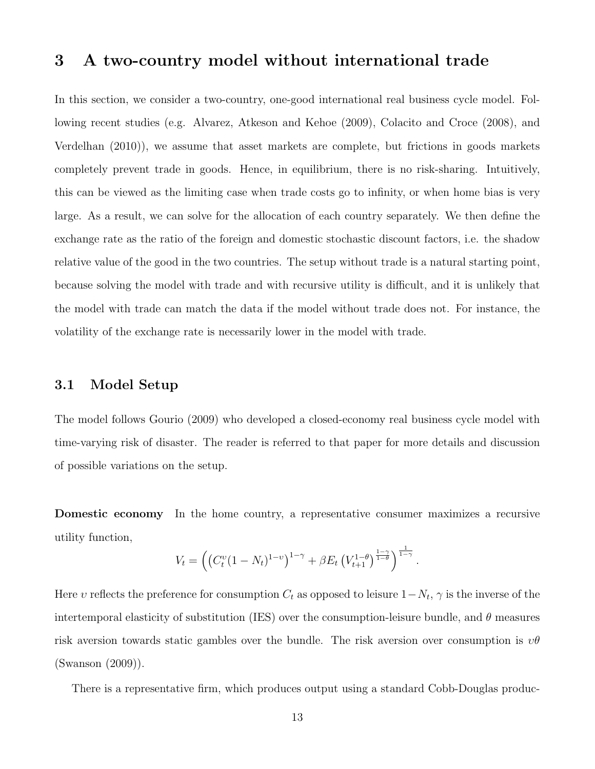# 3 A two-country model without international trade

In this section, we consider a two-country, one-good international real business cycle model. Following recent studies (e.g. Alvarez, Atkeson and Kehoe (2009), Colacito and Croce (2008), and Verdelhan (2010)), we assume that asset markets are complete, but frictions in goods markets completely prevent trade in goods. Hence, in equilibrium, there is no risk-sharing. Intuitively, this can be viewed as the limiting case when trade costs go to infinity, or when home bias is very large. As a result, we can solve for the allocation of each country separately. We then define the exchange rate as the ratio of the foreign and domestic stochastic discount factors, i.e. the shadow relative value of the good in the two countries. The setup without trade is a natural starting point, because solving the model with trade and with recursive utility is difficult, and it is unlikely that the model with trade can match the data if the model without trade does not. For instance, the volatility of the exchange rate is necessarily lower in the model with trade.

## 3.1 Model Setup

The model follows Gourio (2009) who developed a closed-economy real business cycle model with time-varying risk of disaster. The reader is referred to that paper for more details and discussion of possible variations on the setup.

**Domestic economy** In the home country, a representative consumer maximizes a recursive utility function,

$$V_t = \left( \left( C_t^{\upsilon} (1 - N_t)^{1-\upsilon} \right)^{1-\gamma} + \beta E_t \left( V_{t+1}^{1-\theta} \right)^{\frac{1-\gamma}{1-\theta}} \right)^{\frac{1}{1-\gamma}}.$$

Here $\upsilon$ reflects the preference for consumption $C_t$ as opposed to leisure $1-N_t$, $\gamma$ is the inverse of the intertemporal elasticity of substitution (IES) over the consumption-leisure bundle, and $\theta$ measures risk aversion towards static gambles over the bundle. The risk aversion over consumption is $\upsilon\theta$ (Swanson (2009)).

There is a representative firm, which produces output using a standard Cobb-Douglas produc-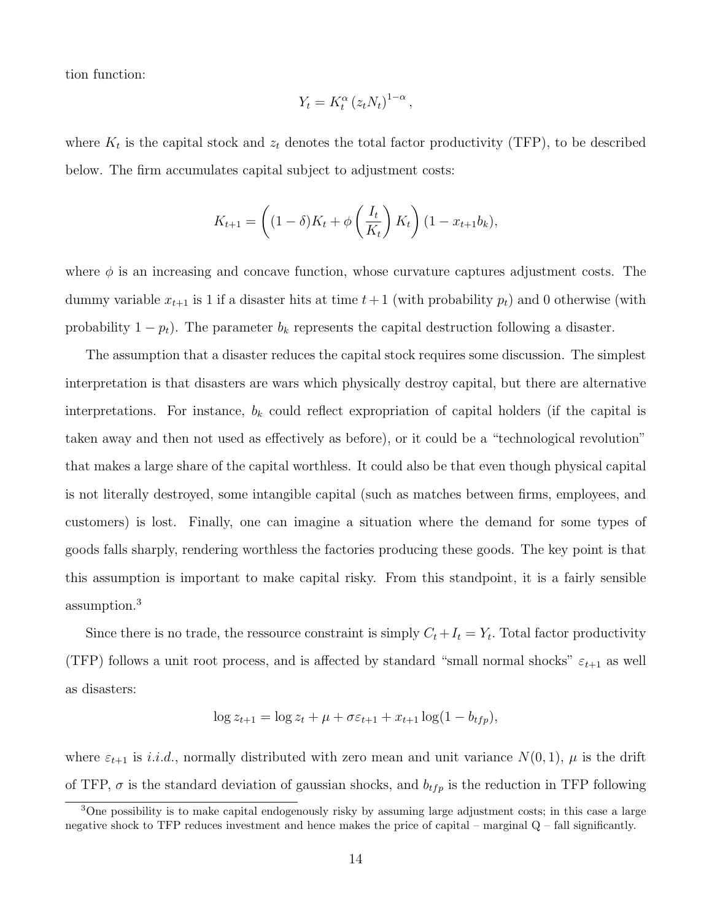tion function:

$$Y_t = K_t^{\alpha} \left(z_t N_t\right)^{1-\alpha},$$

where $K_t$ is the capital stock and $z_t$ denotes the total factor productivity (TFP), to be described below. The firm accumulates capital subject to adjustment costs:

$$K_{t+1} = \left((1-\delta)K_t + \phi\left(\frac{I_t}{K_t}\right)K_t\right)(1 - x_{t+1}b_k),$$

where $\phi$ is an increasing and concave function, whose curvature captures adjustment costs. The dummy variable $x_{t+1}$ is 1 if a disaster hits at time $t+1$ (with probability $p_t$) and 0 otherwise (with probability $1-p_t$). The parameter $b_k$ represents the capital destruction following a disaster.

The assumption that a disaster reduces the capital stock requires some discussion. The simplest interpretation is that disasters are wars which physically destroy capital, but there are alternative interpretations. For instance, $b_k$ could reflect expropriation of capital holders (if the capital is taken away and then not used as effectively as before), or it could be a "technological revolution" that makes a large share of the capital worthless. It could also be that even though physical capital is not literally destroyed, some intangible capital (such as matches between firms, employees, and customers) is lost. Finally, one can imagine a situation where the demand for some types of goods falls sharply, rendering worthless the factories producing these goods. The key point is that this assumption is important to make capital risky. From this standpoint, it is a fairly sensible assumption.[3]

Since there is no trade, the ressource constraint is simply $C_t + I_t = Y_t$. Total factor productivity (TFP) follows a unit root process, and is affected by standard "small normal shocks" $\varepsilon_{t+1}$ as well as disasters:

$$\log z_{t+1} = \log z_t + \mu + \sigma\varepsilon_{t+1} + x_{t+1}\log(1 - b_{tfp}),$$

where $\varepsilon_{t+1}$ is *i.i.d.*, normally distributed with zero mean and unit variance $N(0,1)$, $\mu$ is the drift of TFP, $\sigma$ is the standard deviation of gaussian shocks, and $b_{tfp}$ is the reduction in TFP following

[3]One possibility is to make capital endogenously risky by assuming large adjustment costs; in this case a large negative shock to TFP reduces investment and hence makes the price of capital – marginal Q – fall significantly.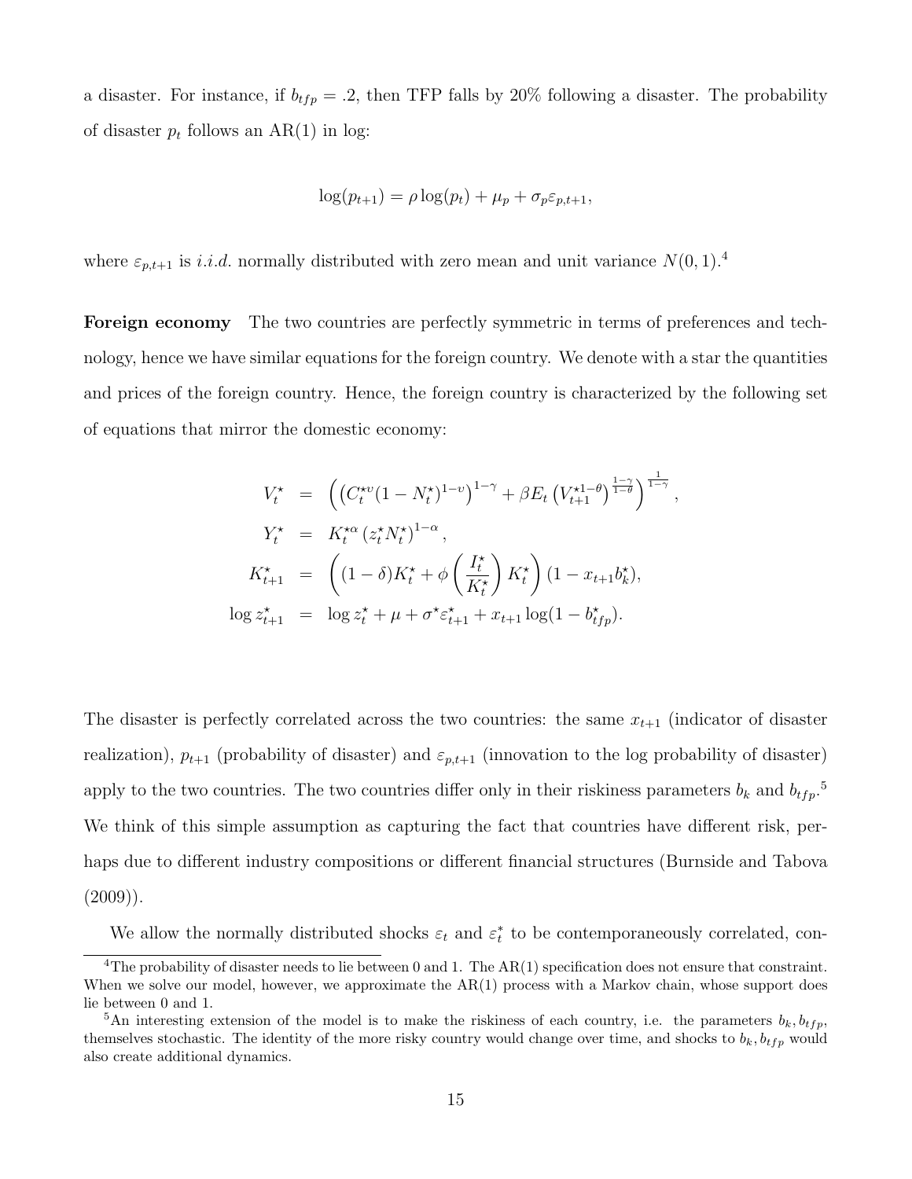a disaster. For instance, if $b_{tfp} = .2$, then TFP falls by 20% following a disaster. The probability of disaster $p_t$ follows an AR(1) in log:

$$\log(p_{t+1}) = \rho \log(p_t) + \mu_p + \sigma_p \varepsilon_{p,t+1},$$

where $\varepsilon_{p,t+1}$ is *i.i.d.* normally distributed with zero mean and unit variance $N(0,1)$.[4]

**Foreign economy** The two countries are perfectly symmetric in terms of preferences and technology, hence we have similar equations for the foreign country. We denote with a star the quantities and prices of the foreign country. Hence, the foreign country is characterized by the following set of equations that mirror the domestic economy:

$$\begin{aligned}
V_t^\star &= \left( \left( C_t^{\star\upsilon} (1 - N_t^\star)^{1-\upsilon} \right)^{1-\gamma} + \beta E_t \left( V_{t+1}^{\star 1-\theta} \right)^{\frac{1-\gamma}{1-\theta}} \right)^{\frac{1}{1-\gamma}}, \\
Y_t^\star &= K_t^{\star\alpha} \left( z_t^\star N_t^\star \right)^{1-\alpha}, \\
K_{t+1}^\star &= \left( (1-\delta) K_t^\star + \phi\left( \frac{I_t^\star}{K_t^\star} \right) K_t^\star \right) (1 - x_{t+1} b_k^\star), \\
\log z_{t+1}^\star &= \log z_t^\star + \mu + \sigma^\star \varepsilon_{t+1}^\star + x_{t+1} \log(1 - b_{tfp}^\star).
\end{aligned}$$

The disaster is perfectly correlated across the two countries: the same $x_{t+1}$ (indicator of disaster realization), $p_{t+1}$ (probability of disaster) and $\varepsilon_{p,t+1}$ (innovation to the log probability of disaster) apply to the two countries. The two countries differ only in their riskiness parameters $b_k$ and $b_{tfp}$.[5] We think of this simple assumption as capturing the fact that countries have different risk, perhaps due to different industry compositions or different financial structures (Burnside and Tabova (2009)).

We allow the normally distributed shocks $\varepsilon_t$ and $\varepsilon_t^*$ to be contemporaneously correlated, con-

[4]The probability of disaster needs to lie between 0 and 1. The AR(1) specification does not ensure that constraint. When we solve our model, however, we approximate the AR(1) process with a Markov chain, whose support does lie between 0 and 1.

[5]An interesting extension of the model is to make the riskiness of each country, i.e. the parameters $b_k, b_{tfp}$, themselves stochastic. The identity of the more risky country would change over time, and shocks to $b_k, b_{tfp}$ would also create additional dynamics.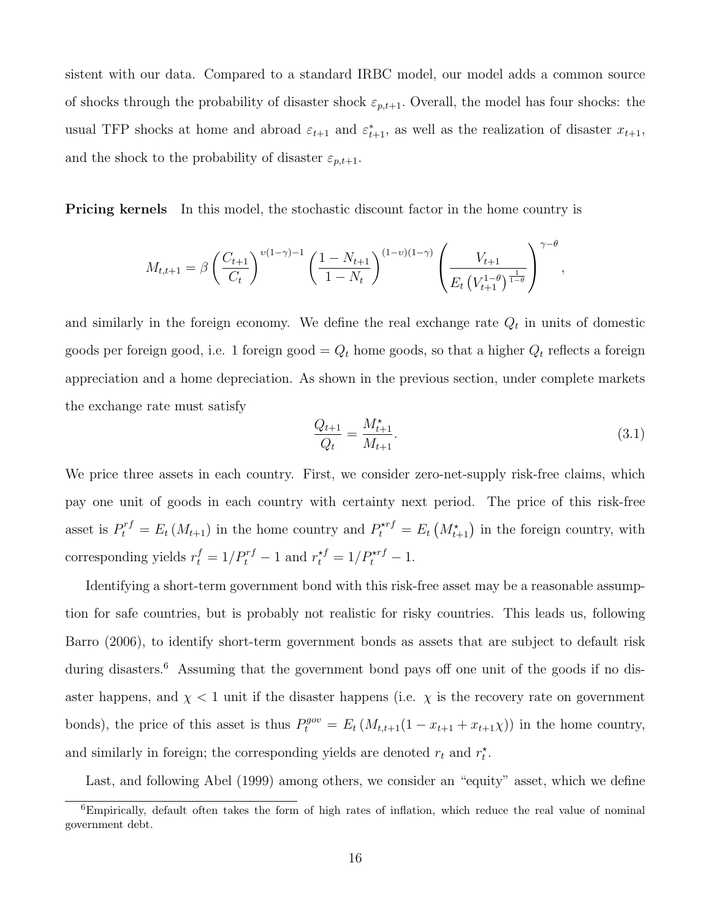sistent with our data. Compared to a standard IRBC model, our model adds a common source of shocks through the probability of disaster shock $\varepsilon_{p,t+1}$. Overall, the model has four shocks: the usual TFP shocks at home and abroad $\varepsilon_{t+1}$ and $\varepsilon^{*}_{t+1}$, as well as the realization of disaster $x_{t+1}$, and the shock to the probability of disaster $\varepsilon_{p,t+1}$.

**Pricing kernels** In this model, the stochastic discount factor in the home country is

$$M_{t,t+1} = \beta \left( \frac{C_{t+1}}{C_t} \right)^{\upsilon(1-\gamma)-1} \left( \frac{1 - N_{t+1}}{1 - N_t} \right)^{(1-\upsilon)(1-\gamma)} \left( \frac{V_{t+1}}{E_t \left( V_{t+1}^{1-\theta} \right)^{\frac{1}{1-\theta}}} \right)^{\gamma - \theta},$$

and similarly in the foreign economy. We define the real exchange rate $Q_t$ in units of domestic goods per foreign good, i.e. 1 foreign good = $Q_t$ home goods, so that a higher $Q_t$ reflects a foreign appreciation and a home depreciation. As shown in the previous section, under complete markets the exchange rate must satisfy

$$\frac{Q_{t+1}}{Q_t} = \frac{M^{\star}_{t+1}}{M_{t+1}}. \tag{3.1}$$

We price three assets in each country. First, we consider zero-net-supply risk-free claims, which pay one unit of goods in each country with certainty next period. The price of this risk-free asset is $P_t^{rf} = E_t \left( M_{t+1} \right)$ in the home country and $P_t^{\star rf} = E_t \left( M^{\star}_{t+1} \right)$ in the foreign country, with corresponding yields $r_t^f = 1/P_t^{rf} - 1$ and $r_t^{\star f} = 1/P_t^{\star rf} - 1$.

Identifying a short-term government bond with this risk-free asset may be a reasonable assumption for safe countries, but is probably not realistic for risky countries. This leads us, following Barro (2006), to identify short-term government bonds as assets that are subject to default risk during disasters.[6] Assuming that the government bond pays off one unit of the goods if no disaster happens, and $\chi < 1$ unit if the disaster happens (i.e. $\chi$ is the recovery rate on government bonds), the price of this asset is thus $P_t^{gov} = E_t \left( M_{t,t+1}(1 - x_{t+1} + x_{t+1}\chi) \right)$ in the home country, and similarly in foreign; the corresponding yields are denoted $r_t$ and $r_t^{\star}$.

Last, and following Abel (1999) among others, we consider an "equity" asset, which we define

[6] Empirically, default often takes the form of high rates of inflation, which reduce the real value of nominal government debt.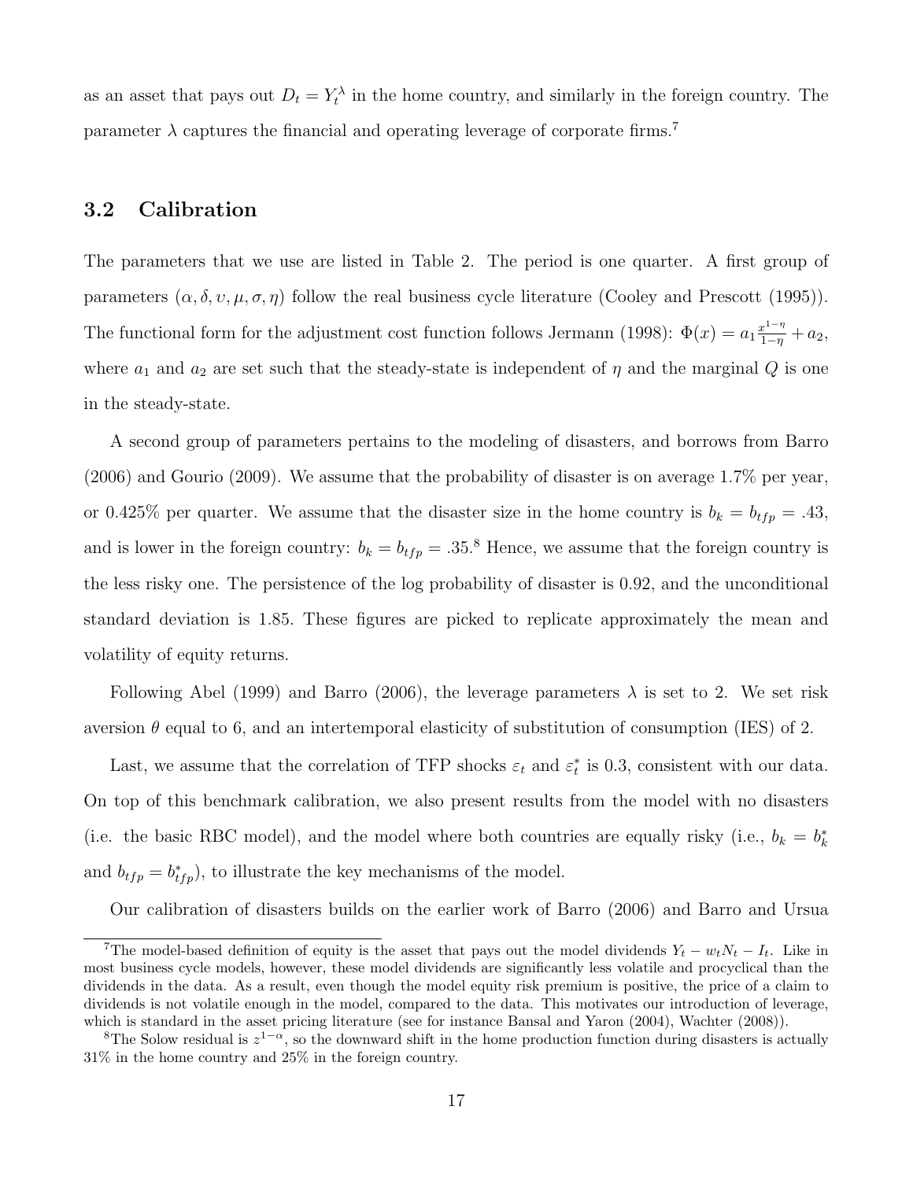as an asset that pays out $D_t = Y_t^{\lambda}$ in the home country, and similarly in the foreign country. The parameter $\lambda$ captures the financial and operating leverage of corporate firms.[7]

### 3.2 Calibration

The parameters that we use are listed in Table 2. The period is one quarter. A first group of parameters $(\alpha, \delta, \upsilon, \mu, \sigma, \eta)$ follow the real business cycle literature (Cooley and Prescott (1995)). The functional form for the adjustment cost function follows Jermann (1998): $\Phi(x) = a_1 \frac{x^{1-\eta}}{1-\eta} + a_2$, where $a_1$ and $a_2$ are set such that the steady-state is independent of $\eta$ and the marginal $Q$ is one in the steady-state.

A second group of parameters pertains to the modeling of disasters, and borrows from Barro (2006) and Gourio (2009). We assume that the probability of disaster is on average 1.7% per year, or 0.425% per quarter. We assume that the disaster size in the home country is $b_k = b_{tfp} = .43$, and is lower in the foreign country: $b_k = b_{tfp} = .35$.[8] Hence, we assume that the foreign country is the less risky one. The persistence of the log probability of disaster is 0.92, and the unconditional standard deviation is 1.85. These figures are picked to replicate approximately the mean and volatility of equity returns.

Following Abel (1999) and Barro (2006), the leverage parameters $\lambda$ is set to 2. We set risk aversion $\theta$ equal to 6, and an intertemporal elasticity of substitution of consumption (IES) of 2.

Last, we assume that the correlation of TFP shocks $\varepsilon_t$ and $\varepsilon_t^*$ is 0.3, consistent with our data. On top of this benchmark calibration, we also present results from the model with no disasters (i.e. the basic RBC model), and the model where both countries are equally risky (i.e., $b_k = b_k^*$ and $b_{tfp} = b_{tfp}^*$), to illustrate the key mechanisms of the model.

Our calibration of disasters builds on the earlier work of Barro (2006) and Barro and Ursua

[7] The model-based definition of equity is the asset that pays out the model dividends $Y_t - w_t N_t - I_t$. Like in most business cycle models, however, these model dividends are significantly less volatile and procyclical than the dividends in the data. As a result, even though the model equity risk premium is positive, the price of a claim to dividends is not volatile enough in the model, compared to the data. This motivates our introduction of leverage, which is standard in the asset pricing literature (see for instance Bansal and Yaron (2004), Wachter (2008)).

[8] The Solow residual is $z^{1-\alpha}$, so the downward shift in the home production function during disasters is actually 31% in the home country and 25% in the foreign country.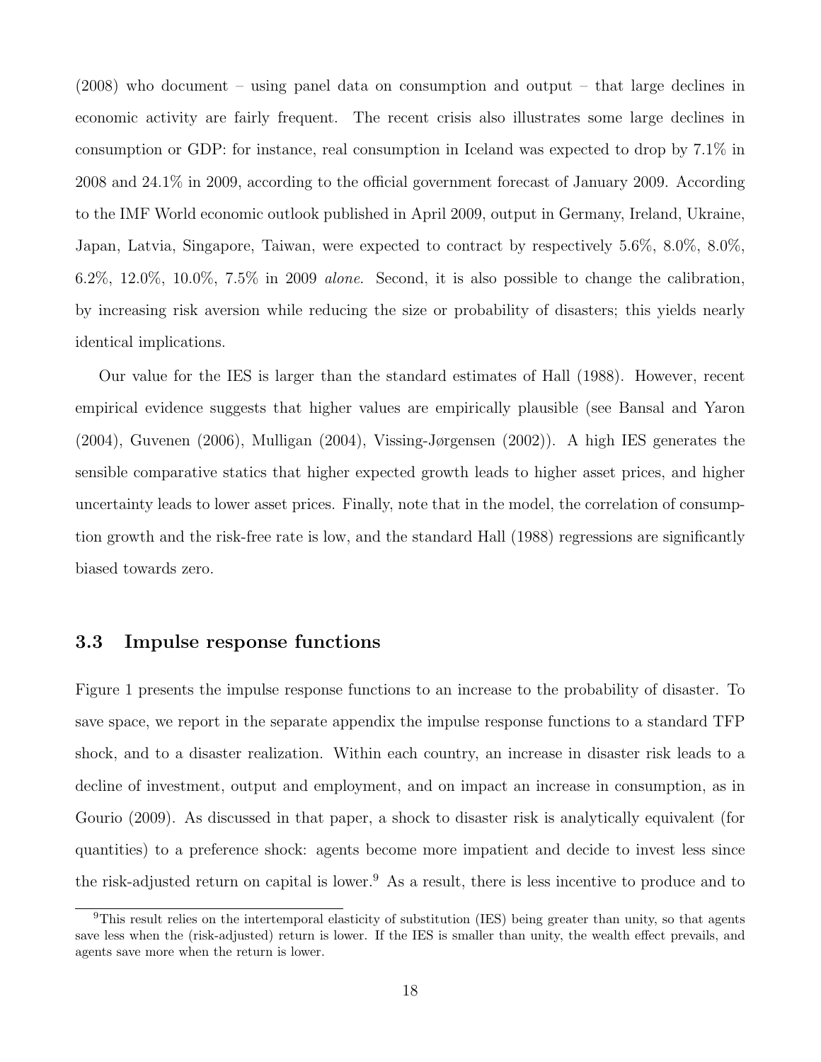(2008) who document – using panel data on consumption and output – that large declines in economic activity are fairly frequent. The recent crisis also illustrates some large declines in consumption or GDP: for instance, real consumption in Iceland was expected to drop by 7.1% in 2008 and 24.1% in 2009, according to the official government forecast of January 2009. According to the IMF World economic outlook published in April 2009, output in Germany, Ireland, Ukraine, Japan, Latvia, Singapore, Taiwan, were expected to contract by respectively 5.6%, 8.0%, 8.0%, 6.2%, 12.0%, 10.0%, 7.5% in 2009 *alone*. Second, it is also possible to change the calibration, by increasing risk aversion while reducing the size or probability of disasters; this yields nearly identical implications.

Our value for the IES is larger than the standard estimates of Hall (1988). However, recent empirical evidence suggests that higher values are empirically plausible (see Bansal and Yaron (2004), Guvenen (2006), Mulligan (2004), Vissing-Jørgensen (2002)). A high IES generates the sensible comparative statics that higher expected growth leads to higher asset prices, and higher uncertainty leads to lower asset prices. Finally, note that in the model, the correlation of consumption growth and the risk-free rate is low, and the standard Hall (1988) regressions are significantly biased towards zero.

### 3.3 Impulse response functions

Figure 1 presents the impulse response functions to an increase to the probability of disaster. To save space, we report in the separate appendix the impulse response functions to a standard TFP shock, and to a disaster realization. Within each country, an increase in disaster risk leads to a decline of investment, output and employment, and on impact an increase in consumption, as in Gourio (2009). As discussed in that paper, a shock to disaster risk is analytically equivalent (for quantities) to a preference shock: agents become more impatient and decide to invest less since the risk-adjusted return on capital is lower.[9] As a result, there is less incentive to produce and to

[9] This result relies on the intertemporal elasticity of substitution (IES) being greater than unity, so that agents save less when the (risk-adjusted) return is lower. If the IES is smaller than unity, the wealth effect prevails, and agents save more when the return is lower.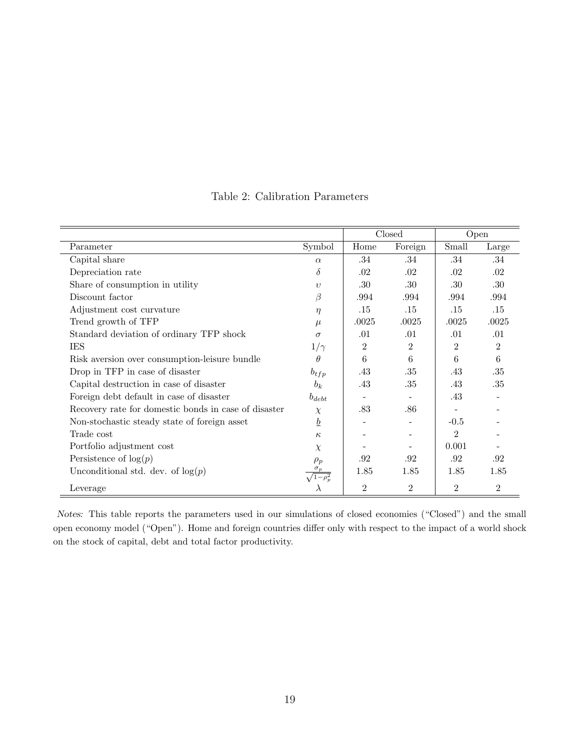Table 2: Calibration Parameters

| | | Closed | | Open | |
|---|---|---|---|---|---|
| Parameter | Symbol | Home | Foreign | Small | Large |
| Capital share | $\alpha$ | .34 | .34 | .34 | .34 |
| Depreciation rate | $\delta$ | .02 | .02 | .02 | .02 |
| Share of consumption in utility | $\upsilon$ | .30 | .30 | .30 | .30 |
| Discount factor | $\beta$ | .994 | .994 | .994 | .994 |
| Adjustment cost curvature | $\eta$ | .15 | .15 | .15 | .15 |
| Trend growth of TFP | $\mu$ | .0025 | .0025 | .0025 | .0025 |
| Standard deviation of ordinary TFP shock | $\sigma$ | .01 | .01 | .01 | .01 |
| IES | $1/\gamma$ | 2 | 2 | 2 | 2 |
| Risk aversion over consumption-leisure bundle | $\theta$ | 6 | 6 | 6 | 6 |
| Drop in TFP in case of disaster | $b_{tfp}$ | .43 | .35 | .43 | .35 |
| Capital destruction in case of disaster | $b_k$ | .43 | .35 | .43 | .35 |
| Foreign debt default in case of disaster | $b_{debt}$ | - | - | .43 | - |
| Recovery rate for domestic bonds in case of disaster | $\chi$ | .83 | .86 | - | - |
| Non-stochastic steady state of foreign asset | $\underline{b}$ | - | - | -0.5 | - |
| Trade cost | $\kappa$ | - | - | 2 | - |
| Portfolio adjustment cost | $\chi$ | - | - | 0.001 | - |
| Persistence of $\log(p)$ | $\rho_p$ | .92 | .92 | .92 | .92 |
| Unconditional std. dev. of $\log(p)$ | $\frac{\sigma_p}{\sqrt{1-\rho_p^2}}$ | 1.85 | 1.85 | 1.85 | 1.85 |
| Leverage | $\lambda$ | 2 | 2 | 2 | 2 |

*Notes:* This table reports the parameters used in our simulations of closed economies ("Closed") and the small open economy model ("Open"). Home and foreign countries differ only with respect to the impact of a world shock on the stock of capital, debt and total factor productivity.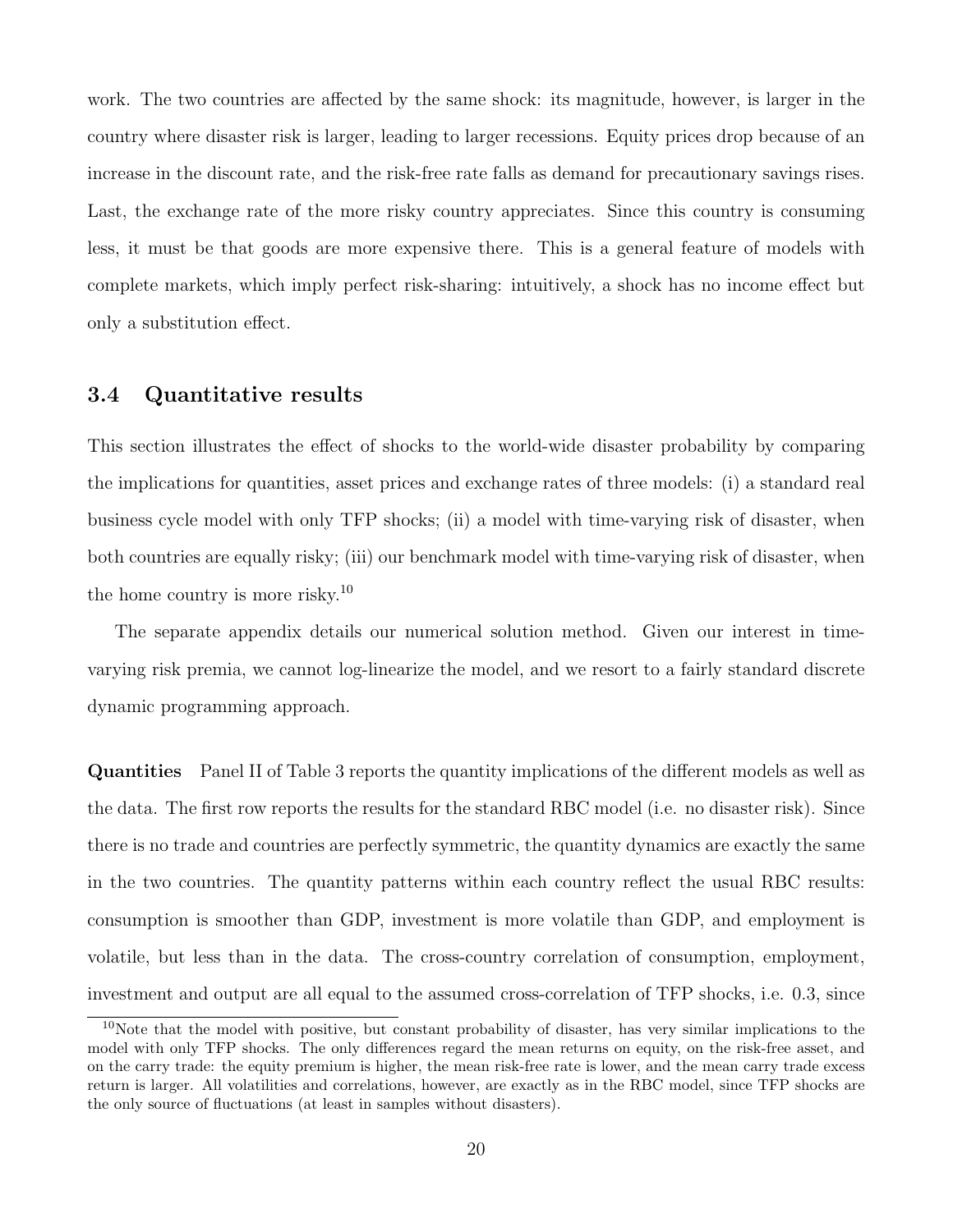work. The two countries are affected by the same shock: its magnitude, however, is larger in the country where disaster risk is larger, leading to larger recessions. Equity prices drop because of an increase in the discount rate, and the risk-free rate falls as demand for precautionary savings rises. Last, the exchange rate of the more risky country appreciates. Since this country is consuming less, it must be that goods are more expensive there. This is a general feature of models with complete markets, which imply perfect risk-sharing: intuitively, a shock has no income effect but only a substitution effect.

### 3.4 Quantitative results

This section illustrates the effect of shocks to the world-wide disaster probability by comparing the implications for quantities, asset prices and exchange rates of three models: (i) a standard real business cycle model with only TFP shocks; (ii) a model with time-varying risk of disaster, when both countries are equally risky; (iii) our benchmark model with time-varying risk of disaster, when the home country is more risky.[10]

The separate appendix details our numerical solution method. Given our interest in time-varying risk premia, we cannot log-linearize the model, and we resort to a fairly standard discrete dynamic programming approach.

**Quantities** Panel II of Table 3 reports the quantity implications of the different models as well as the data. The first row reports the results for the standard RBC model (i.e. no disaster risk). Since there is no trade and countries are perfectly symmetric, the quantity dynamics are exactly the same in the two countries. The quantity patterns within each country reflect the usual RBC results: consumption is smoother than GDP, investment is more volatile than GDP, and employment is volatile, but less than in the data. The cross-country correlation of consumption, employment, investment and output are all equal to the assumed cross-correlation of TFP shocks, i.e. 0.3, since

[10]Note that the model with positive, but constant probability of disaster, has very similar implications to the model with only TFP shocks. The only differences regard the mean returns on equity, on the risk-free asset, and on the carry trade: the equity premium is higher, the mean risk-free rate is lower, and the mean carry trade excess return is larger. All volatilities and correlations, however, are exactly as in the RBC model, since TFP shocks are the only source of fluctuations (at least in samples without disasters).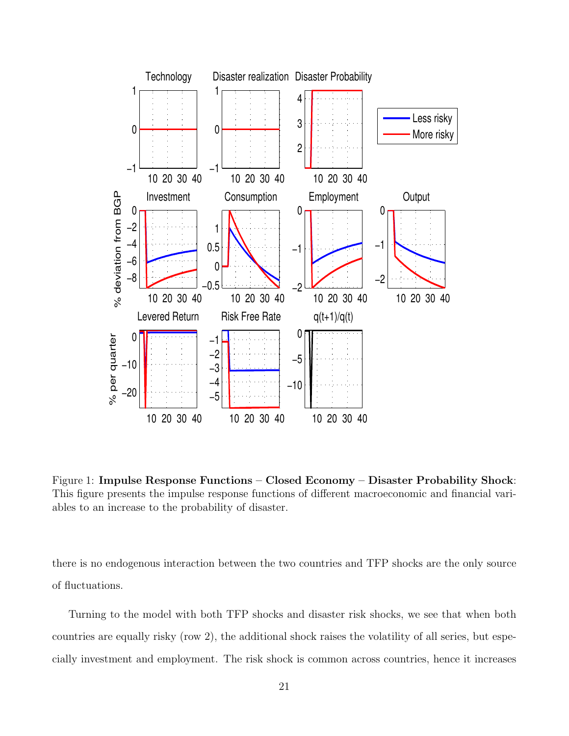Figure 1: **Impulse Response Functions – Closed Economy – Disaster Probability Shock**: This figure presents the impulse response functions of different macroeconomic and financial variables to an increase to the probability of disaster.

there is no endogenous interaction between the two countries and TFP shocks are the only source of fluctuations.

Turning to the model with both TFP shocks and disaster risk shocks, we see that when both countries are equally risky (row 2), the additional shock raises the volatility of all series, but especially investment and employment. The risk shock is common across countries, hence it increases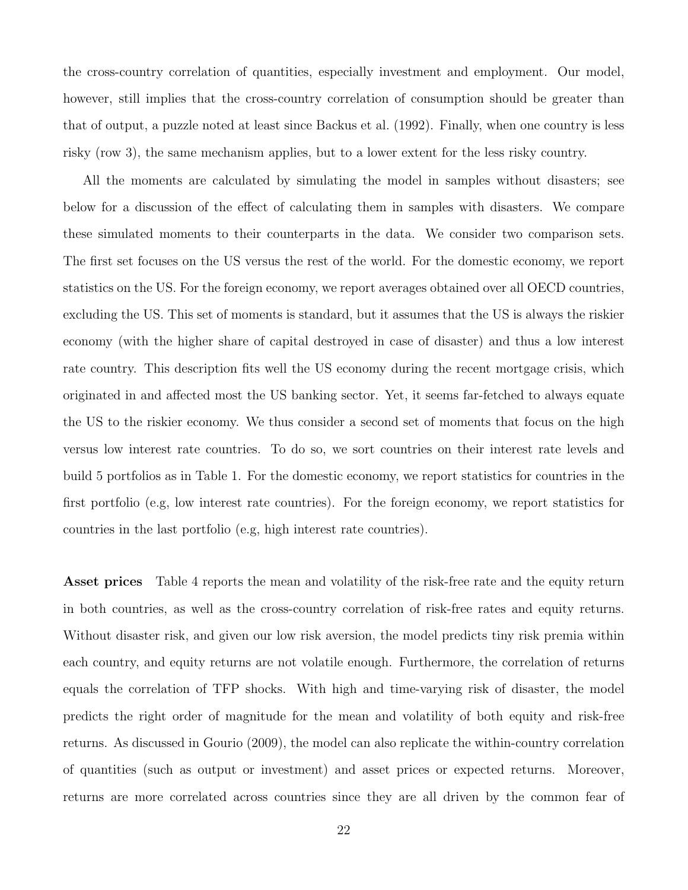the cross-country correlation of quantities, especially investment and employment. Our model, however, still implies that the cross-country correlation of consumption should be greater than that of output, a puzzle noted at least since Backus et al. (1992). Finally, when one country is less risky (row 3), the same mechanism applies, but to a lower extent for the less risky country.

All the moments are calculated by simulating the model in samples without disasters; see below for a discussion of the effect of calculating them in samples with disasters. We compare these simulated moments to their counterparts in the data. We consider two comparison sets. The first set focuses on the US versus the rest of the world. For the domestic economy, we report statistics on the US. For the foreign economy, we report averages obtained over all OECD countries, excluding the US. This set of moments is standard, but it assumes that the US is always the riskier economy (with the higher share of capital destroyed in case of disaster) and thus a low interest rate country. This description fits well the US economy during the recent mortgage crisis, which originated in and affected most the US banking sector. Yet, it seems far-fetched to always equate the US to the riskier economy. We thus consider a second set of moments that focus on the high versus low interest rate countries. To do so, we sort countries on their interest rate levels and build 5 portfolios as in Table 1. For the domestic economy, we report statistics for countries in the first portfolio (e.g, low interest rate countries). For the foreign economy, we report statistics for countries in the last portfolio (e.g, high interest rate countries).

**Asset prices** Table 4 reports the mean and volatility of the risk-free rate and the equity return in both countries, as well as the cross-country correlation of risk-free rates and equity returns. Without disaster risk, and given our low risk aversion, the model predicts tiny risk premia within each country, and equity returns are not volatile enough. Furthermore, the correlation of returns equals the correlation of TFP shocks. With high and time-varying risk of disaster, the model predicts the right order of magnitude for the mean and volatility of both equity and risk-free returns. As discussed in Gourio (2009), the model can also replicate the within-country correlation of quantities (such as output or investment) and asset prices or expected returns. Moreover, returns are more correlated across countries since they are all driven by the common fear of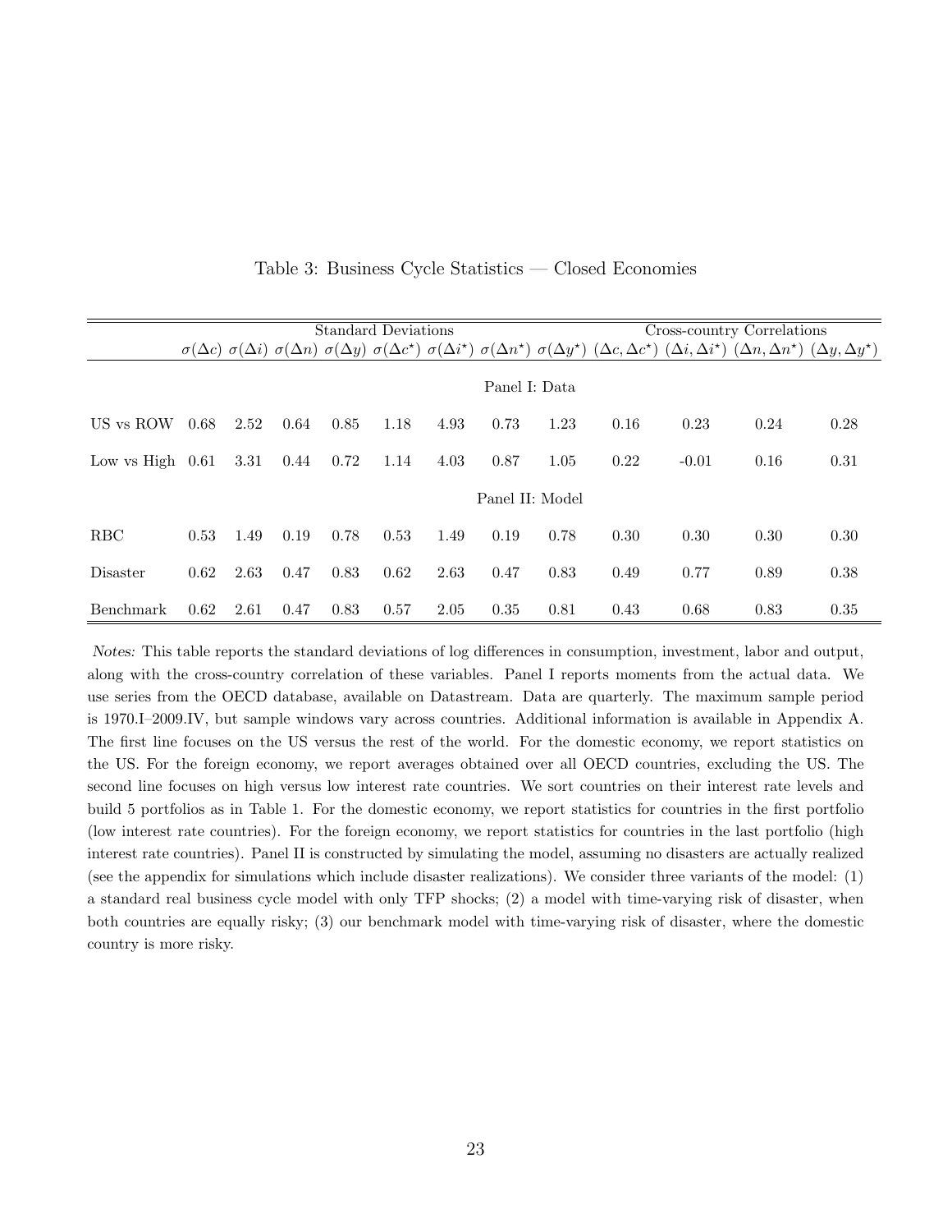Table 3: Business Cycle Statistics — Closed Economies

| | Standard Deviations | | | | | | | | Cross-country Correlations | | | |
|---|---|---|---|---|---|---|---|---|---|---|---|---|
| | $\sigma(\Delta c)$ | $\sigma(\Delta i)$ | $\sigma(\Delta n)$ | $\sigma(\Delta y)$ | $\sigma(\Delta c^{\star})$ | $\sigma(\Delta i^{\star})$ | $\sigma(\Delta n^{\star})$ | $\sigma(\Delta y^{\star})$ | $(\Delta c, \Delta c^{\star})$ | $(\Delta i, \Delta i^{\star})$ | $(\Delta n, \Delta n^{\star})$ | $(\Delta y, \Delta y^{\star})$ |
| | | | | | | | Panel I: Data | | | | | |
| US vs ROW | 0.68 | 2.52 | 0.64 | 0.85 | 1.18 | 4.93 | 0.73 | 1.23 | 0.16 | 0.23 | 0.24 | 0.28 |
| Low vs High | 0.61 | 3.31 | 0.44 | 0.72 | 1.14 | 4.03 | 0.87 | 1.05 | 0.22 | -0.01 | 0.16 | 0.31 |
| | | | | | | | Panel II: Model | | | | | |
| RBC | 0.53 | 1.49 | 0.19 | 0.78 | 0.53 | 1.49 | 0.19 | 0.78 | 0.30 | 0.30 | 0.30 | 0.30 |
| Disaster | 0.62 | 2.63 | 0.47 | 0.83 | 0.62 | 2.63 | 0.47 | 0.83 | 0.49 | 0.77 | 0.89 | 0.38 |
| Benchmark | 0.62 | 2.61 | 0.47 | 0.83 | 0.57 | 2.05 | 0.35 | 0.81 | 0.43 | 0.68 | 0.83 | 0.35 |

*Notes:* This table reports the standard deviations of log differences in consumption, investment, labor and output, along with the cross-country correlation of these variables. Panel I reports moments from the actual data. We use series from the OECD database, available on Datastream. Data are quarterly. The maximum sample period is 1970.I–2009.IV, but sample windows vary across countries. Additional information is available in Appendix A. The first line focuses on the US versus the rest of the world. For the domestic economy, we report statistics on the US. For the foreign economy, we report averages obtained over all OECD countries, excluding the US. The second line focuses on high versus low interest rate countries. We sort countries on their interest rate levels and build 5 portfolios as in Table 1. For the domestic economy, we report statistics for countries in the first portfolio (low interest rate countries). For the foreign economy, we report statistics for countries in the last portfolio (high interest rate countries). Panel II is constructed by simulating the model, assuming no disasters are actually realized (see the appendix for simulations which include disaster realizations). We consider three variants of the model: (1) a standard real business cycle model with only TFP shocks; (2) a model with time-varying risk of disaster, when both countries are equally risky; (3) our benchmark model with time-varying risk of disaster, where the domestic country is more risky.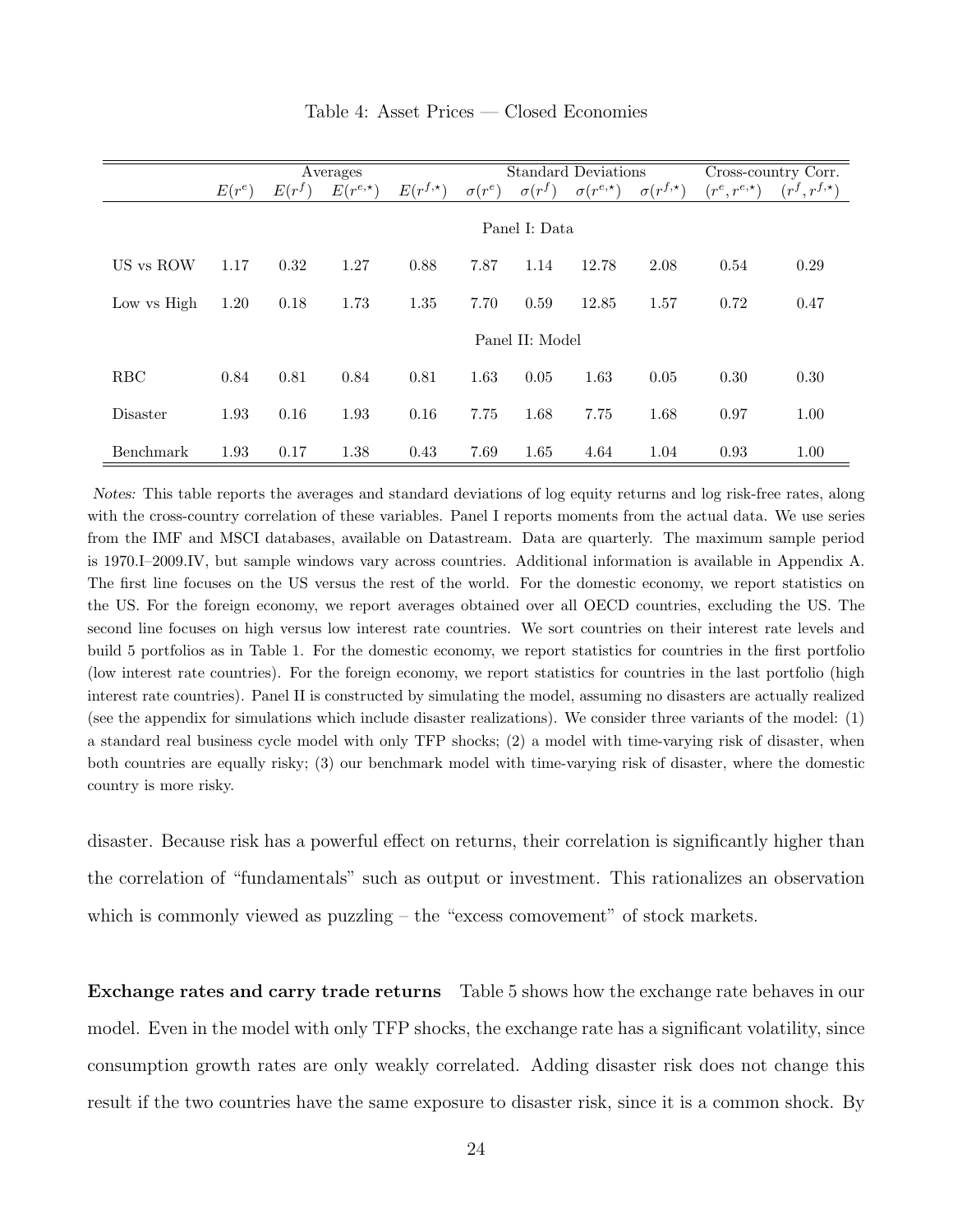Table 4: Asset Prices — Closed Economies

| | Averages | | | | Standard Deviations | | | | Cross-country Corr. | |
|---|---|---|---|---|---|---|---|---|---|---|
| | $E(r^e)$ | $E(r^f)$ | $E(r^{e,\star})$ | $E(r^{f,\star})$ | $\sigma(r^e)$ | $\sigma(r^f)$ | $\sigma(r^{e,\star})$ | $\sigma(r^{f,\star})$ | $(r^e, r^{e,\star})$ | $(r^f, r^{f,\star})$ |
| | | | | | Panel I: Data | | | | | |
| US vs ROW | 1.17 | 0.32 | 1.27 | 0.88 | 7.87 | 1.14 | 12.78 | 2.08 | 0.54 | 0.29 |
| Low vs High | 1.20 | 0.18 | 1.73 | 1.35 | 7.70 | 0.59 | 12.85 | 1.57 | 0.72 | 0.47 |
| | | | | | Panel II: Model | | | | | |
| RBC | 0.84 | 0.81 | 0.84 | 0.81 | 1.63 | 0.05 | 1.63 | 0.05 | 0.30 | 0.30 |
| Disaster | 1.93 | 0.16 | 1.93 | 0.16 | 7.75 | 1.68 | 7.75 | 1.68 | 0.97 | 1.00 |
| Benchmark | 1.93 | 0.17 | 1.38 | 0.43 | 7.69 | 1.65 | 4.64 | 1.04 | 0.93 | 1.00 |

*Notes:* This table reports the averages and standard deviations of log equity returns and log risk-free rates, along with the cross-country correlation of these variables. Panel I reports moments from the actual data. We use series from the IMF and MSCI databases, available on Datastream. Data are quarterly. The maximum sample period is 1970.I–2009.IV, but sample windows vary across countries. Additional information is available in Appendix A. The first line focuses on the US versus the rest of the world. For the domestic economy, we report statistics on the US. For the foreign economy, we report averages obtained over all OECD countries, excluding the US. The second line focuses on high versus low interest rate countries. We sort countries on their interest rate levels and build 5 portfolios as in Table 1. For the domestic economy, we report statistics for countries in the first portfolio (low interest rate countries). For the foreign economy, we report statistics for countries in the last portfolio (high interest rate countries). Panel II is constructed by simulating the model, assuming no disasters are actually realized (see the appendix for simulations which include disaster realizations). We consider three variants of the model: (1) a standard real business cycle model with only TFP shocks; (2) a model with time-varying risk of disaster, when both countries are equally risky; (3) our benchmark model with time-varying risk of disaster, where the domestic country is more risky.

disaster. Because risk has a powerful effect on returns, their correlation is significantly higher than the correlation of "fundamentals" such as output or investment. This rationalizes an observation which is commonly viewed as puzzling – the "excess comovement" of stock markets.

**Exchange rates and carry trade returns** Table 5 shows how the exchange rate behaves in our model. Even in the model with only TFP shocks, the exchange rate has a significant volatility, since consumption growth rates are only weakly correlated. Adding disaster risk does not change this result if the two countries have the same exposure to disaster risk, since it is a common shock. By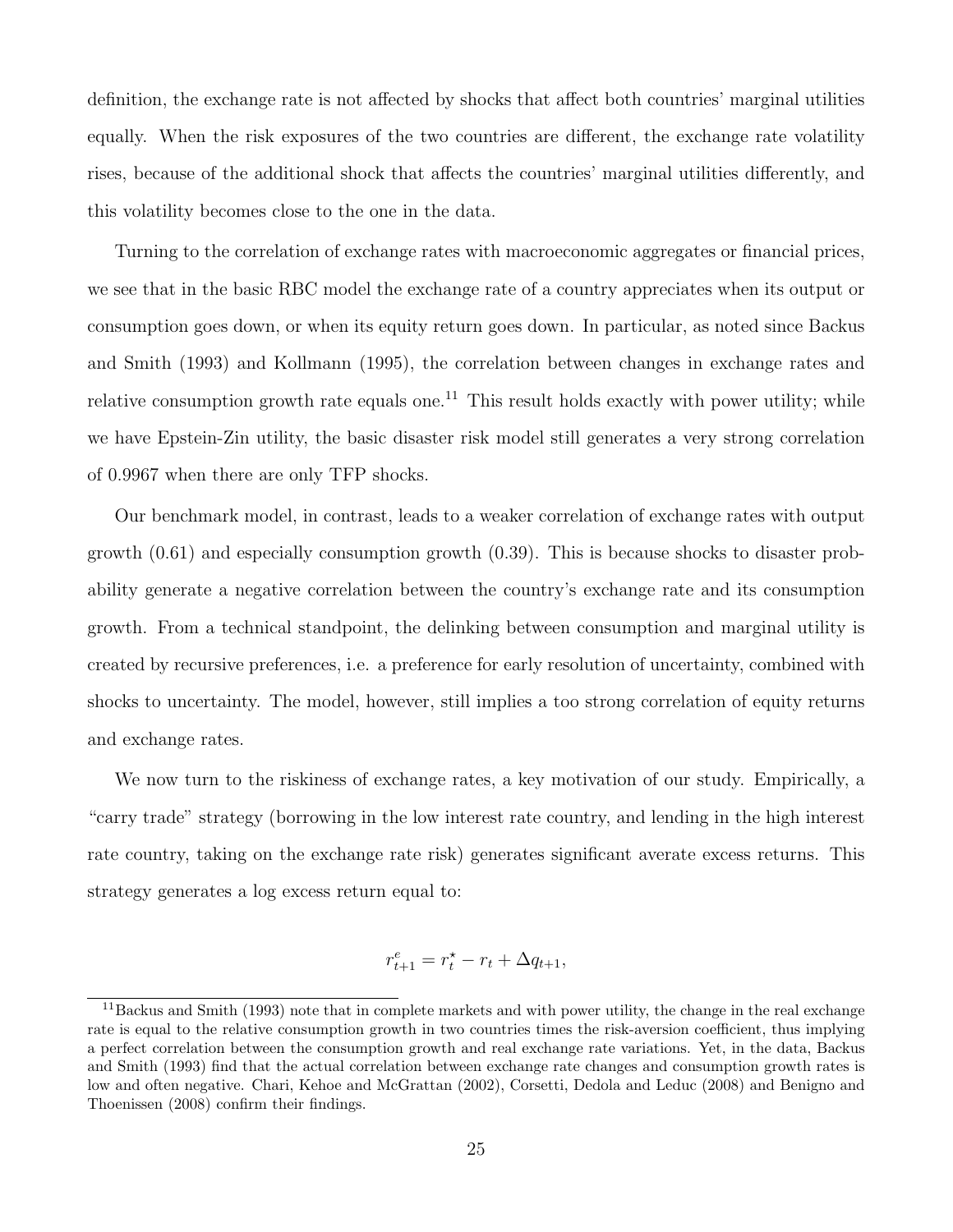definition, the exchange rate is not affected by shocks that affect both countries' marginal utilities equally. When the risk exposures of the two countries are different, the exchange rate volatility rises, because of the additional shock that affects the countries' marginal utilities differently, and this volatility becomes close to the one in the data.

Turning to the correlation of exchange rates with macroeconomic aggregates or financial prices, we see that in the basic RBC model the exchange rate of a country appreciates when its output or consumption goes down, or when its equity return goes down. In particular, as noted since Backus and Smith (1993) and Kollmann (1995), the correlation between changes in exchange rates and relative consumption growth rate equals one.[11] This result holds exactly with power utility; while we have Epstein-Zin utility, the basic disaster risk model still generates a very strong correlation of 0.9967 when there are only TFP shocks.

Our benchmark model, in contrast, leads to a weaker correlation of exchange rates with output growth (0.61) and especially consumption growth (0.39). This is because shocks to disaster probability generate a negative correlation between the country's exchange rate and its consumption growth. From a technical standpoint, the delinking between consumption and marginal utility is created by recursive preferences, i.e. a preference for early resolution of uncertainty, combined with shocks to uncertainty. The model, however, still implies a too strong correlation of equity returns and exchange rates.

We now turn to the riskiness of exchange rates, a key motivation of our study. Empirically, a "carry trade" strategy (borrowing in the low interest rate country, and lending in the high interest rate country, taking on the exchange rate risk) generates significant averate excess returns. This strategy generates a log excess return equal to:

$$r^e_{t+1} = r^\star_t - r_t + \Delta q_{t+1},$$

[11] Backus and Smith (1993) note that in complete markets and with power utility, the change in the real exchange rate is equal to the relative consumption growth in two countries times the risk-aversion coefficient, thus implying a perfect correlation between the consumption growth and real exchange rate variations. Yet, in the data, Backus and Smith (1993) find that the actual correlation between exchange rate changes and consumption growth rates is low and often negative. Chari, Kehoe and McGrattan (2002), Corsetti, Dedola and Leduc (2008) and Benigno and Thoenissen (2008) confirm their findings.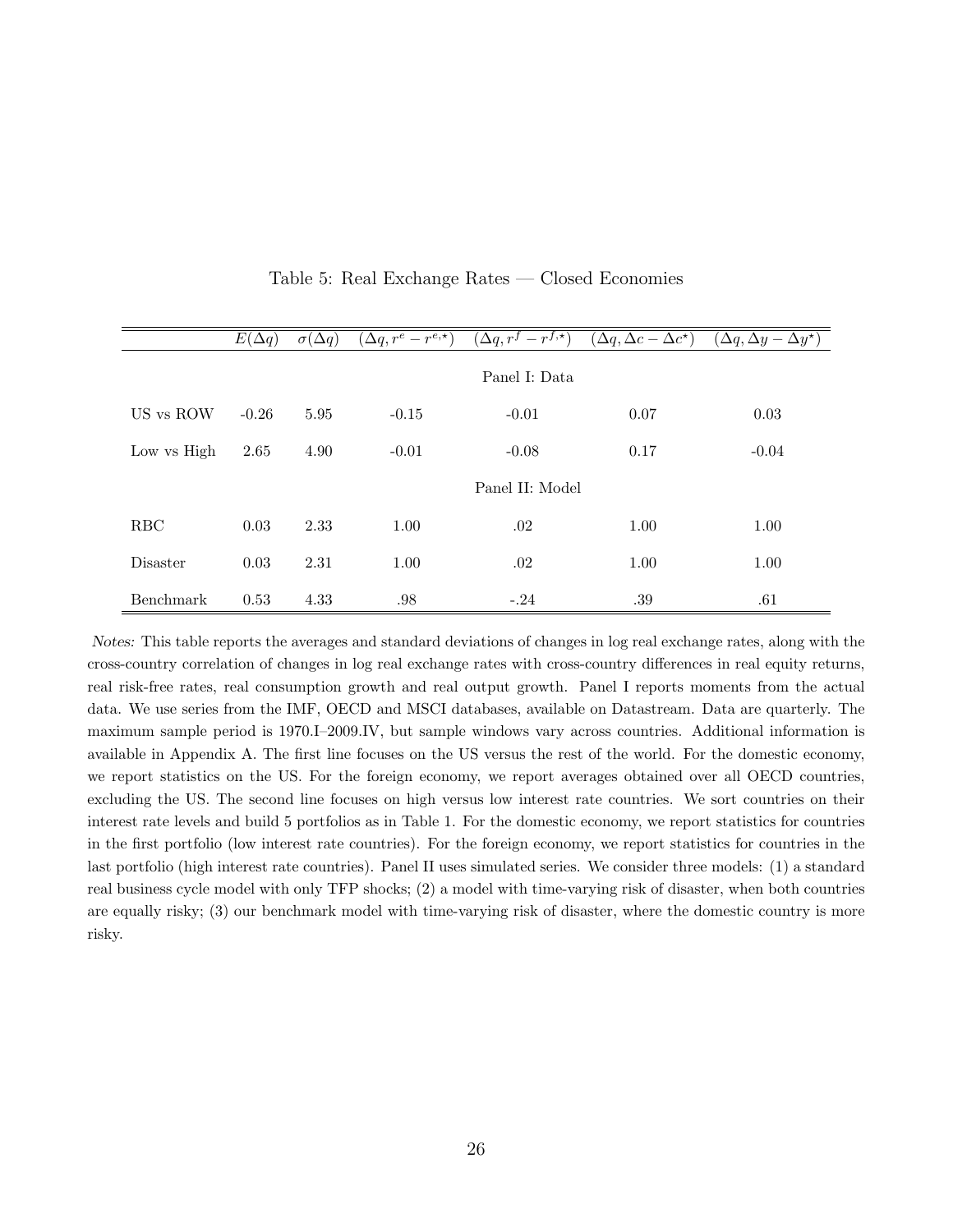Table 5: Real Exchange Rates — Closed Economies

| | $E(\Delta q)$ | $\sigma(\Delta q)$ | $(\Delta q, r^e - r^{e,\star})$ | $(\Delta q, r^f - r^{f,\star})$ | $(\Delta q, \Delta c - \Delta c^{\star})$ | $(\Delta q, \Delta y - \Delta y^{\star})$ |
|---|---|---|---|---|---|---|
| | | | | Panel I: Data | | |
| US vs ROW | -0.26 | 5.95 | -0.15 | -0.01 | 0.07 | 0.03 |
| Low vs High | 2.65 | 4.90 | -0.01 | -0.08 | 0.17 | -0.04 |
| | | | | Panel II: Model | | |
| RBC | 0.03 | 2.33 | 1.00 | .02 | 1.00 | 1.00 |
| Disaster | 0.03 | 2.31 | 1.00 | .02 | 1.00 | 1.00 |
| Benchmark | 0.53 | 4.33 | .98 | -.24 | .39 | .61 |

*Notes:* This table reports the averages and standard deviations of changes in log real exchange rates, along with the cross-country correlation of changes in log real exchange rates with cross-country differences in real equity returns, real risk-free rates, real consumption growth and real output growth. Panel I reports moments from the actual data. We use series from the IMF, OECD and MSCI databases, available on Datastream. Data are quarterly. The maximum sample period is 1970.I–2009.IV, but sample windows vary across countries. Additional information is available in Appendix A. The first line focuses on the US versus the rest of the world. For the domestic economy, we report statistics on the US. For the foreign economy, we report averages obtained over all OECD countries, excluding the US. The second line focuses on high versus low interest rate countries. We sort countries on their interest rate levels and build 5 portfolios as in Table 1. For the domestic economy, we report statistics for countries in the first portfolio (low interest rate countries). For the foreign economy, we report statistics for countries in the last portfolio (high interest rate countries). Panel II uses simulated series. We consider three models: (1) a standard real business cycle model with only TFP shocks; (2) a model with time-varying risk of disaster, when both countries are equally risky; (3) our benchmark model with time-varying risk of disaster, where the domestic country is more risky.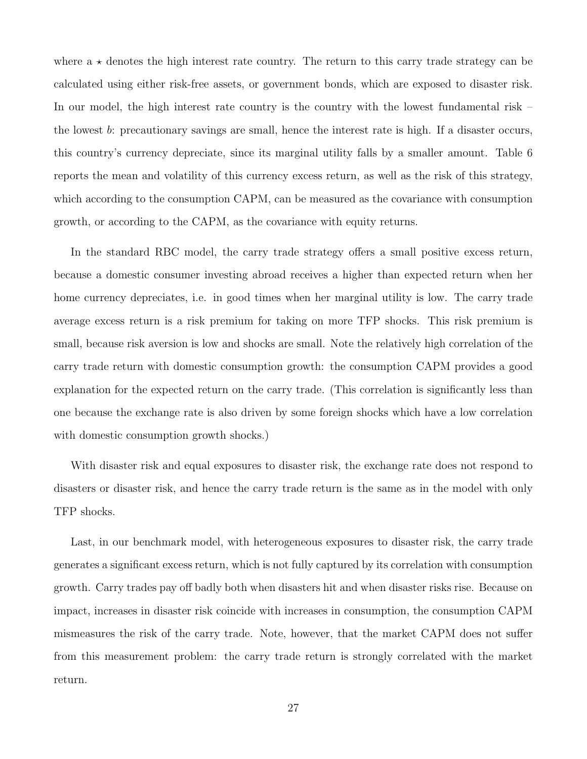where a $\star$ denotes the high interest rate country. The return to this carry trade strategy can be calculated using either risk-free assets, or government bonds, which are exposed to disaster risk. In our model, the high interest rate country is the country with the lowest fundamental risk – the lowest $b$: precautionary savings are small, hence the interest rate is high. If a disaster occurs, this country's currency depreciate, since its marginal utility falls by a smaller amount. Table 6 reports the mean and volatility of this currency excess return, as well as the risk of this strategy, which according to the consumption CAPM, can be measured as the covariance with consumption growth, or according to the CAPM, as the covariance with equity returns.

In the standard RBC model, the carry trade strategy offers a small positive excess return, because a domestic consumer investing abroad receives a higher than expected return when her home currency depreciates, i.e. in good times when her marginal utility is low. The carry trade average excess return is a risk premium for taking on more TFP shocks. This risk premium is small, because risk aversion is low and shocks are small. Note the relatively high correlation of the carry trade return with domestic consumption growth: the consumption CAPM provides a good explanation for the expected return on the carry trade. (This correlation is significantly less than one because the exchange rate is also driven by some foreign shocks which have a low correlation with domestic consumption growth shocks.)

With disaster risk and equal exposures to disaster risk, the exchange rate does not respond to disasters or disaster risk, and hence the carry trade return is the same as in the model with only TFP shocks.

Last, in our benchmark model, with heterogeneous exposures to disaster risk, the carry trade generates a significant excess return, which is not fully captured by its correlation with consumption growth. Carry trades pay off badly both when disasters hit and when disaster risks rise. Because on impact, increases in disaster risk coincide with increases in consumption, the consumption CAPM mismeasures the risk of the carry trade. Note, however, that the market CAPM does not suffer from this measurement problem: the carry trade return is strongly correlated with the market return.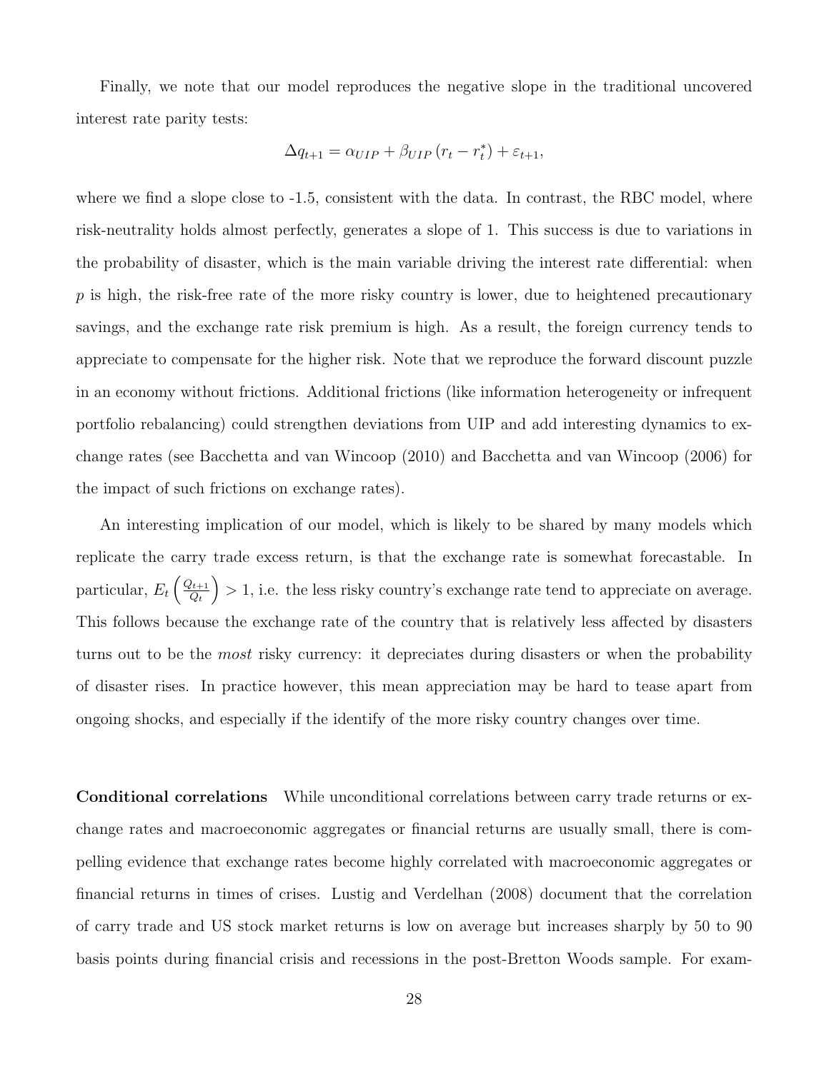Finally, we note that our model reproduces the negative slope in the traditional uncovered interest rate parity tests:

$$\Delta q_{t+1} = \alpha_{UIP} + \beta_{UIP} \left( r_t - r_t^* \right) + \varepsilon_{t+1},$$

where we find a slope close to -1.5, consistent with the data. In contrast, the RBC model, where risk-neutrality holds almost perfectly, generates a slope of 1. This success is due to variations in the probability of disaster, which is the main variable driving the interest rate differential: when $p$ is high, the risk-free rate of the more risky country is lower, due to heightened precautionary savings, and the exchange rate risk premium is high. As a result, the foreign currency tends to appreciate to compensate for the higher risk. Note that we reproduce the forward discount puzzle in an economy without frictions. Additional frictions (like information heterogeneity or infrequent portfolio rebalancing) could strengthen deviations from UIP and add interesting dynamics to exchange rates (see Bacchetta and van Wincoop (2010) and Bacchetta and van Wincoop (2006) for the impact of such frictions on exchange rates).

An interesting implication of our model, which is likely to be shared by many models which replicate the carry trade excess return, is that the exchange rate is somewhat forecastable. In particular, $E_t \left( \frac{Q_{t+1}}{Q_t} \right) > 1$, i.e. the less risky country's exchange rate tend to appreciate on average. This follows because the exchange rate of the country that is relatively less affected by disasters turns out to be the *most* risky currency: it depreciates during disasters or when the probability of disaster rises. In practice however, this mean appreciation may be hard to tease apart from ongoing shocks, and especially if the identify of the more risky country changes over time.

**Conditional correlations** While unconditional correlations between carry trade returns or exchange rates and macroeconomic aggregates or financial returns are usually small, there is compelling evidence that exchange rates become highly correlated with macroeconomic aggregates or financial returns in times of crises. Lustig and Verdelhan (2008) document that the correlation of carry trade and US stock market returns is low on average but increases sharply by 50 to 90 basis points during financial crisis and recessions in the post-Bretton Woods sample. For exam-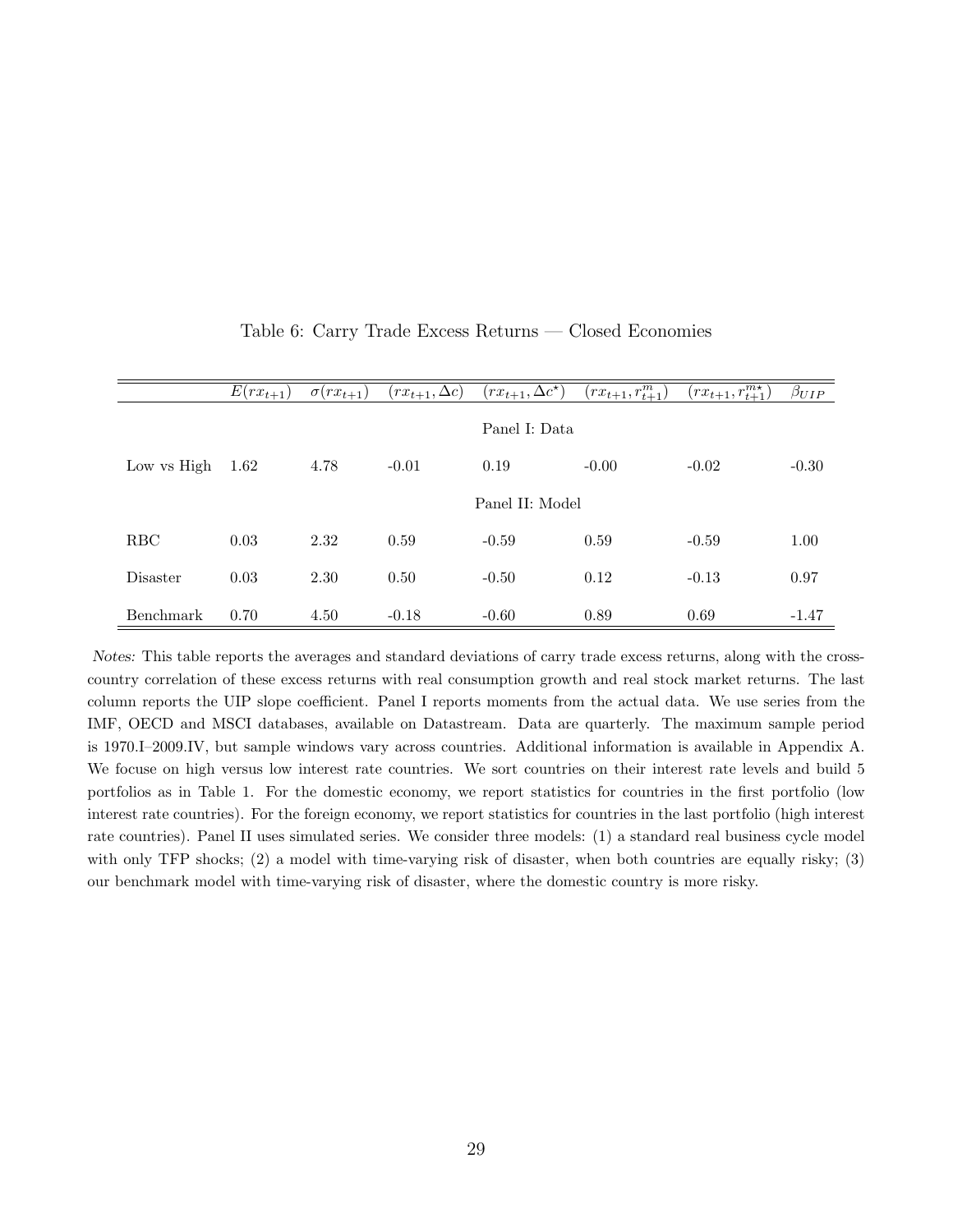Table 6: Carry Trade Excess Returns — Closed Economies

| | $E(rx_{t+1})$ | $\sigma(rx_{t+1})$ | $(rx_{t+1}, \Delta c)$ | $(rx_{t+1}, \Delta c^{\star})$ | $(rx_{t+1}, r^{m}_{t+1})$ | $(rx_{t+1}, r^{m\star}_{t+1})$ | $\beta_{UIP}$ |
|---|---|---|---|---|---|---|---|
| | | | | Panel I: Data | | | |
| Low vs High | 1.62 | 4.78 | -0.01 | 0.19 | -0.00 | -0.02 | -0.30 |
| | | | | Panel II: Model | | | |
| RBC | 0.03 | 2.32 | 0.59 | -0.59 | 0.59 | -0.59 | 1.00 |
| Disaster | 0.03 | 2.30 | 0.50 | -0.50 | 0.12 | -0.13 | 0.97 |
| Benchmark | 0.70 | 4.50 | -0.18 | -0.60 | 0.89 | 0.69 | -1.47 |

*Notes:* This table reports the averages and standard deviations of carry trade excess returns, along with the cross-country correlation of these excess returns with real consumption growth and real stock market returns. The last column reports the UIP slope coefficient. Panel I reports moments from the actual data. We use series from the IMF, OECD and MSCI databases, available on Datastream. Data are quarterly. The maximum sample period is 1970.I–2009.IV, but sample windows vary across countries. Additional information is available in Appendix A. We focuse on high versus low interest rate countries. We sort countries on their interest rate levels and build 5 portfolios as in Table 1. For the domestic economy, we report statistics for countries in the first portfolio (low interest rate countries). For the foreign economy, we report statistics for countries in the last portfolio (high interest rate countries). Panel II uses simulated series. We consider three models: (1) a standard real business cycle model with only TFP shocks; (2) a model with time-varying risk of disaster, when both countries are equally risky; (3) our benchmark model with time-varying risk of disaster, where the domestic country is more risky.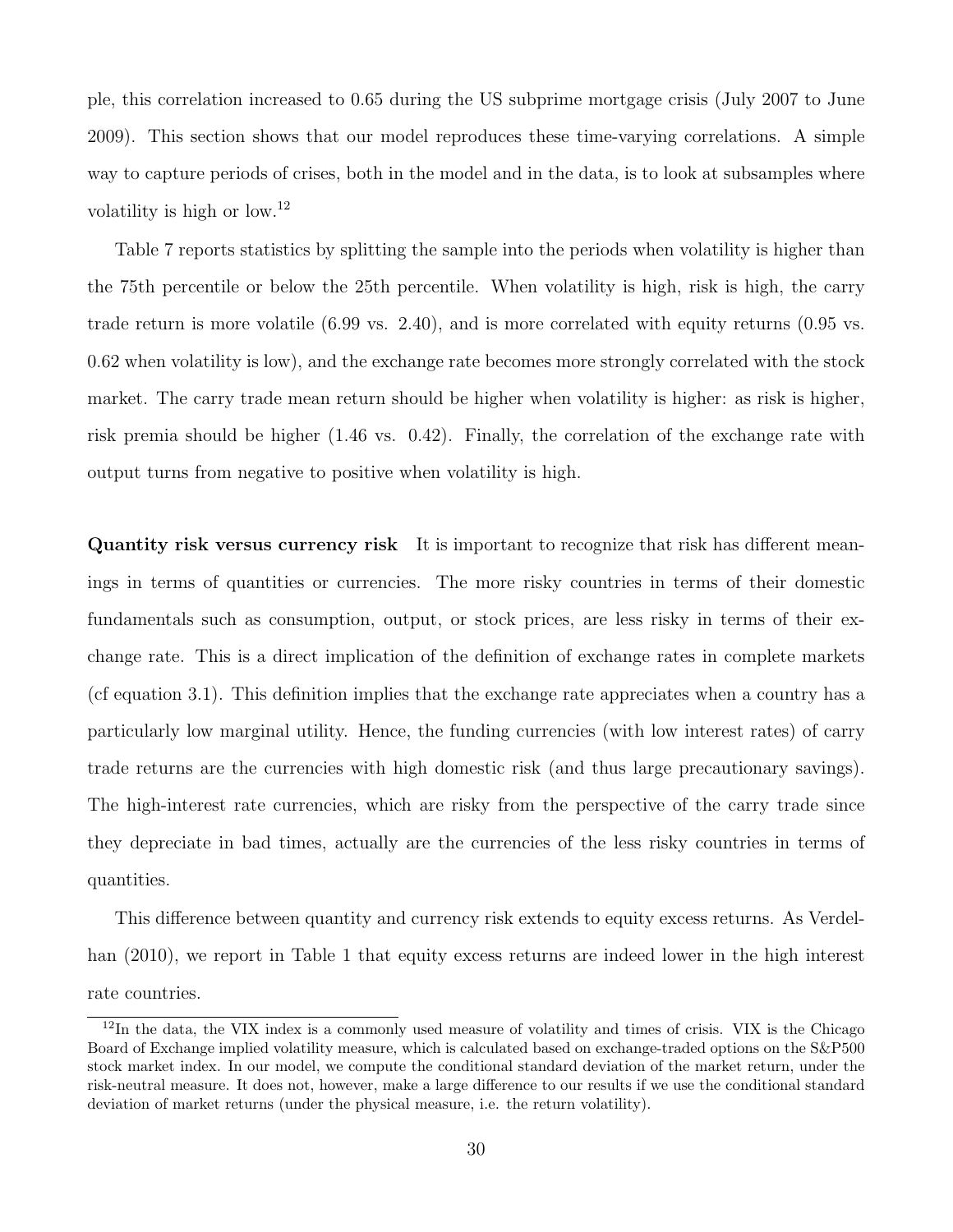ple, this correlation increased to 0.65 during the US subprime mortgage crisis (July 2007 to June 2009). This section shows that our model reproduces these time-varying correlations. A simple way to capture periods of crises, both in the model and in the data, is to look at subsamples where volatility is high or low.[12]

Table 7 reports statistics by splitting the sample into the periods when volatility is higher than the 75th percentile or below the 25th percentile. When volatility is high, risk is high, the carry trade return is more volatile (6.99 vs. 2.40), and is more correlated with equity returns (0.95 vs. 0.62 when volatility is low), and the exchange rate becomes more strongly correlated with the stock market. The carry trade mean return should be higher when volatility is higher: as risk is higher, risk premia should be higher (1.46 vs. 0.42). Finally, the correlation of the exchange rate with output turns from negative to positive when volatility is high.

**Quantity risk versus currency risk** It is important to recognize that risk has different meanings in terms of quantities or currencies. The more risky countries in terms of their domestic fundamentals such as consumption, output, or stock prices, are less risky in terms of their exchange rate. This is a direct implication of the definition of exchange rates in complete markets (cf equation 3.1). This definition implies that the exchange rate appreciates when a country has a particularly low marginal utility. Hence, the funding currencies (with low interest rates) of carry trade returns are the currencies with high domestic risk (and thus large precautionary savings). The high-interest rate currencies, which are risky from the perspective of the carry trade since they depreciate in bad times, actually are the currencies of the less risky countries in terms of quantities.

This difference between quantity and currency risk extends to equity excess returns. As Verdelhan (2010), we report in Table 1 that equity excess returns are indeed lower in the high interest rate countries.

[12] In the data, the VIX index is a commonly used measure of volatility and times of crisis. VIX is the Chicago Board of Exchange implied volatility measure, which is calculated based on exchange-traded options on the S&P500 stock market index. In our model, we compute the conditional standard deviation of the market return, under the risk-neutral measure. It does not, however, make a large difference to our results if we use the conditional standard deviation of market returns (under the physical measure, i.e. the return volatility).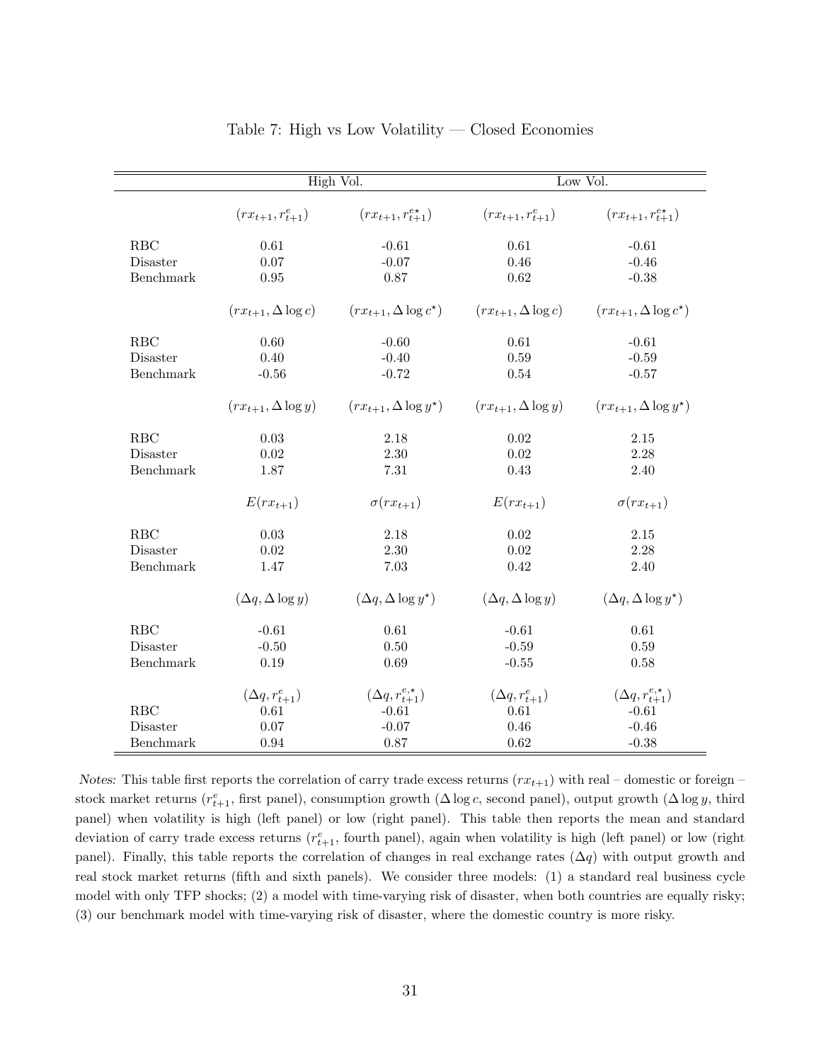Table 7: High vs Low Volatility — Closed Economies

| | High Vol. | | Low Vol. | |
|---|---|---|---|---|
| | $(rx_{t+1}, r^e_{t+1})$ | $(rx_{t+1}, r^{e\star}_{t+1})$ | $(rx_{t+1}, r^e_{t+1})$ | $(rx_{t+1}, r^{e\star}_{t+1})$ |
| RBC | 0.61 | -0.61 | 0.61 | -0.61 |
| Disaster | 0.07 | -0.07 | 0.46 | -0.46 |
| Benchmark | 0.95 | 0.87 | 0.62 | -0.38 |
| | $(rx_{t+1}, \Delta \log c)$ | $(rx_{t+1}, \Delta \log c^\star)$ | $(rx_{t+1}, \Delta \log c)$ | $(rx_{t+1}, \Delta \log c^\star)$ |
| RBC | 0.60 | -0.60 | 0.61 | -0.61 |
| Disaster | 0.40 | -0.40 | 0.59 | -0.59 |
| Benchmark | -0.56 | -0.72 | 0.54 | -0.57 |
| | $(rx_{t+1}, \Delta \log y)$ | $(rx_{t+1}, \Delta \log y^\star)$ | $(rx_{t+1}, \Delta \log y)$ | $(rx_{t+1}, \Delta \log y^\star)$ |
| RBC | 0.03 | 2.18 | 0.02 | 2.15 |
| Disaster | 0.02 | 2.30 | 0.02 | 2.28 |
| Benchmark | 1.87 | 7.31 | 0.43 | 2.40 |
| | $E(rx_{t+1})$ | $\sigma(rx_{t+1})$ | $E(rx_{t+1})$ | $\sigma(rx_{t+1})$ |
| RBC | 0.03 | 2.18 | 0.02 | 2.15 |
| Disaster | 0.02 | 2.30 | 0.02 | 2.28 |
| Benchmark | 1.47 | 7.03 | 0.42 | 2.40 |
| | $(\Delta q, \Delta \log y)$ | $(\Delta q, \Delta \log y^\star)$ | $(\Delta q, \Delta \log y)$ | $(\Delta q, \Delta \log y^\star)$ |
| RBC | -0.61 | 0.61 | -0.61 | 0.61 |
| Disaster | -0.50 | 0.50 | -0.59 | 0.59 |
| Benchmark | 0.19 | 0.69 | -0.55 | 0.58 |
| | $(\Delta q, r^e_{t+1})$ | $(\Delta q, r^{e,\star}_{t+1})$ | $(\Delta q, r^e_{t+1})$ | $(\Delta q, r^{e,\star}_{t+1})$ |
| RBC | 0.61 | -0.61 | 0.61 | -0.61 |
| Disaster | 0.07 | -0.07 | 0.46 | -0.46 |
| Benchmark | 0.94 | 0.87 | 0.62 | -0.38 |

*Notes:* This table first reports the correlation of carry trade excess returns ($rx_{t+1}$) with real – domestic or foreign – stock market returns ($r^e_{t+1}$, first panel), consumption growth ($\Delta \log c$, second panel), output growth ($\Delta \log y$, third panel) when volatility is high (left panel) or low (right panel). This table then reports the mean and standard deviation of carry trade excess returns ($r^e_{t+1}$, fourth panel), again when volatility is high (left panel) or low (right panel). Finally, this table reports the correlation of changes in real exchange rates ($\Delta q$) with output growth and real stock market returns (fifth and sixth panels). We consider three models: (1) a standard real business cycle model with only TFP shocks; (2) a model with time-varying risk of disaster, when both countries are equally risky; (3) our benchmark model with time-varying risk of disaster, where the domestic country is more risky.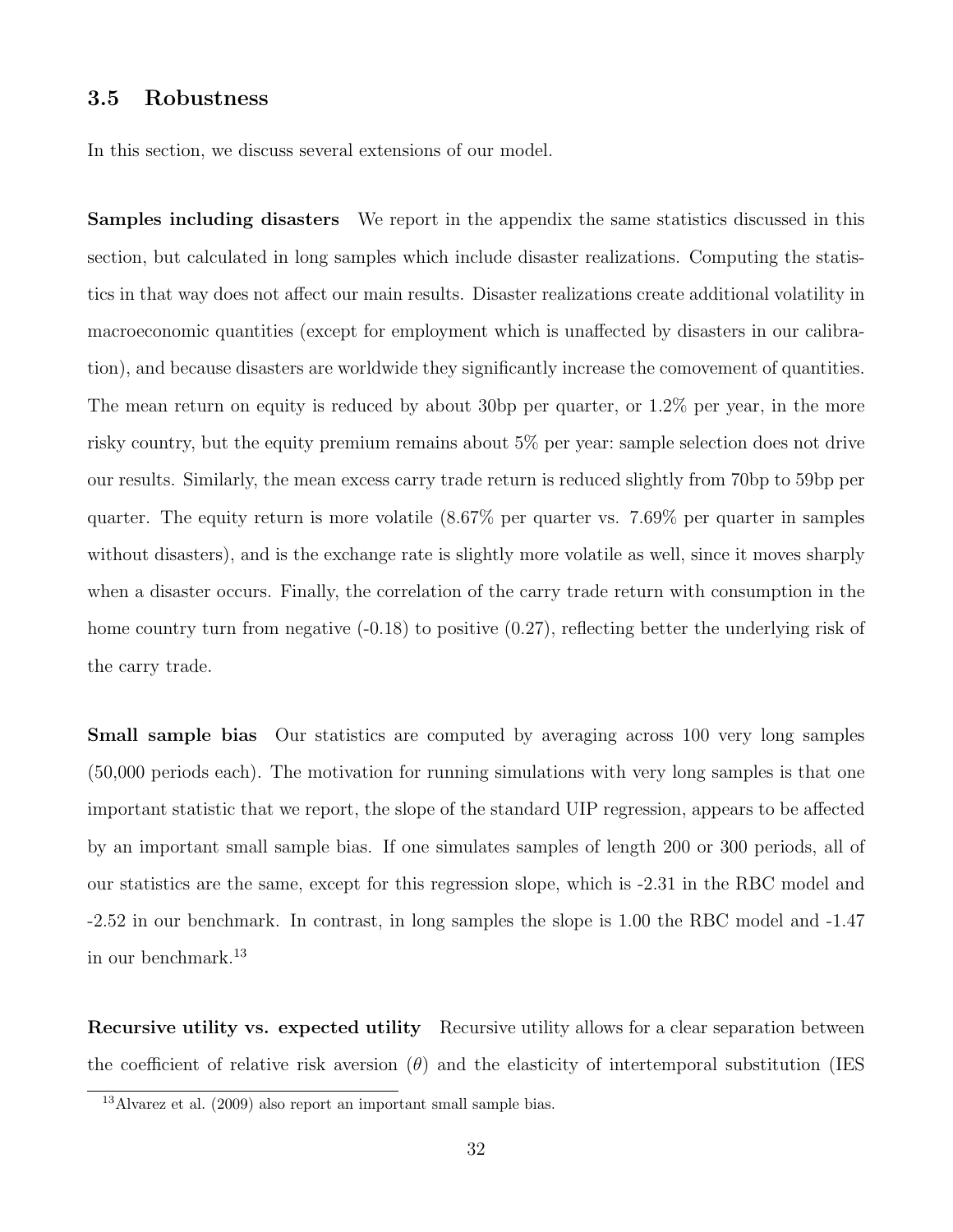### 3.5 Robustness

In this section, we discuss several extensions of our model.

**Samples including disasters** We report in the appendix the same statistics discussed in this section, but calculated in long samples which include disaster realizations. Computing the statistics in that way does not affect our main results. Disaster realizations create additional volatility in macroeconomic quantities (except for employment which is unaffected by disasters in our calibration), and because disasters are worldwide they significantly increase the comovement of quantities. The mean return on equity is reduced by about 30bp per quarter, or 1.2% per year, in the more risky country, but the equity premium remains about 5% per year: sample selection does not drive our results. Similarly, the mean excess carry trade return is reduced slightly from 70bp to 59bp per quarter. The equity return is more volatile (8.67% per quarter vs. 7.69% per quarter in samples without disasters), and is the exchange rate is slightly more volatile as well, since it moves sharply when a disaster occurs. Finally, the correlation of the carry trade return with consumption in the home country turn from negative (-0.18) to positive (0.27), reflecting better the underlying risk of the carry trade.

**Small sample bias** Our statistics are computed by averaging across 100 very long samples (50,000 periods each). The motivation for running simulations with very long samples is that one important statistic that we report, the slope of the standard UIP regression, appears to be affected by an important small sample bias. If one simulates samples of length 200 or 300 periods, all of our statistics are the same, except for this regression slope, which is -2.31 in the RBC model and -2.52 in our benchmark. In contrast, in long samples the slope is 1.00 the RBC model and -1.47 in our benchmark.[13]

**Recursive utility vs. expected utility** Recursive utility allows for a clear separation between the coefficient of relative risk aversion ($\theta$) and the elasticity of intertemporal substitution (IES

[13] Alvarez et al. (2009) also report an important small sample bias.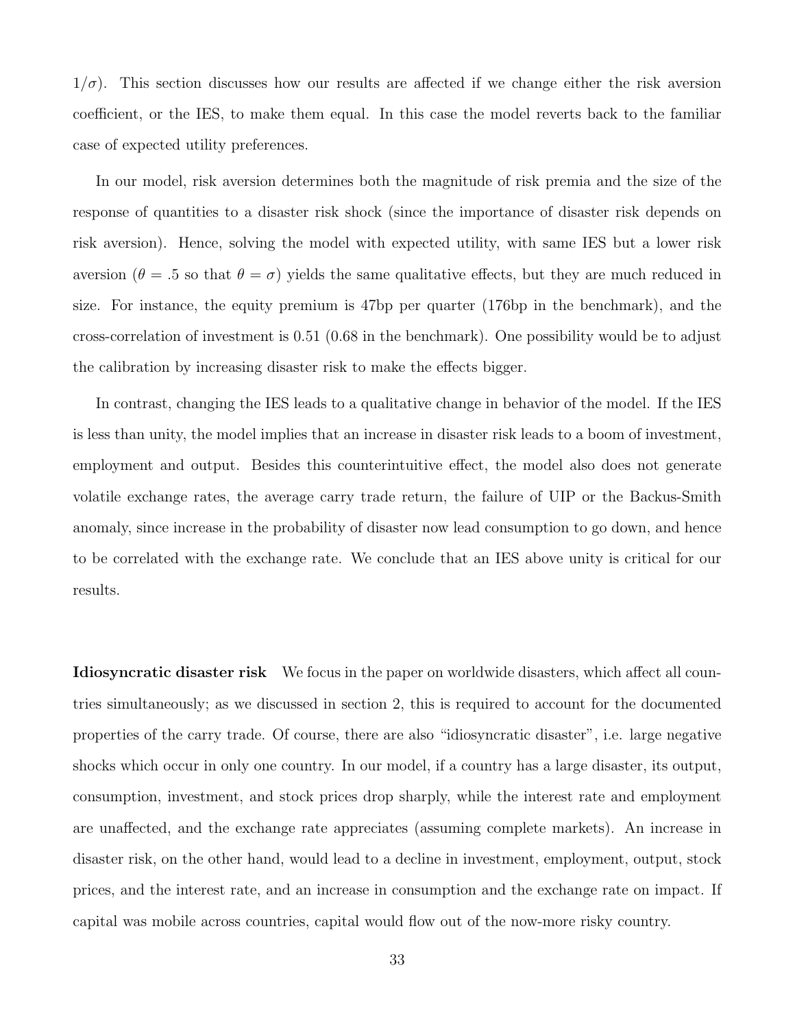$1/\sigma$). This section discusses how our results are affected if we change either the risk aversion coefficient, or the IES, to make them equal. In this case the model reverts back to the familiar case of expected utility preferences.

In our model, risk aversion determines both the magnitude of risk premia and the size of the response of quantities to a disaster risk shock (since the importance of disaster risk depends on risk aversion). Hence, solving the model with expected utility, with same IES but a lower risk aversion ($\theta = .5$ so that $\theta = \sigma$) yields the same qualitative effects, but they are much reduced in size. For instance, the equity premium is 47bp per quarter (176bp in the benchmark), and the cross-correlation of investment is 0.51 (0.68 in the benchmark). One possibility would be to adjust the calibration by increasing disaster risk to make the effects bigger.

In contrast, changing the IES leads to a qualitative change in behavior of the model. If the IES is less than unity, the model implies that an increase in disaster risk leads to a boom of investment, employment and output. Besides this counterintuitive effect, the model also does not generate volatile exchange rates, the average carry trade return, the failure of UIP or the Backus-Smith anomaly, since increase in the probability of disaster now lead consumption to go down, and hence to be correlated with the exchange rate. We conclude that an IES above unity is critical for our results.

**Idiosyncratic disaster risk** We focus in the paper on worldwide disasters, which affect all countries simultaneously; as we discussed in section 2, this is required to account for the documented properties of the carry trade. Of course, there are also "idiosyncratic disaster", i.e. large negative shocks which occur in only one country. In our model, if a country has a large disaster, its output, consumption, investment, and stock prices drop sharply, while the interest rate and employment are unaffected, and the exchange rate appreciates (assuming complete markets). An increase in disaster risk, on the other hand, would lead to a decline in investment, employment, output, stock prices, and the interest rate, and an increase in consumption and the exchange rate on impact. If capital was mobile across countries, capital would flow out of the now-more risky country.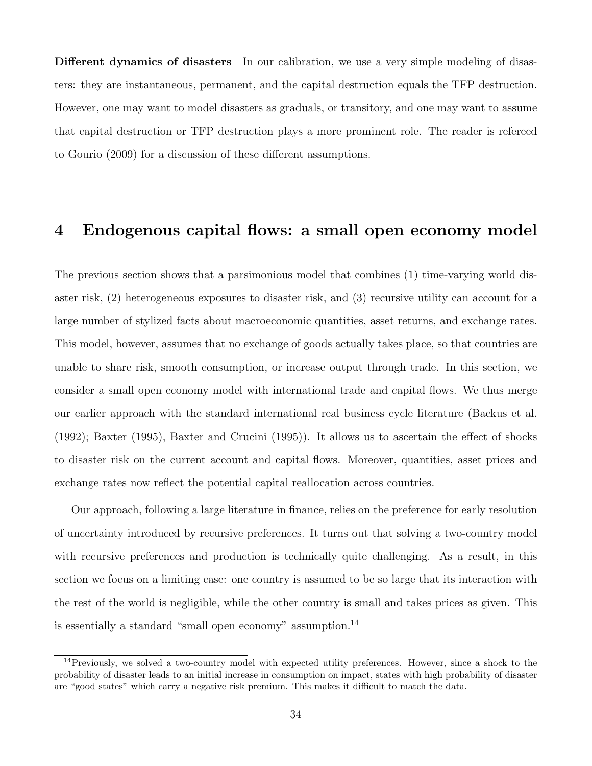**Different dynamics of disasters** In our calibration, we use a very simple modeling of disasters: they are instantaneous, permanent, and the capital destruction equals the TFP destruction. However, one may want to model disasters as graduals, or transitory, and one may want to assume that capital destruction or TFP destruction plays a more prominent role. The reader is refereed to Gourio (2009) for a discussion of these different assumptions.

# 4 Endogenous capital flows: a small open economy model

The previous section shows that a parsimonious model that combines (1) time-varying world disaster risk, (2) heterogeneous exposures to disaster risk, and (3) recursive utility can account for a large number of stylized facts about macroeconomic quantities, asset returns, and exchange rates. This model, however, assumes that no exchange of goods actually takes place, so that countries are unable to share risk, smooth consumption, or increase output through trade. In this section, we consider a small open economy model with international trade and capital flows. We thus merge our earlier approach with the standard international real business cycle literature (Backus et al. (1992); Baxter (1995), Baxter and Crucini (1995)). It allows us to ascertain the effect of shocks to disaster risk on the current account and capital flows. Moreover, quantities, asset prices and exchange rates now reflect the potential capital reallocation across countries.

Our approach, following a large literature in finance, relies on the preference for early resolution of uncertainty introduced by recursive preferences. It turns out that solving a two-country model with recursive preferences and production is technically quite challenging. As a result, in this section we focus on a limiting case: one country is assumed to be so large that its interaction with the rest of the world is negligible, while the other country is small and takes prices as given. This is essentially a standard "small open economy" assumption.[14]

[14] Previously, we solved a two-country model with expected utility preferences. However, since a shock to the probability of disaster leads to an initial increase in consumption on impact, states with high probability of disaster are "good states" which carry a negative risk premium. This makes it difficult to match the data.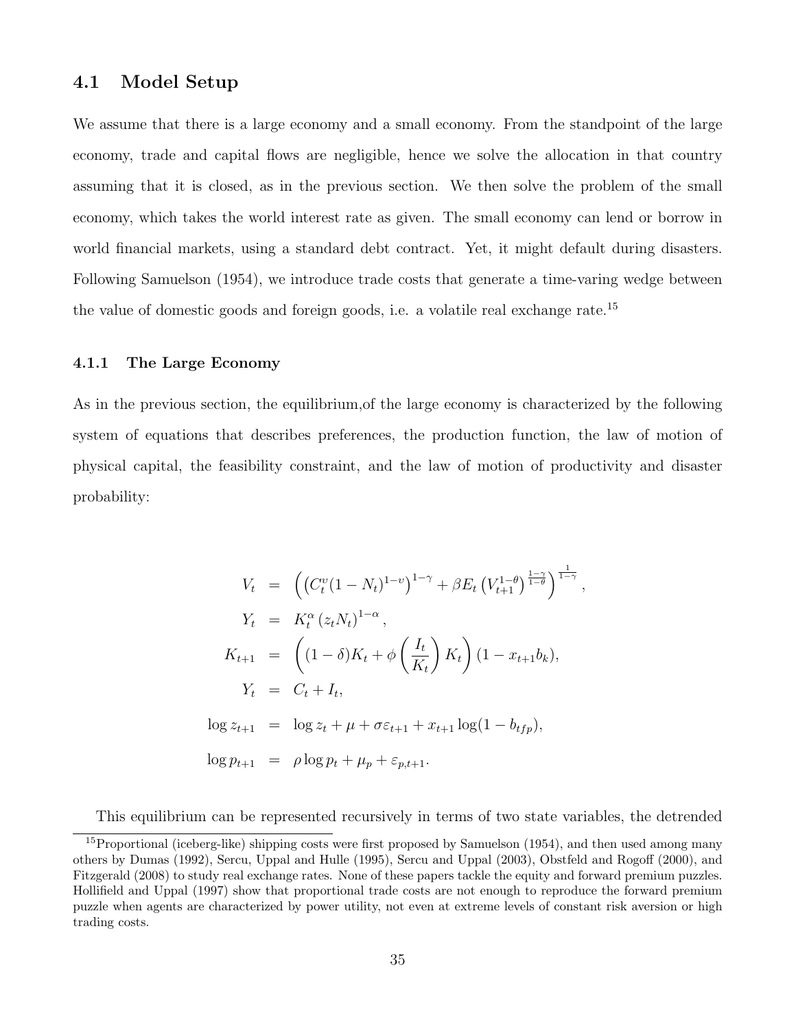### 4.1 Model Setup

We assume that there is a large economy and a small economy. From the standpoint of the large economy, trade and capital flows are negligible, hence we solve the allocation in that country assuming that it is closed, as in the previous section. We then solve the problem of the small economy, which takes the world interest rate as given. The small economy can lend or borrow in world financial markets, using a standard debt contract. Yet, it might default during disasters. Following Samuelson (1954), we introduce trade costs that generate a time-varing wedge between the value of domestic goods and foreign goods, i.e. a volatile real exchange rate.[15]

#### 4.1.1 The Large Economy

As in the previous section, the equilibrium,of the large economy is characterized by the following system of equations that describes preferences, the production function, the law of motion of physical capital, the feasibility constraint, and the law of motion of productivity and disaster probability:

$$
\begin{aligned}
V_t &= \left( \left( C_t^{\upsilon} (1-N_t)^{1-\upsilon} \right)^{1-\gamma} + \beta E_t \left( V_{t+1}^{1-\theta} \right)^{\frac{1-\gamma}{1-\theta}} \right)^{\frac{1}{1-\gamma}}, \\
Y_t &= K_t^{\alpha} \left( z_t N_t \right)^{1-\alpha}, \\
K_{t+1} &= \left( (1-\delta) K_t + \phi\left( \frac{I_t}{K_t} \right) K_t \right) (1 - x_{t+1} b_k), \\
Y_t &= C_t + I_t, \\
\log z_{t+1} &= \log z_t + \mu + \sigma \varepsilon_{t+1} + x_{t+1} \log(1 - b_{tfp}), \\
\log p_{t+1} &= \rho \log p_t + \mu_p + \varepsilon_{p,t+1}.
\end{aligned}
$$

This equilibrium can be represented recursively in terms of two state variables, the detrended

[15] Proportional (iceberg-like) shipping costs were first proposed by Samuelson (1954), and then used among many others by Dumas (1992), Sercu, Uppal and Hulle (1995), Sercu and Uppal (2003), Obstfeld and Rogoff (2000), and Fitzgerald (2008) to study real exchange rates. None of these papers tackle the equity and forward premium puzzles. Hollifield and Uppal (1997) show that proportional trade costs are not enough to reproduce the forward premium puzzle when agents are characterized by power utility, not even at extreme levels of constant risk aversion or high trading costs.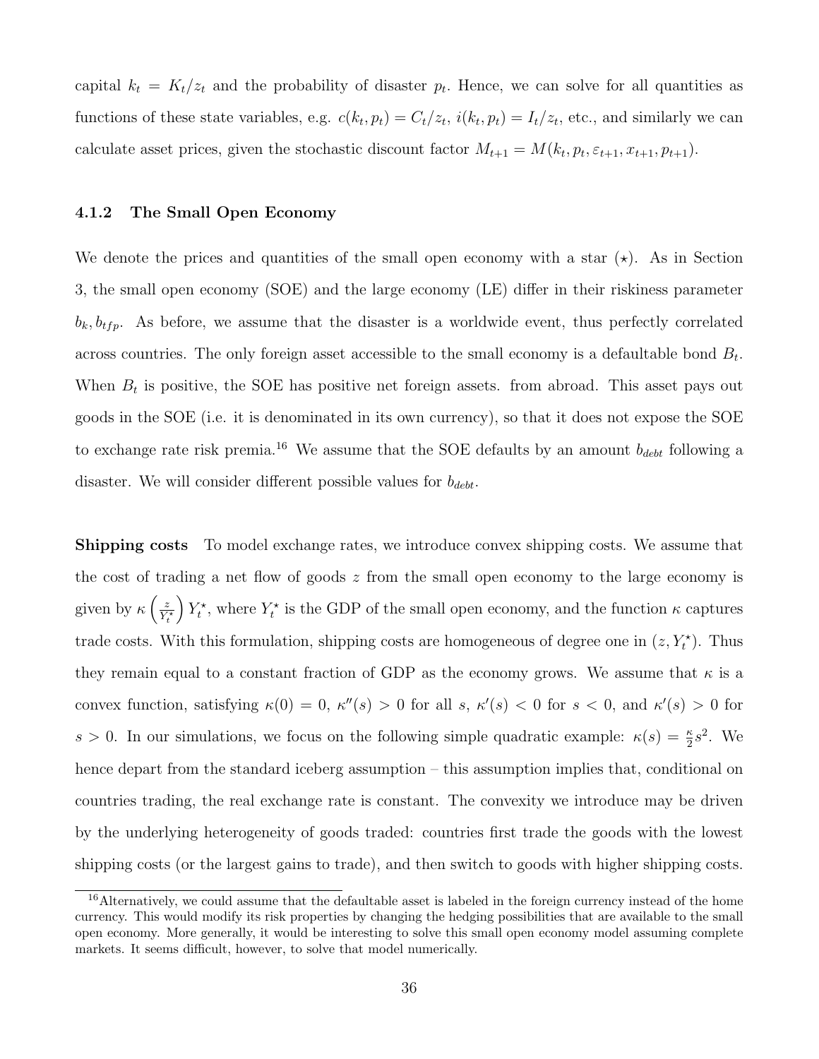capital $k_t = K_t/z_t$ and the probability of disaster $p_t$. Hence, we can solve for all quantities as functions of these state variables, e.g. $c(k_t, p_t) = C_t/z_t$, $i(k_t, p_t) = I_t/z_t$, etc., and similarly we can calculate asset prices, given the stochastic discount factor $M_{t+1} = M(k_t, p_t, \varepsilon_{t+1}, x_{t+1}, p_{t+1})$.

### 4.1.2 The Small Open Economy

We denote the prices and quantities of the small open economy with a star ($\star$). As in Section 3, the small open economy (SOE) and the large economy (LE) differ in their riskiness parameter $b_k, b_{tfp}$. As before, we assume that the disaster is a worldwide event, thus perfectly correlated across countries. The only foreign asset accessible to the small economy is a defaultable bond $B_t$. When $B_t$ is positive, the SOE has positive net foreign assets. from abroad. This asset pays out goods in the SOE (i.e. it is denominated in its own currency), so that it does not expose the SOE to exchange rate risk premia.[16] We assume that the SOE defaults by an amount $b_{debt}$ following a disaster. We will consider different possible values for $b_{debt}$.

**Shipping costs** To model exchange rates, we introduce convex shipping costs. We assume that the cost of trading a net flow of goods $z$ from the small open economy to the large economy is given by $\kappa\left(\frac{z}{Y_t^\star}\right)Y_t^\star$, where $Y_t^\star$ is the GDP of the small open economy, and the function $\kappa$ captures trade costs. With this formulation, shipping costs are homogeneous of degree one in $(z, Y_t^\star)$. Thus they remain equal to a constant fraction of GDP as the economy grows. We assume that $\kappa$ is a convex function, satisfying $\kappa(0) = 0$, $\kappa''(s) > 0$ for all $s$, $\kappa'(s) < 0$ for $s < 0$, and $\kappa'(s) > 0$ for $s > 0$. In our simulations, we focus on the following simple quadratic example: $\kappa(s) = \frac{\kappa}{2}s^2$. We hence depart from the standard iceberg assumption – this assumption implies that, conditional on countries trading, the real exchange rate is constant. The convexity we introduce may be driven by the underlying heterogeneity of goods traded: countries first trade the goods with the lowest shipping costs (or the largest gains to trade), and then switch to goods with higher shipping costs.

[16] Alternatively, we could assume that the defaultable asset is labeled in the foreign currency instead of the home currency. This would modify its risk properties by changing the hedging possibilities that are available to the small open economy. More generally, it would be interesting to solve this small open economy model assuming complete markets. It seems difficult, however, to solve that model numerically.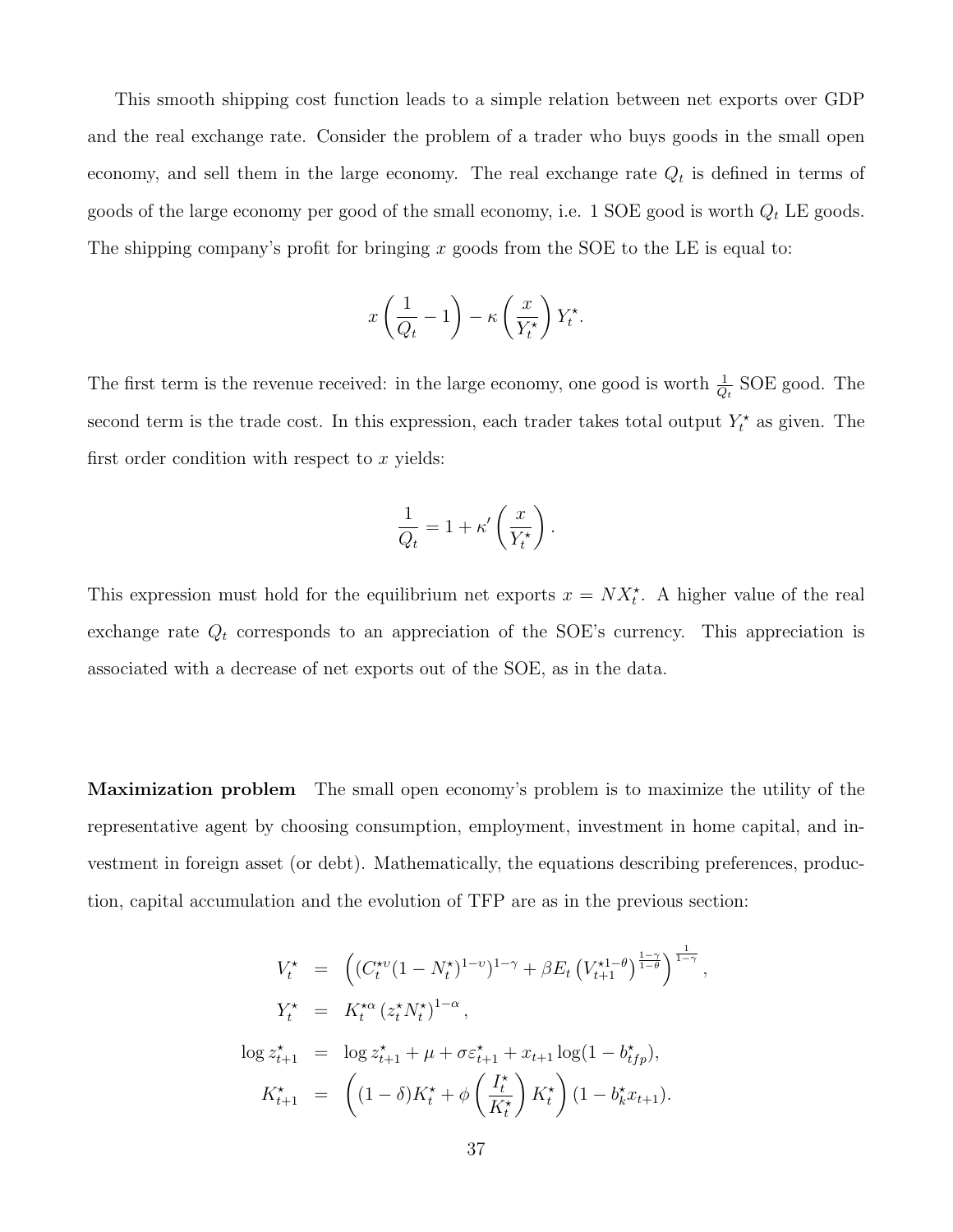This smooth shipping cost function leads to a simple relation between net exports over GDP and the real exchange rate. Consider the problem of a trader who buys goods in the small open economy, and sell them in the large economy. The real exchange rate $Q_t$ is defined in terms of goods of the large economy per good of the small economy, i.e. 1 SOE good is worth $Q_t$ LE goods. The shipping company's profit for bringing $x$ goods from the SOE to the LE is equal to:

$$x\left(\frac{1}{Q_t}-1\right)-\kappa\left(\frac{x}{Y_t^\star}\right)Y_t^\star.$$

The first term is the revenue received: in the large economy, one good is worth $\frac{1}{Q_t}$ SOE good. The second term is the trade cost. In this expression, each trader takes total output $Y_t^\star$ as given. The first order condition with respect to $x$ yields:

$$\frac{1}{Q_t}=1+\kappa'\left(\frac{x}{Y_t^\star}\right).$$

This expression must hold for the equilibrium net exports $x=NX_t^\star$. A higher value of the real exchange rate $Q_t$ corresponds to an appreciation of the SOE's currency. This appreciation is associated with a decrease of net exports out of the SOE, as in the data.

**Maximization problem** The small open economy's problem is to maximize the utility of the representative agent by choosing consumption, employment, investment in home capital, and investment in foreign asset (or debt). Mathematically, the equations describing preferences, production, capital accumulation and the evolution of TFP are as in the previous section:

$$\begin{aligned}
V_t^\star &= \left((C_t^{\star\upsilon}(1-N_t^\star)^{1-\upsilon})^{1-\gamma}+\beta E_t\left(V_{t+1}^{\star 1-\theta}\right)^{\frac{1-\gamma}{1-\theta}}\right)^{\frac{1}{1-\gamma}},\\
Y_t^\star &= K_t^{\star\alpha}\left(z_t^\star N_t^\star\right)^{1-\alpha},\\
\log z_{t+1}^\star &= \log z_{t+1}^\star+\mu+\sigma\varepsilon_{t+1}^\star+x_{t+1}\log(1-b_{tfp}^\star),\\
K_{t+1}^\star &= \left((1-\delta)K_t^\star+\phi\left(\frac{I_t^\star}{K_t^\star}\right)K_t^\star\right)(1-b_k^\star x_{t+1}).
\end{aligned}$$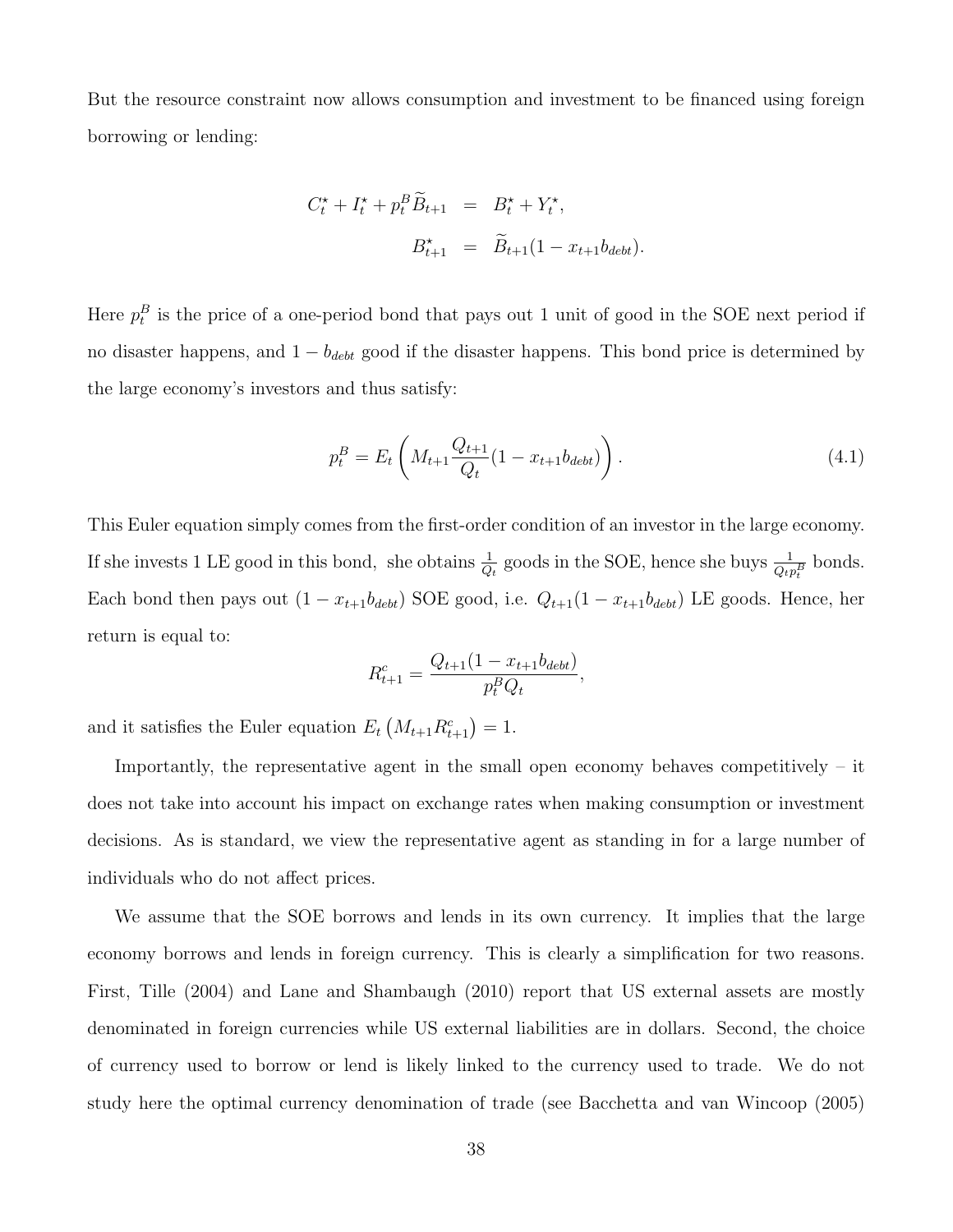But the resource constraint now allows consumption and investment to be financed using foreign borrowing or lending:

$$
\begin{aligned}
C_t^{\star} + I_t^{\star} + p_t^B \widetilde{B}_{t+1} &= B_t^{\star} + Y_t^{\star}, \\
B_{t+1}^{\star} &= \widetilde{B}_{t+1}(1 - x_{t+1} b_{debt}).
\end{aligned}
$$

Here $p_t^B$ is the price of a one-period bond that pays out 1 unit of good in the SOE next period if no disaster happens, and $1 - b_{debt}$ good if the disaster happens. This bond price is determined by the large economy's investors and thus satisfy:

$$
p_t^B = E_t \left( M_{t+1} \frac{Q_{t+1}}{Q_t} (1 - x_{t+1} b_{debt}) \right). \tag{4.1}
$$

This Euler equation simply comes from the first-order condition of an investor in the large economy. If she invests 1 LE good in this bond, she obtains $\frac{1}{Q_t}$ goods in the SOE, hence she buys $\frac{1}{Q_t p_t^B}$ bonds. Each bond then pays out $(1 - x_{t+1} b_{debt})$ SOE good, i.e. $Q_{t+1}(1 - x_{t+1} b_{debt})$ LE goods. Hence, her return is equal to:

$$
R_{t+1}^c = \frac{Q_{t+1}(1 - x_{t+1} b_{debt})}{p_t^B Q_t},
$$

and it satisfies the Euler equation $E_t \left( M_{t+1} R_{t+1}^c \right) = 1$.

Importantly, the representative agent in the small open economy behaves competitively – it does not take into account his impact on exchange rates when making consumption or investment decisions. As is standard, we view the representative agent as standing in for a large number of individuals who do not affect prices.

We assume that the SOE borrows and lends in its own currency. It implies that the large economy borrows and lends in foreign currency. This is clearly a simplification for two reasons. First, Tille (2004) and Lane and Shambaugh (2010) report that US external assets are mostly denominated in foreign currencies while US external liabilities are in dollars. Second, the choice of currency used to borrow or lend is likely linked to the currency used to trade. We do not study here the optimal currency denomination of trade (see Bacchetta and van Wincoop (2005)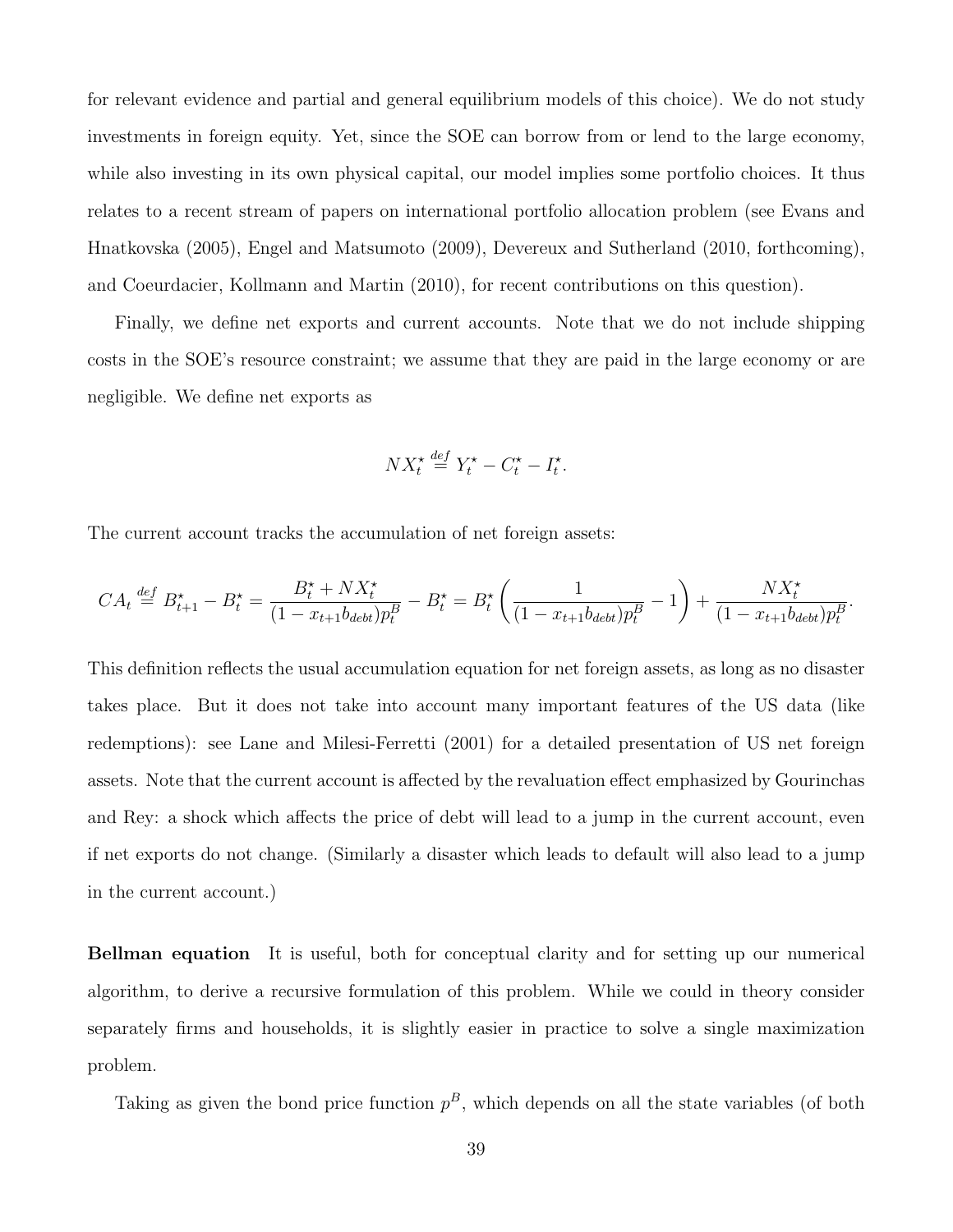for relevant evidence and partial and general equilibrium models of this choice). We do not study investments in foreign equity. Yet, since the SOE can borrow from or lend to the large economy, while also investing in its own physical capital, our model implies some portfolio choices. It thus relates to a recent stream of papers on international portfolio allocation problem (see Evans and Hnatkovska (2005), Engel and Matsumoto (2009), Devereux and Sutherland (2010, forthcoming), and Coeurdacier, Kollmann and Martin (2010), for recent contributions on this question).

Finally, we define net exports and current accounts. Note that we do not include shipping costs in the SOE's resource constraint; we assume that they are paid in the large economy or are negligible. We define net exports as

$$NX_t^\star \stackrel{def}{=} Y_t^\star - C_t^\star - I_t^\star.$$

The current account tracks the accumulation of net foreign assets:

$$CA_t \stackrel{def}{=} B_{t+1}^\star - B_t^\star = \frac{B_t^\star + NX_t^\star}{(1 - x_{t+1} b_{debt}) p_t^B} - B_t^\star = B_t^\star \left( \frac{1}{(1 - x_{t+1} b_{debt}) p_t^B} - 1 \right) + \frac{NX_t^\star}{(1 - x_{t+1} b_{debt}) p_t^B}.$$

This definition reflects the usual accumulation equation for net foreign assets, as long as no disaster takes place. But it does not take into account many important features of the US data (like redemptions): see Lane and Milesi-Ferretti (2001) for a detailed presentation of US net foreign assets. Note that the current account is affected by the revaluation effect emphasized by Gourinchas and Rey: a shock which affects the price of debt will lead to a jump in the current account, even if net exports do not change. (Similarly a disaster which leads to default will also lead to a jump in the current account.)

**Bellman equation** It is useful, both for conceptual clarity and for setting up our numerical algorithm, to derive a recursive formulation of this problem. While we could in theory consider separately firms and households, it is slightly easier in practice to solve a single maximization problem.

Taking as given the bond price function $p^B$, which depends on all the state variables (of both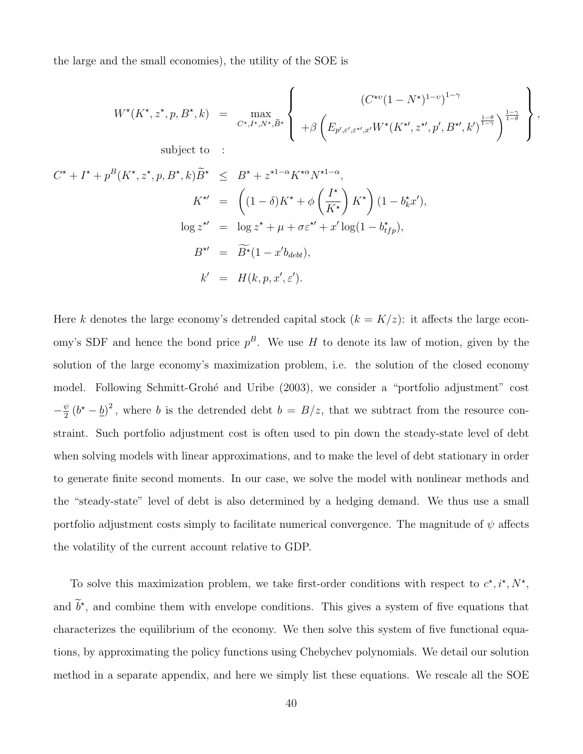the large and the small economies), the utility of the SOE is

$$
\begin{aligned}
W^{\star}(K^{\star}, z^{\star}, p, B^{\star}, k) &= \max_{C^{\star}, I^{\star}, N^{\star}, \widetilde{B}^{\star}} \left\{ \begin{array}{c} \left(C^{\star\upsilon}(1-N^{\star})^{1-\upsilon}\right)^{1-\gamma} \\ +\beta \left( E_{p', \varepsilon', \varepsilon^{\star\prime}, x'} W^{\star}(K^{\star\prime}, z^{\star\prime}, p', B^{\star\prime}, k')^{\frac{1-\theta}{1-\gamma}} \right)^{\frac{1-\gamma}{1-\theta}} \end{array} \right\}, \\
\text{subject to} &: \\
C^{\star} + I^{\star} + p^{B}(K^{\star}, z^{\star}, p, B^{\star}, k)\widetilde{B}^{\star} &\leq B^{\star} + z^{\star 1-\alpha} K^{\star\alpha} N^{\star 1-\alpha}, \\
K^{\star\prime} &= \left( (1-\delta)K^{\star} + \phi\left(\frac{I^{\star}}{K^{\star}}\right) K^{\star} \right)(1 - b_{k}^{\star} x'), \\
\log z^{\star\prime} &= \log z^{\star} + \mu + \sigma \varepsilon^{\star\prime} + x' \log(1 - b_{tfp}^{\star}), \\
B^{\star\prime} &= \widetilde{B^{\star}}(1 - x' b_{debt}), \\
k' &= H(k, p, x', \varepsilon').
\end{aligned}
$$

Here $k$ denotes the large economy's detrended capital stock ($k = K/z$): it affects the large economy's SDF and hence the bond price $p^B$. We use $H$ to denote its law of motion, given by the solution of the large economy's maximization problem, i.e. the solution of the closed economy model. Following Schmitt-Grohé and Uribe (2003), we consider a "portfolio adjustment" cost $-\frac{\psi}{2}\left(b^{\star} - \underline{b}\right)^2$, where $b$ is the detrended debt $b = B/z$, that we subtract from the resource constraint. Such portfolio adjustment cost is often used to pin down the steady-state level of debt when solving models with linear approximations, and to make the level of debt stationary in order to generate finite second moments. In our case, we solve the model with nonlinear methods and the "steady-state" level of debt is also determined by a hedging demand. We thus use a small portfolio adjustment costs simply to facilitate numerical convergence. The magnitude of $\psi$ affects the volatility of the current account relative to GDP.

To solve this maximization problem, we take first-order conditions with respect to $c^{\star}, i^{\star}, N^{\star}$, and $\widetilde{b}^{\star}$, and combine them with envelope conditions. This gives a system of five equations that characterizes the equilibrium of the economy. We then solve this system of five functional equations, by approximating the policy functions using Chebychev polynomials. We detail our solution method in a separate appendix, and here we simply list these equations. We rescale all the SOE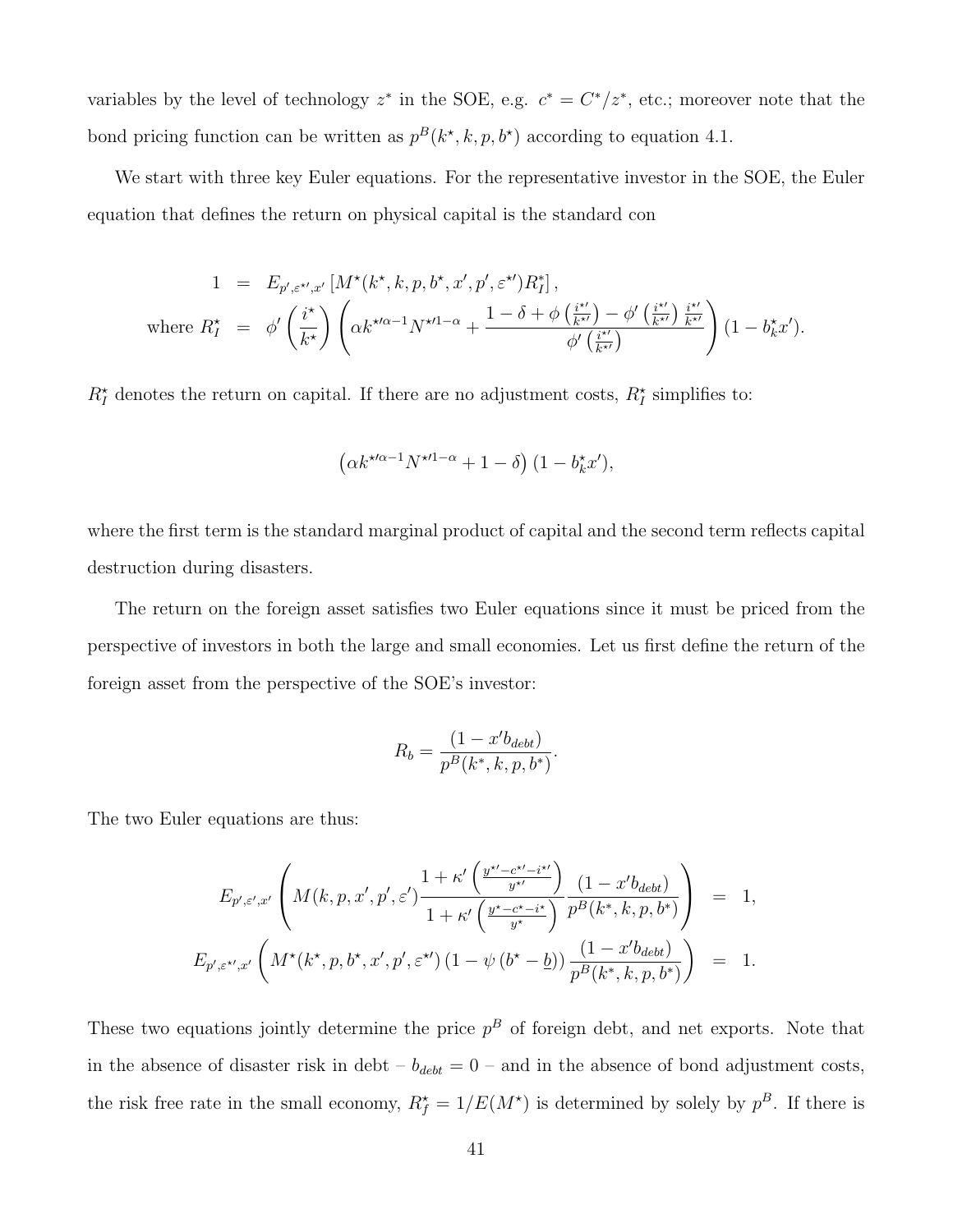variables by the level of technology $z^*$ in the SOE, e.g. $c^* = C^*/z^*$, etc.; moreover note that the bond pricing function can be written as $p^B(k^\star, k, p, b^\star)$ according to equation 4.1.

We start with three key Euler equations. For the representative investor in the SOE, the Euler equation that defines the return on physical capital is the standard con

$$
\begin{aligned}
1 &= E_{p',\varepsilon^{\star\prime},x'}\left[M^\star(k^\star, k, p, b^\star, x', p', \varepsilon^{\star\prime})R_I^*\right], \\
\text{where } R_I^\star &= \phi'\left(\frac{i^\star}{k^\star}\right)\left(\alpha k^{\star\prime\alpha-1}N^{\star\prime 1-\alpha} + \frac{1-\delta+\phi\left(\frac{i^{\star\prime}}{k^{\star\prime}}\right) - \phi'\left(\frac{i^{\star\prime}}{k^{\star\prime}}\right)\frac{i^{\star\prime}}{k^{\star\prime}}}{\phi'\left(\frac{i^{\star\prime}}{k^{\star\prime}}\right)}\right)(1-b_k^\star x').
\end{aligned}
$$

$R_I^\star$ denotes the return on capital. If there are no adjustment costs, $R_I^\star$ simplifies to:

$$
\left(\alpha k^{\star\prime\alpha-1}N^{\star\prime 1-\alpha} + 1 - \delta\right)(1-b_k^\star x'),
$$

where the first term is the standard marginal product of capital and the second term reflects capital destruction during disasters.

The return on the foreign asset satisfies two Euler equations since it must be priced from the perspective of investors in both the large and small economies. Let us first define the return of the foreign asset from the perspective of the SOE's investor:

$$
R_b = \frac{(1-x'b_{debt})}{p^B(k^*, k, p, b^*)}.
$$

The two Euler equations are thus:

$$
\begin{aligned}
E_{p',\varepsilon',x'}\left(M(k,p,x',p',\varepsilon')\frac{1+\kappa'\left(\frac{y^{\star\prime}-c^{\star\prime}-i^{\star\prime}}{y^{\star\prime}}\right)}{1+\kappa'\left(\frac{y^\star-c^\star-i^\star}{y^\star}\right)}\frac{(1-x'b_{debt})}{p^B(k^*,k,p,b^*)}\right) &= 1, \\
E_{p',\varepsilon^{\star\prime},x'}\left(M^\star(k^\star,p,b^\star,x',p',\varepsilon^{\star\prime})\left(1-\psi\left(b^\star-\underline{b}\right)\right)\frac{(1-x'b_{debt})}{p^B(k^*,k,p,b^*)}\right) &= 1.
\end{aligned}
$$

These two equations jointly determine the price $p^B$ of foreign debt, and net exports. Note that in the absence of disaster risk in debt – $b_{debt} = 0$ – and in the absence of bond adjustment costs, the risk free rate in the small economy, $R_f^\star = 1/E(M^\star)$ is determined by solely by $p^B$. If there is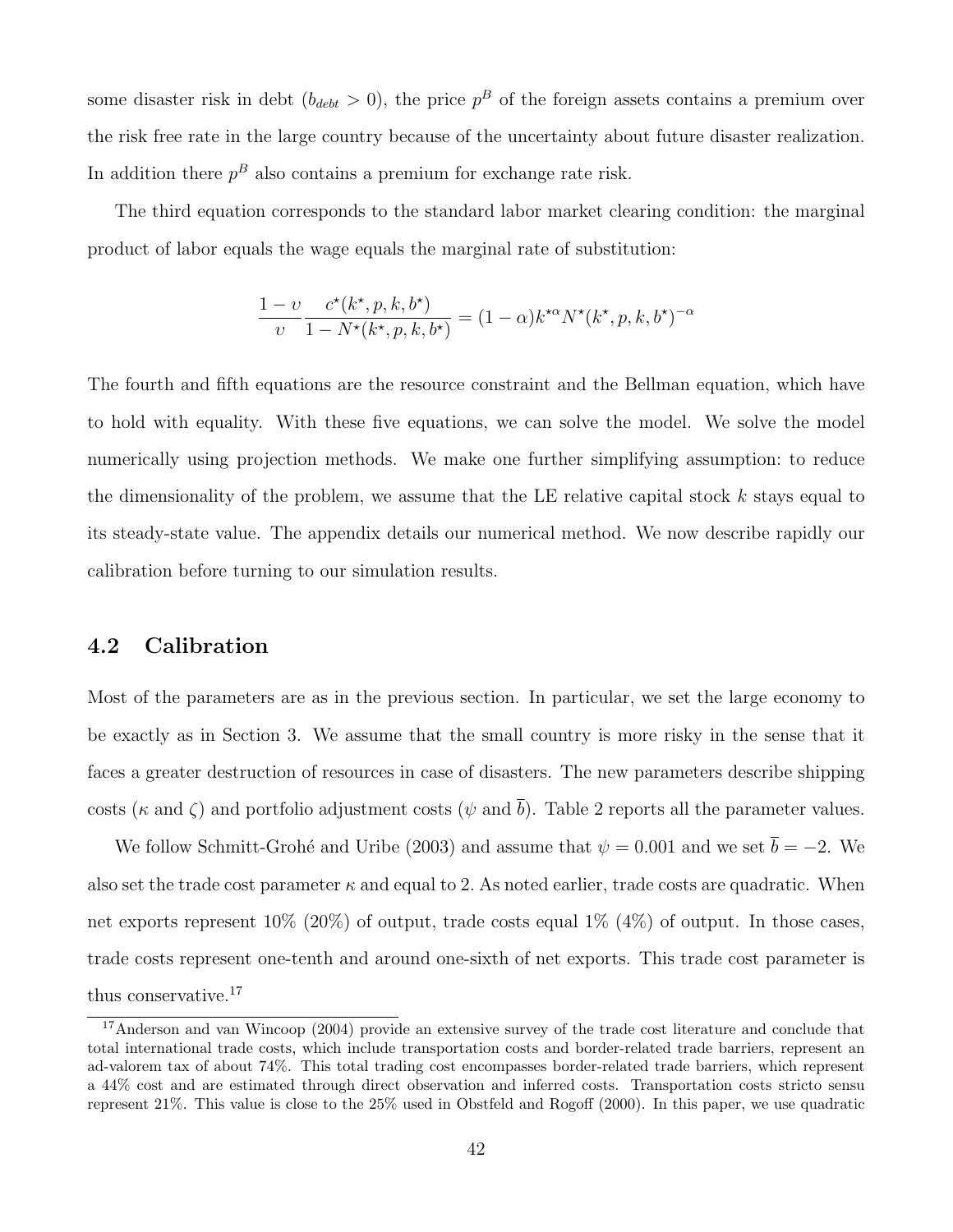some disaster risk in debt ($b_{debt} > 0$), the price $p^B$ of the foreign assets contains a premium over the risk free rate in the large country because of the uncertainty about future disaster realization. In addition there $p^B$ also contains a premium for exchange rate risk.

The third equation corresponds to the standard labor market clearing condition: the marginal product of labor equals the wage equals the marginal rate of substitution:

$$\frac{1-\upsilon}{\upsilon}\frac{c^{\star}(k^{\star},p,k,b^{\star})}{1-N^{\star}(k^{\star},p,k,b^{\star})} = (1-\alpha)k^{\star\alpha}N^{\star}(k^{\star},p,k,b^{\star})^{-\alpha}$$

The fourth and fifth equations are the resource constraint and the Bellman equation, which have to hold with equality. With these five equations, we can solve the model. We solve the model numerically using projection methods. We make one further simplifying assumption: to reduce the dimensionality of the problem, we assume that the LE relative capital stock $k$ stays equal to its steady-state value. The appendix details our numerical method. We now describe rapidly our calibration before turning to our simulation results.

## 4.2 Calibration

Most of the parameters are as in the previous section. In particular, we set the large economy to be exactly as in Section 3. We assume that the small country is more risky in the sense that it faces a greater destruction of resources in case of disasters. The new parameters describe shipping costs ($\kappa$ and $\zeta$) and portfolio adjustment costs ($\psi$ and $\overline{b}$). Table 2 reports all the parameter values.

We follow Schmitt-Grohé and Uribe (2003) and assume that $\psi = 0.001$ and we set $\overline{b} = -2$. We also set the trade cost parameter $\kappa$ and equal to 2. As noted earlier, trade costs are quadratic. When net exports represent 10% (20%) of output, trade costs equal 1% (4%) of output. In those cases, trade costs represent one-tenth and around one-sixth of net exports. This trade cost parameter is thus conservative.[17]

[17] Anderson and van Wincoop (2004) provide an extensive survey of the trade cost literature and conclude that total international trade costs, which include transportation costs and border-related trade barriers, represent an ad-valorem tax of about 74%. This total trading cost encompasses border-related trade barriers, which represent a 44% cost and are estimated through direct observation and inferred costs. Transportation costs stricto sensu represent 21%. This value is close to the 25% used in Obstfeld and Rogoff (2000). In this paper, we use quadratic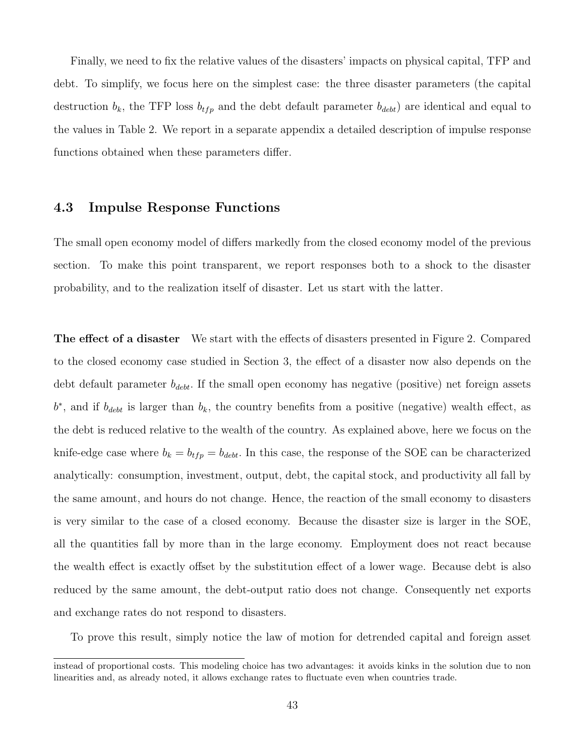Finally, we need to fix the relative values of the disasters' impacts on physical capital, TFP and debt. To simplify, we focus here on the simplest case: the three disaster parameters (the capital destruction $b_k$, the TFP loss $b_{tfp}$ and the debt default parameter $b_{debt}$) are identical and equal to the values in Table 2. We report in a separate appendix a detailed description of impulse response functions obtained when these parameters differ.

### 4.3 Impulse Response Functions

The small open economy model of differs markedly from the closed economy model of the previous section. To make this point transparent, we report responses both to a shock to the disaster probability, and to the realization itself of disaster. Let us start with the latter.

**The effect of a disaster** We start with the effects of disasters presented in Figure 2. Compared to the closed economy case studied in Section 3, the effect of a disaster now also depends on the debt default parameter $b_{debt}$. If the small open economy has negative (positive) net foreign assets $b^*$, and if $b_{debt}$ is larger than $b_k$, the country benefits from a positive (negative) wealth effect, as the debt is reduced relative to the wealth of the country. As explained above, here we focus on the knife-edge case where $b_k = b_{tfp} = b_{debt}$. In this case, the response of the SOE can be characterized analytically: consumption, investment, output, debt, the capital stock, and productivity all fall by the same amount, and hours do not change. Hence, the reaction of the small economy to disasters is very similar to the case of a closed economy. Because the disaster size is larger in the SOE, all the quantities fall by more than in the large economy. Employment does not react because the wealth effect is exactly offset by the substitution effect of a lower wage. Because debt is also reduced by the same amount, the debt-output ratio does not change. Consequently net exports and exchange rates do not respond to disasters.

To prove this result, simply notice the law of motion for detrended capital and foreign asset

instead of proportional costs. This modeling choice has two advantages: it avoids kinks in the solution due to non linearities and, as already noted, it allows exchange rates to fluctuate even when countries trade.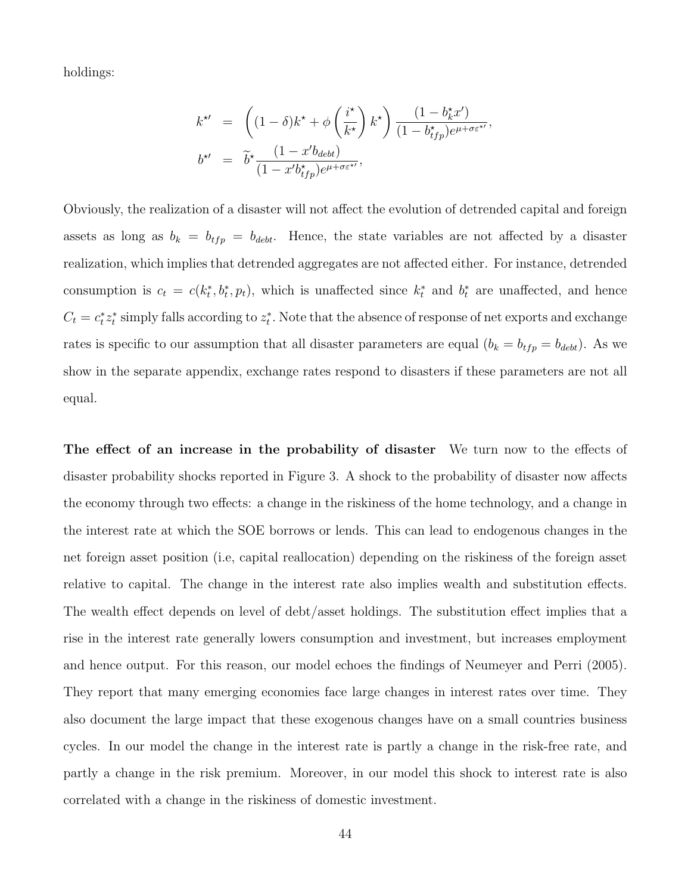holdings:

$$
\begin{aligned}
k^{\star\prime} &= \left((1-\delta)k^{\star} + \phi\left(\frac{i^{\star}}{k^{\star}}\right)k^{\star}\right)\frac{(1-b_k^{\star}x')}{(1-b_{tfp}^{\star})e^{\mu+\sigma\varepsilon^{\star\prime}}}, \\
b^{\star\prime} &= \widetilde{b}^{\star}\frac{(1-x'b_{debt})}{(1-x'b_{tfp}^{\star})e^{\mu+\sigma\varepsilon^{\star\prime}}},
\end{aligned}
$$

Obviously, the realization of a disaster will not affect the evolution of detrended capital and foreign assets as long as $b_k = b_{tfp} = b_{debt}$. Hence, the state variables are not affected by a disaster realization, which implies that detrended aggregates are not affected either. For instance, detrended consumption is $c_t = c(k_t^*, b_t^*, p_t)$, which is unaffected since $k_t^*$ and $b_t^*$ are unaffected, and hence $C_t = c_t^* z_t^*$ simply falls according to $z_t^*$. Note that the absence of response of net exports and exchange rates is specific to our assumption that all disaster parameters are equal ($b_k = b_{tfp} = b_{debt}$). As we show in the separate appendix, exchange rates respond to disasters if these parameters are not all equal.

**The effect of an increase in the probability of disaster** We turn now to the effects of disaster probability shocks reported in Figure 3. A shock to the probability of disaster now affects the economy through two effects: a change in the riskiness of the home technology, and a change in the interest rate at which the SOE borrows or lends. This can lead to endogenous changes in the net foreign asset position (i.e, capital reallocation) depending on the riskiness of the foreign asset relative to capital. The change in the interest rate also implies wealth and substitution effects. The wealth effect depends on level of debt/asset holdings. The substitution effect implies that a rise in the interest rate generally lowers consumption and investment, but increases employment and hence output. For this reason, our model echoes the findings of Neumeyer and Perri (2005). They report that many emerging economies face large changes in interest rates over time. They also document the large impact that these exogenous changes have on a small countries business cycles. In our model the change in the interest rate is partly a change in the risk-free rate, and partly a change in the risk premium. Moreover, in our model this shock to interest rate is also correlated with a change in the riskiness of domestic investment.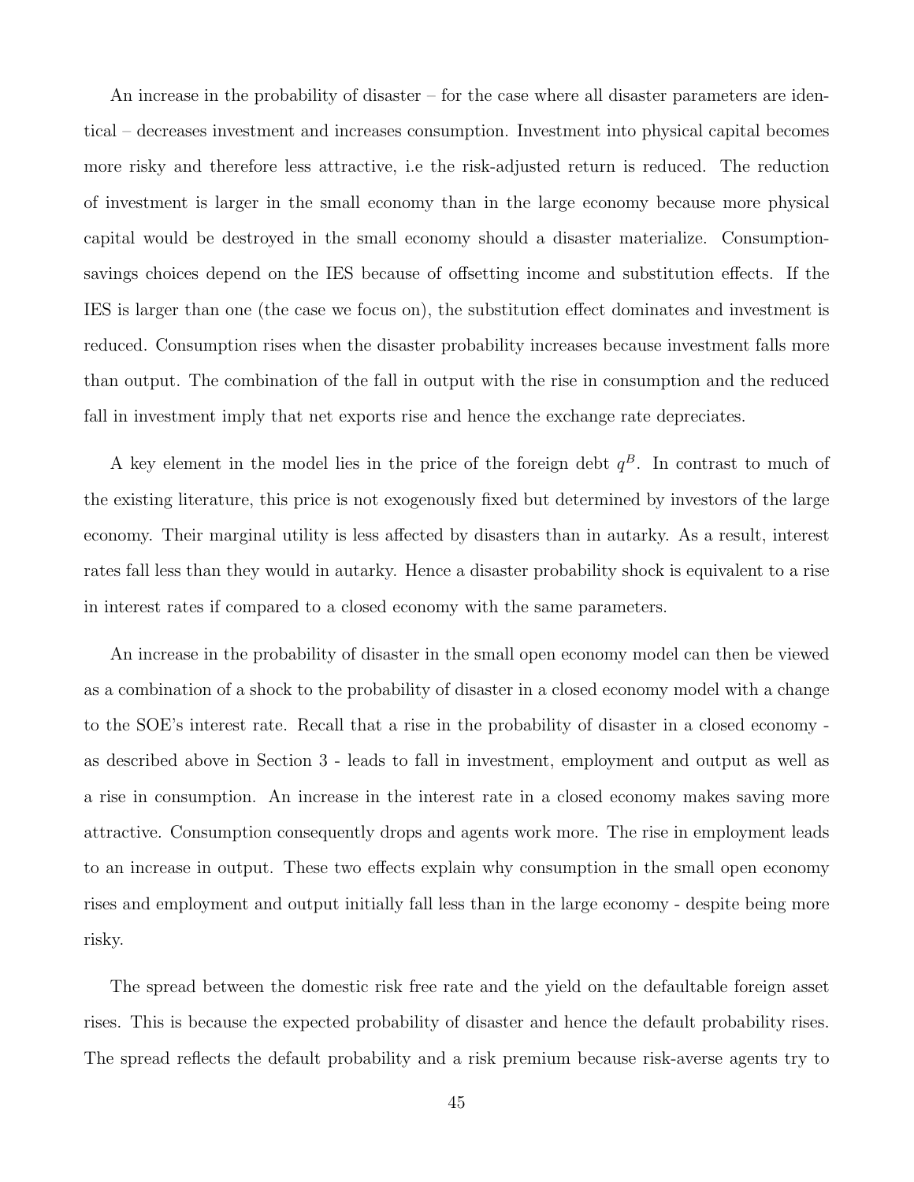An increase in the probability of disaster – for the case where all disaster parameters are identical – decreases investment and increases consumption. Investment into physical capital becomes more risky and therefore less attractive, i.e the risk-adjusted return is reduced. The reduction of investment is larger in the small economy than in the large economy because more physical capital would be destroyed in the small economy should a disaster materialize. Consumption-savings choices depend on the IES because of offsetting income and substitution effects. If the IES is larger than one (the case we focus on), the substitution effect dominates and investment is reduced. Consumption rises when the disaster probability increases because investment falls more than output. The combination of the fall in output with the rise in consumption and the reduced fall in investment imply that net exports rise and hence the exchange rate depreciates.

A key element in the model lies in the price of the foreign debt $q^B$. In contrast to much of the existing literature, this price is not exogenously fixed but determined by investors of the large economy. Their marginal utility is less affected by disasters than in autarky. As a result, interest rates fall less than they would in autarky. Hence a disaster probability shock is equivalent to a rise in interest rates if compared to a closed economy with the same parameters.

An increase in the probability of disaster in the small open economy model can then be viewed as a combination of a shock to the probability of disaster in a closed economy model with a change to the SOE's interest rate. Recall that a rise in the probability of disaster in a closed economy - as described above in Section 3 - leads to fall in investment, employment and output as well as a rise in consumption. An increase in the interest rate in a closed economy makes saving more attractive. Consumption consequently drops and agents work more. The rise in employment leads to an increase in output. These two effects explain why consumption in the small open economy rises and employment and output initially fall less than in the large economy - despite being more risky.

The spread between the domestic risk free rate and the yield on the defaultable foreign asset rises. This is because the expected probability of disaster and hence the default probability rises. The spread reflects the default probability and a risk premium because risk-averse agents try to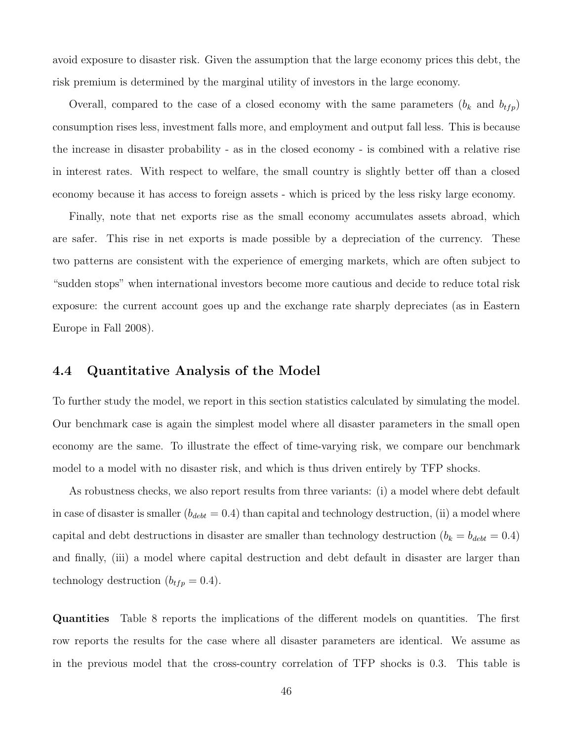avoid exposure to disaster risk. Given the assumption that the large economy prices this debt, the risk premium is determined by the marginal utility of investors in the large economy.

Overall, compared to the case of a closed economy with the same parameters ($b_k$ and $b_{tfp}$) consumption rises less, investment falls more, and employment and output fall less. This is because the increase in disaster probability - as in the closed economy - is combined with a relative rise in interest rates. With respect to welfare, the small country is slightly better off than a closed economy because it has access to foreign assets - which is priced by the less risky large economy.

Finally, note that net exports rise as the small economy accumulates assets abroad, which are safer. This rise in net exports is made possible by a depreciation of the currency. These two patterns are consistent with the experience of emerging markets, which are often subject to "sudden stops" when international investors become more cautious and decide to reduce total risk exposure: the current account goes up and the exchange rate sharply depreciates (as in Eastern Europe in Fall 2008).

## 4.4 Quantitative Analysis of the Model

To further study the model, we report in this section statistics calculated by simulating the model. Our benchmark case is again the simplest model where all disaster parameters in the small open economy are the same. To illustrate the effect of time-varying risk, we compare our benchmark model to a model with no disaster risk, and which is thus driven entirely by TFP shocks.

As robustness checks, we also report results from three variants: (i) a model where debt default in case of disaster is smaller ($b_{debt} = 0.4$) than capital and technology destruction, (ii) a model where capital and debt destructions in disaster are smaller than technology destruction ($b_k = b_{debt} = 0.4$) and finally, (iii) a model where capital destruction and debt default in disaster are larger than technology destruction ($b_{tfp} = 0.4$).

**Quantities** Table 8 reports the implications of the different models on quantities. The first row reports the results for the case where all disaster parameters are identical. We assume as in the previous model that the cross-country correlation of TFP shocks is 0.3. This table is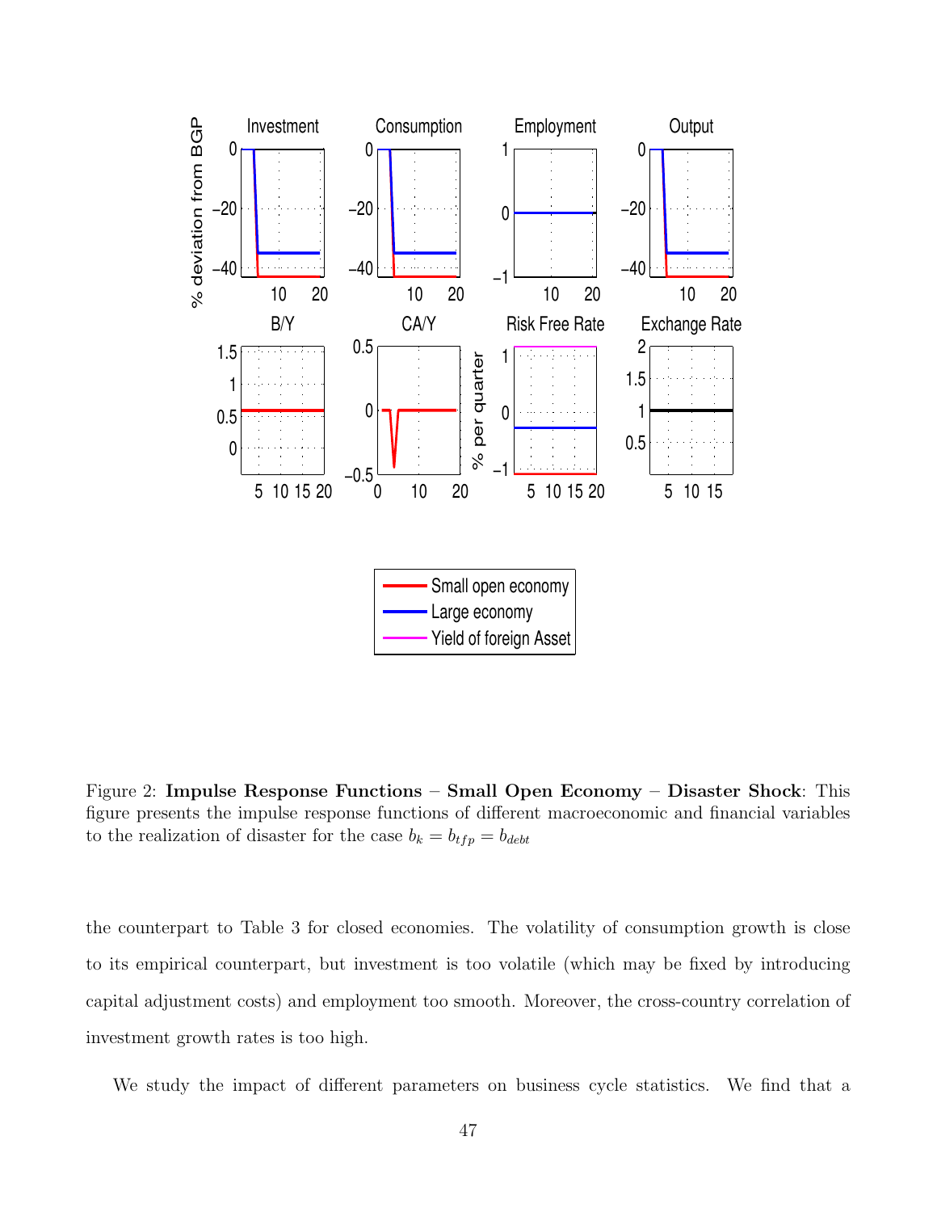Figure 2: **Impulse Response Functions – Small Open Economy – Disaster Shock**: This figure presents the impulse response functions of different macroeconomic and financial variables to the realization of disaster for the case $b_k = b_{tfp} = b_{debt}$

the counterpart to Table 3 for closed economies. The volatility of consumption growth is close to its empirical counterpart, but investment is too volatile (which may be fixed by introducing capital adjustment costs) and employment too smooth. Moreover, the cross-country correlation of investment growth rates is too high.

We study the impact of different parameters on business cycle statistics. We find that a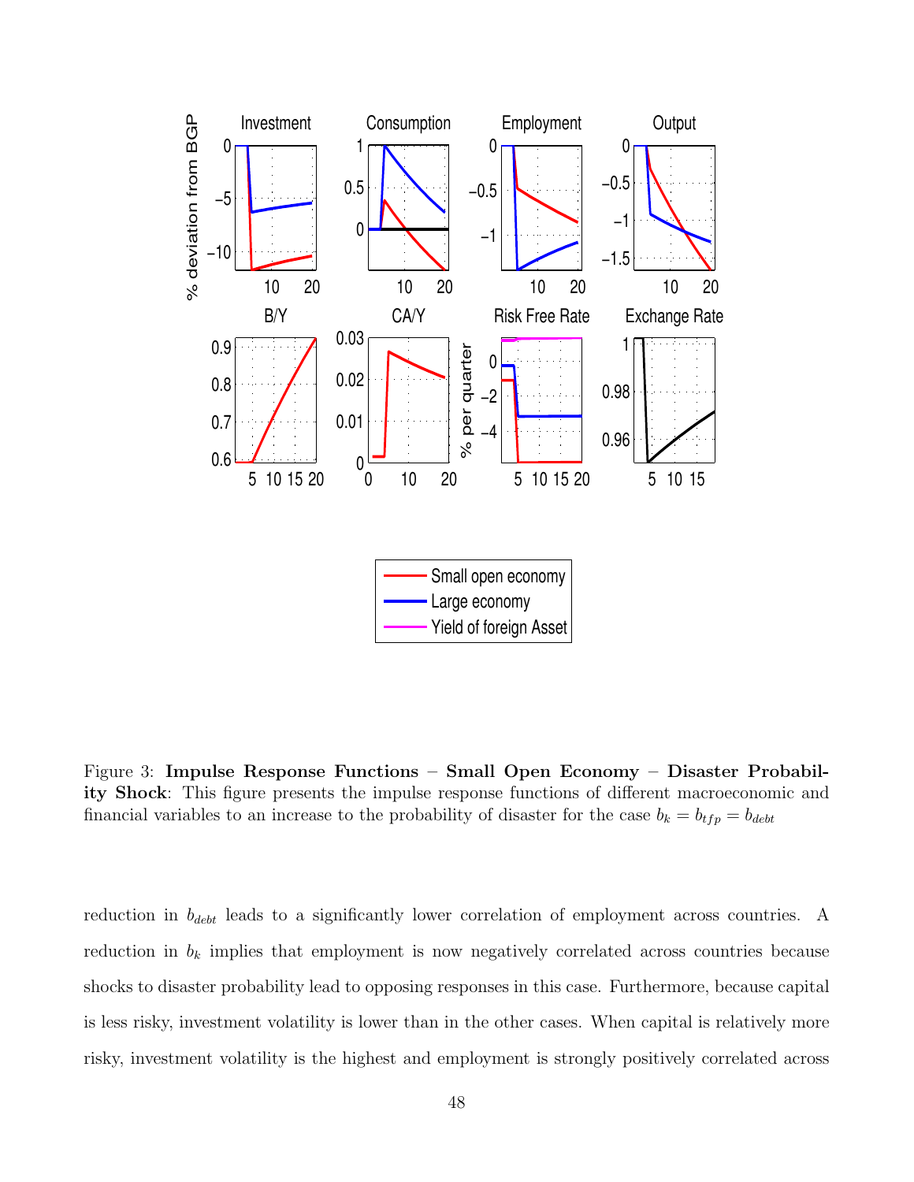Figure 3: **Impulse Response Functions – Small Open Economy – Disaster Probability Shock**: This figure presents the impulse response functions of different macroeconomic and financial variables to an increase to the probability of disaster for the case $b_k = b_{tfp} = b_{debt}$

reduction in $b_{debt}$ leads to a significantly lower correlation of employment across countries. A reduction in $b_k$ implies that employment is now negatively correlated across countries because shocks to disaster probability lead to opposing responses in this case. Furthermore, because capital is less risky, investment volatility is lower than in the other cases. When capital is relatively more risky, investment volatility is the highest and employment is strongly positively correlated across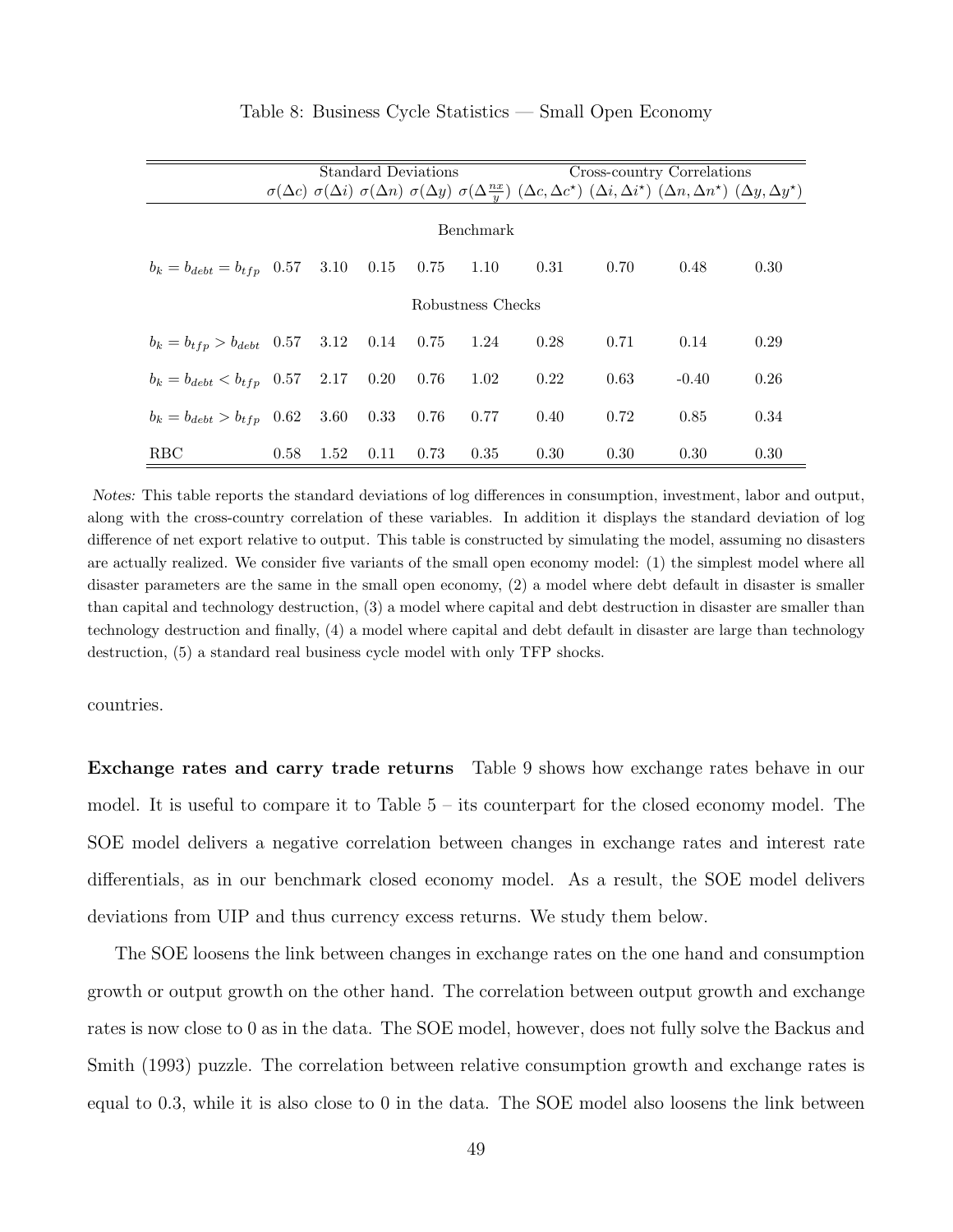Table 8: Business Cycle Statistics — Small Open Economy

| | Standard Deviations | | | | | Cross-country Correlations | | | |
|---|---|---|---|---|---|---|---|---|---|
| | $\sigma(\Delta c)$ | $\sigma(\Delta i)$ | $\sigma(\Delta n)$ | $\sigma(\Delta y)$ | $\sigma(\Delta \frac{nx}{y})$ | $(\Delta c, \Delta c^{\star})$ | $(\Delta i, \Delta i^{\star})$ | $(\Delta n, \Delta n^{\star})$ | $(\Delta y, \Delta y^{\star})$ |
| | | | | | Benchmark | | | | |
| $b_k = b_{debt} = b_{tfp}$ | 0.57 | 3.10 | 0.15 | 0.75 | 1.10 | 0.31 | 0.70 | 0.48 | 0.30 |
| | | | | | Robustness Checks | | | | |
| $b_k = b_{tfp} > b_{debt}$ | 0.57 | 3.12 | 0.14 | 0.75 | 1.24 | 0.28 | 0.71 | 0.14 | 0.29 |
| $b_k = b_{debt} < b_{tfp}$ | 0.57 | 2.17 | 0.20 | 0.76 | 1.02 | 0.22 | 0.63 | -0.40 | 0.26 |
| $b_k = b_{debt} > b_{tfp}$ | 0.62 | 3.60 | 0.33 | 0.76 | 0.77 | 0.40 | 0.72 | 0.85 | 0.34 |
| RBC | 0.58 | 1.52 | 0.11 | 0.73 | 0.35 | 0.30 | 0.30 | 0.30 | 0.30 |

*Notes:* This table reports the standard deviations of log differences in consumption, investment, labor and output, along with the cross-country correlation of these variables. In addition it displays the standard deviation of log difference of net export relative to output. This table is constructed by simulating the model, assuming no disasters are actually realized. We consider five variants of the small open economy model: (1) the simplest model where all disaster parameters are the same in the small open economy, (2) a model where debt default in disaster is smaller than capital and technology destruction, (3) a model where capital and debt destruction in disaster are smaller than technology destruction and finally, (4) a model where capital and debt default in disaster are large than technology destruction, (5) a standard real business cycle model with only TFP shocks.

countries.

**Exchange rates and carry trade returns** Table 9 shows how exchange rates behave in our model. It is useful to compare it to Table 5 – its counterpart for the closed economy model. The SOE model delivers a negative correlation between changes in exchange rates and interest rate differentials, as in our benchmark closed economy model. As a result, the SOE model delivers deviations from UIP and thus currency excess returns. We study them below.

The SOE loosens the link between changes in exchange rates on the one hand and consumption growth or output growth on the other hand. The correlation between output growth and exchange rates is now close to 0 as in the data. The SOE model, however, does not fully solve the Backus and Smith (1993) puzzle. The correlation between relative consumption growth and exchange rates is equal to 0.3, while it is also close to 0 in the data. The SOE model also loosens the link between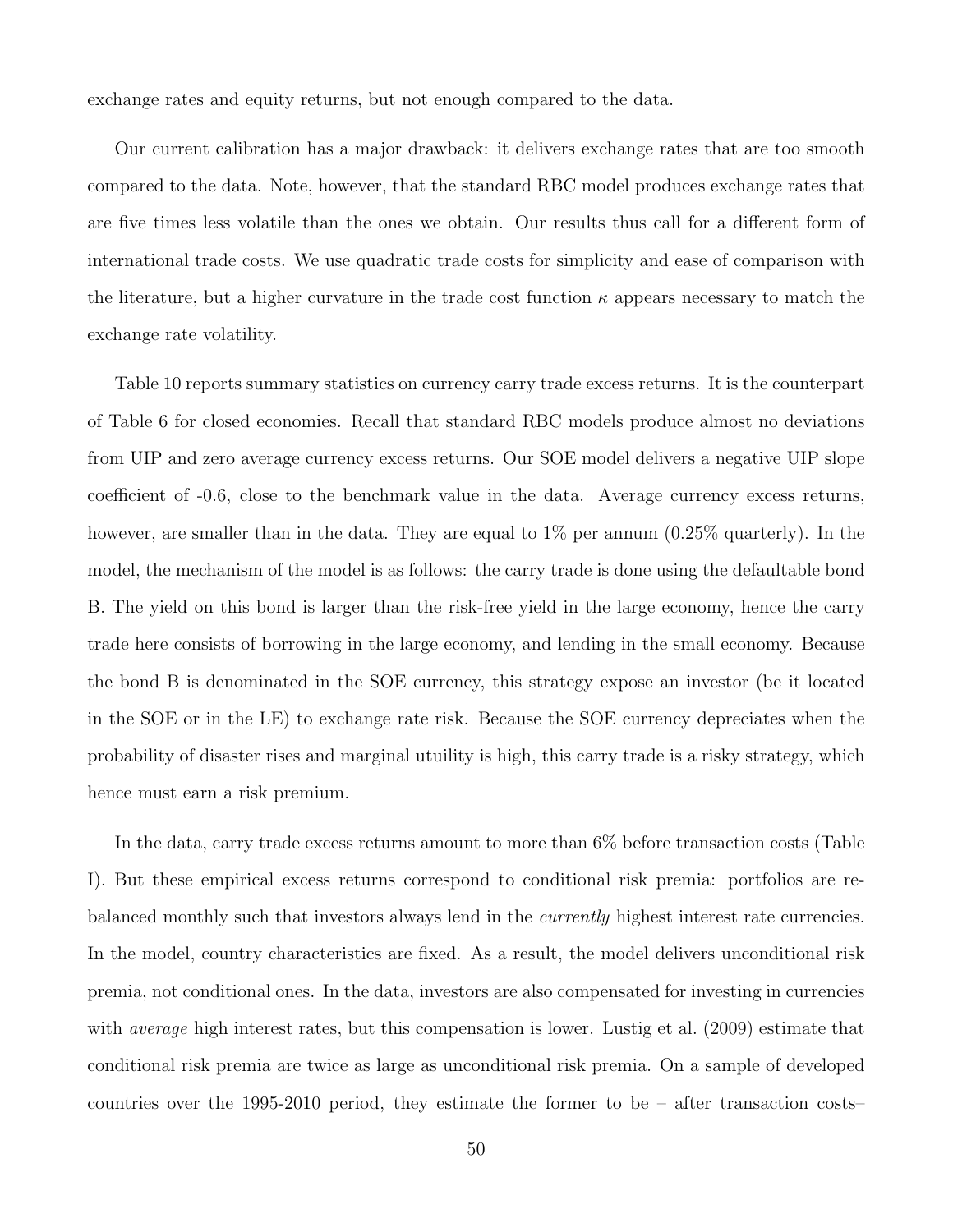exchange rates and equity returns, but not enough compared to the data.

Our current calibration has a major drawback: it delivers exchange rates that are too smooth compared to the data. Note, however, that the standard RBC model produces exchange rates that are five times less volatile than the ones we obtain. Our results thus call for a different form of international trade costs. We use quadratic trade costs for simplicity and ease of comparison with the literature, but a higher curvature in the trade cost function $\kappa$ appears necessary to match the exchange rate volatility.

Table 10 reports summary statistics on currency carry trade excess returns. It is the counterpart of Table 6 for closed economies. Recall that standard RBC models produce almost no deviations from UIP and zero average currency excess returns. Our SOE model delivers a negative UIP slope coefficient of -0.6, close to the benchmark value in the data. Average currency excess returns, however, are smaller than in the data. They are equal to 1% per annum (0.25% quarterly). In the model, the mechanism of the model is as follows: the carry trade is done using the defaultable bond B. The yield on this bond is larger than the risk-free yield in the large economy, hence the carry trade here consists of borrowing in the large economy, and lending in the small economy. Because the bond B is denominated in the SOE currency, this strategy expose an investor (be it located in the SOE or in the LE) to exchange rate risk. Because the SOE currency depreciates when the probability of disaster rises and marginal utuility is high, this carry trade is a risky strategy, which hence must earn a risk premium.

In the data, carry trade excess returns amount to more than 6% before transaction costs (Table I). But these empirical excess returns correspond to conditional risk premia: portfolios are rebalanced monthly such that investors always lend in the *currently* highest interest rate currencies. In the model, country characteristics are fixed. As a result, the model delivers unconditional risk premia, not conditional ones. In the data, investors are also compensated for investing in currencies with *average* high interest rates, but this compensation is lower. Lustig et al. (2009) estimate that conditional risk premia are twice as large as unconditional risk premia. On a sample of developed countries over the 1995-2010 period, they estimate the former to be – after transaction costs–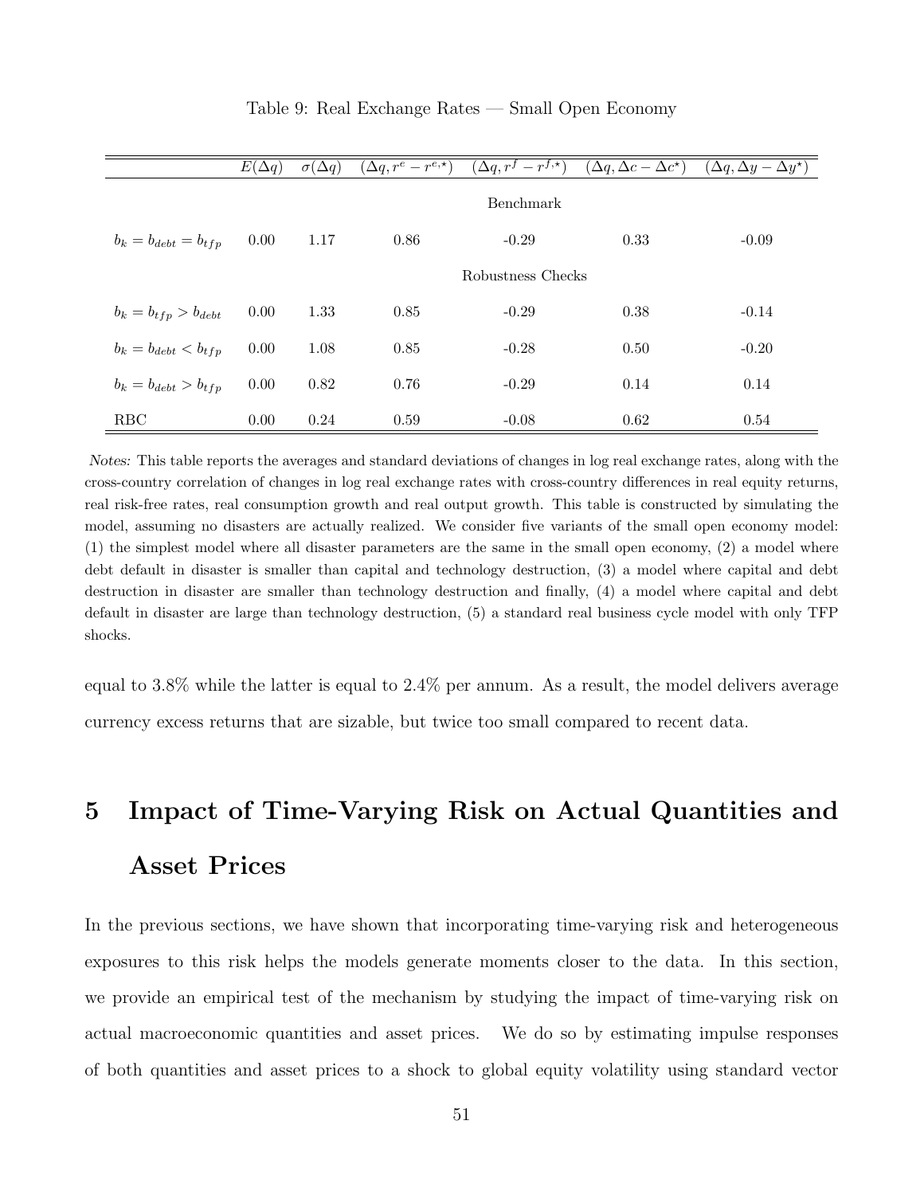Table 9: Real Exchange Rates — Small Open Economy

| | $E(\Delta q)$ | $\sigma(\Delta q)$ | $(\Delta q, r^e - r^{e,\star})$ | $(\Delta q, r^f - r^{f,\star})$ | $(\Delta q, \Delta c - \Delta c^{\star})$ | $(\Delta q, \Delta y - \Delta y^{\star})$ |
|---|---|---|---|---|---|---|
| | | | | Benchmark | | |
| $b_k = b_{debt} = b_{tfp}$ | 0.00 | 1.17 | 0.86 | -0.29 | 0.33 | -0.09 |
| | | | | Robustness Checks | | |
| $b_k = b_{tfp} > b_{debt}$ | 0.00 | 1.33 | 0.85 | -0.29 | 0.38 | -0.14 |
| $b_k = b_{debt} < b_{tfp}$ | 0.00 | 1.08 | 0.85 | -0.28 | 0.50 | -0.20 |
| $b_k = b_{debt} > b_{tfp}$ | 0.00 | 0.82 | 0.76 | -0.29 | 0.14 | 0.14 |
| RBC | 0.00 | 0.24 | 0.59 | -0.08 | 0.62 | 0.54 |

*Notes:* This table reports the averages and standard deviations of changes in log real exchange rates, along with the cross-country correlation of changes in log real exchange rates with cross-country differences in real equity returns, real risk-free rates, real consumption growth and real output growth. This table is constructed by simulating the model, assuming no disasters are actually realized. We consider five variants of the small open economy model: (1) the simplest model where all disaster parameters are the same in the small open economy, (2) a model where debt default in disaster is smaller than capital and technology destruction, (3) a model where capital and debt destruction in disaster are smaller than technology destruction and finally, (4) a model where capital and debt default in disaster are large than technology destruction, (5) a standard real business cycle model with only TFP shocks.

equal to 3.8% while the latter is equal to 2.4% per annum. As a result, the model delivers average currency excess returns that are sizable, but twice too small compared to recent data.

# 5 Impact of Time-Varying Risk on Actual Quantities and Asset Prices

In the previous sections, we have shown that incorporating time-varying risk and heterogeneous exposures to this risk helps the models generate moments closer to the data. In this section, we provide an empirical test of the mechanism by studying the impact of time-varying risk on actual macroeconomic quantities and asset prices. We do so by estimating impulse responses of both quantities and asset prices to a shock to global equity volatility using standard vector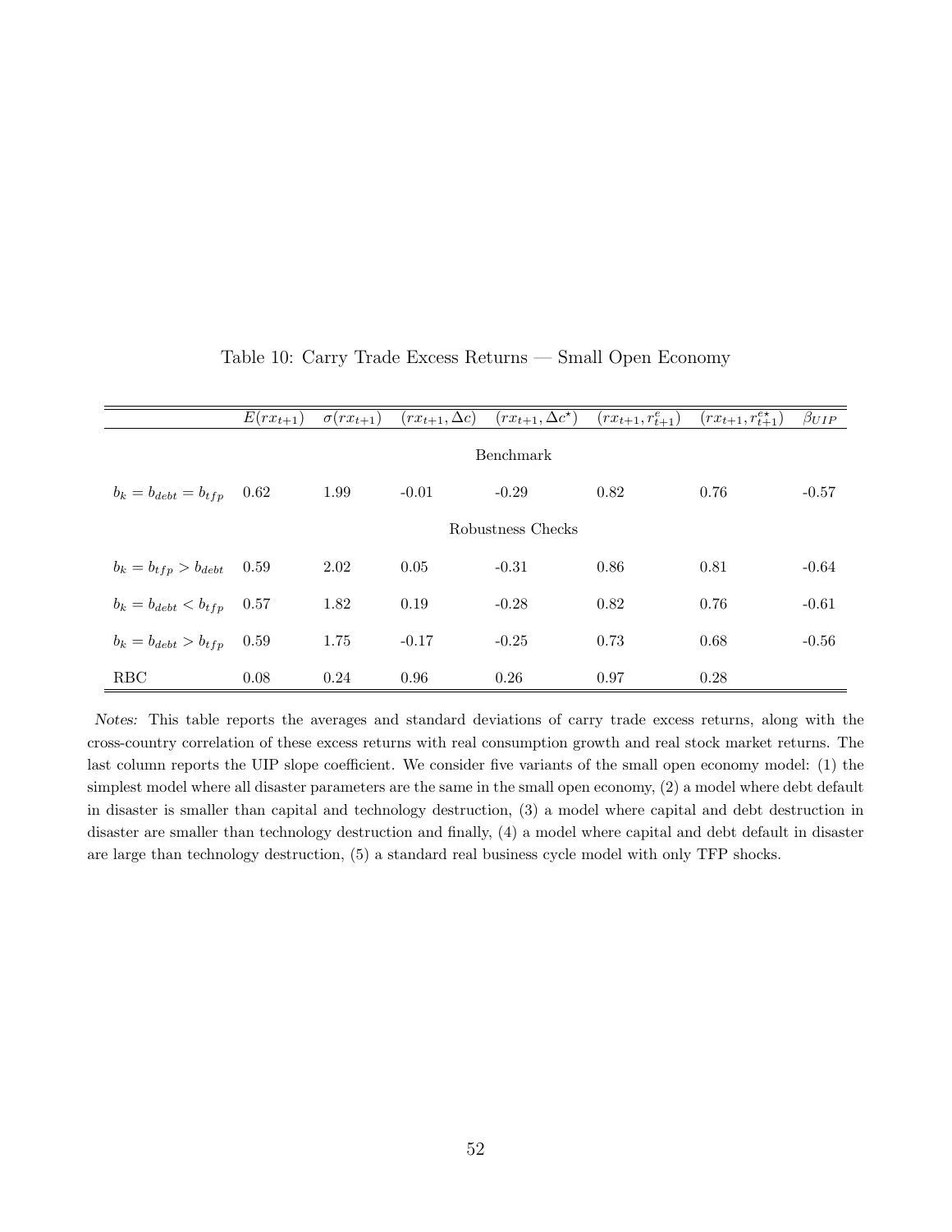Table 10: Carry Trade Excess Returns — Small Open Economy

| | $E(rx_{t+1})$ | $\sigma(rx_{t+1})$ | $(rx_{t+1}, \Delta c)$ | $(rx_{t+1}, \Delta c^{\star})$ | $(rx_{t+1}, r^{e}_{t+1})$ | $(rx_{t+1}, r^{e\star}_{t+1})$ | $\beta_{UIP}$ |
|---|---|---|---|---|---|---|---|
| | | | | Benchmark | | | |
| $b_k = b_{debt} = b_{tfp}$ | 0.62 | 1.99 | -0.01 | -0.29 | 0.82 | 0.76 | -0.57 |
| | | | | Robustness Checks | | | |
| $b_k = b_{tfp} > b_{debt}$ | 0.59 | 2.02 | 0.05 | -0.31 | 0.86 | 0.81 | -0.64 |
| $b_k = b_{debt} < b_{tfp}$ | 0.57 | 1.82 | 0.19 | -0.28 | 0.82 | 0.76 | -0.61 |
| $b_k = b_{debt} > b_{tfp}$ | 0.59 | 1.75 | -0.17 | -0.25 | 0.73 | 0.68 | -0.56 |
| RBC | 0.08 | 0.24 | 0.96 | 0.26 | 0.97 | 0.28 | |

*Notes:* This table reports the averages and standard deviations of carry trade excess returns, along with the cross-country correlation of these excess returns with real consumption growth and real stock market returns. The last column reports the UIP slope coefficient. We consider five variants of the small open economy model: (1) the simplest model where all disaster parameters are the same in the small open economy, (2) a model where debt default in disaster is smaller than capital and technology destruction, (3) a model where capital and debt destruction in disaster are smaller than technology destruction and finally, (4) a model where capital and debt default in disaster are large than technology destruction, (5) a standard real business cycle model with only TFP shocks.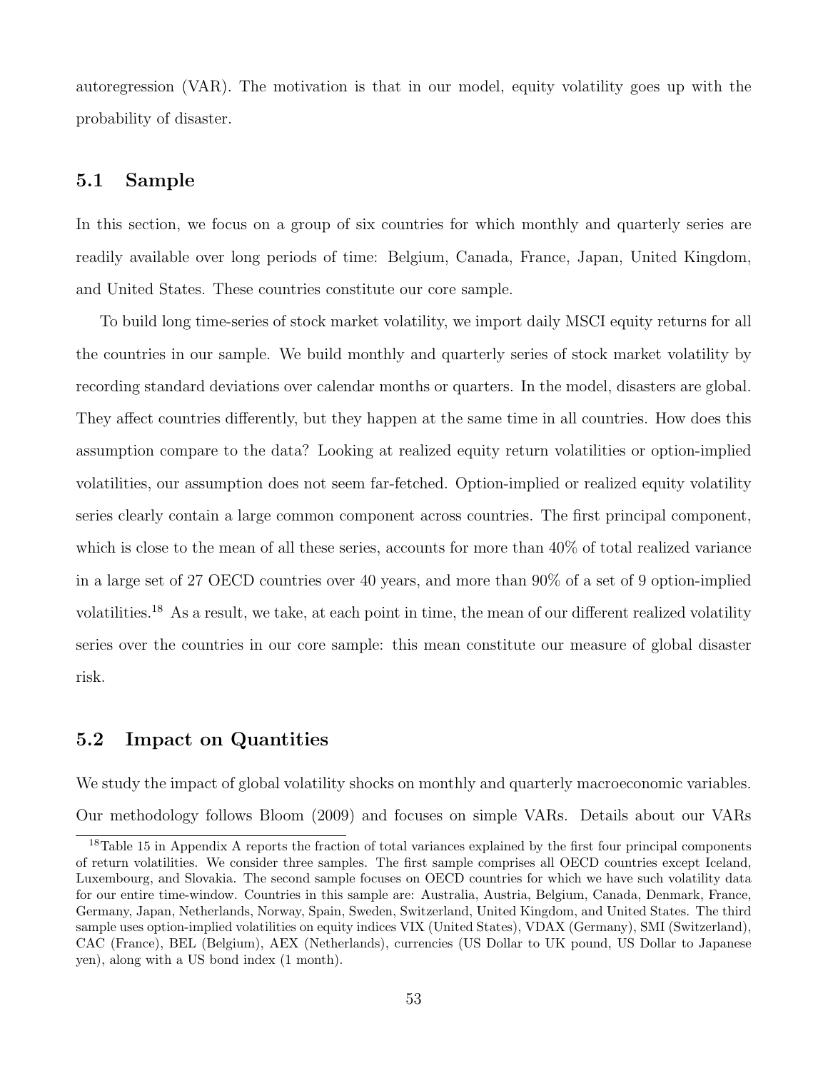autoregression (VAR). The motivation is that in our model, equity volatility goes up with the probability of disaster.

## 5.1 Sample

In this section, we focus on a group of six countries for which monthly and quarterly series are readily available over long periods of time: Belgium, Canada, France, Japan, United Kingdom, and United States. These countries constitute our core sample.

To build long time-series of stock market volatility, we import daily MSCI equity returns for all the countries in our sample. We build monthly and quarterly series of stock market volatility by recording standard deviations over calendar months or quarters. In the model, disasters are global. They affect countries differently, but they happen at the same time in all countries. How does this assumption compare to the data? Looking at realized equity return volatilities or option-implied volatilities, our assumption does not seem far-fetched. Option-implied or realized equity volatility series clearly contain a large common component across countries. The first principal component, which is close to the mean of all these series, accounts for more than 40% of total realized variance in a large set of 27 OECD countries over 40 years, and more than 90% of a set of 9 option-implied volatilities.[18] As a result, we take, at each point in time, the mean of our different realized volatility series over the countries in our core sample: this mean constitute our measure of global disaster risk.

## 5.2 Impact on Quantities

We study the impact of global volatility shocks on monthly and quarterly macroeconomic variables. Our methodology follows Bloom (2009) and focuses on simple VARs. Details about our VARs

[18] Table 15 in Appendix A reports the fraction of total variances explained by the first four principal components of return volatilities. We consider three samples. The first sample comprises all OECD countries except Iceland, Luxembourg, and Slovakia. The second sample focuses on OECD countries for which we have such volatility data for our entire time-window. Countries in this sample are: Australia, Austria, Belgium, Canada, Denmark, France, Germany, Japan, Netherlands, Norway, Spain, Sweden, Switzerland, United Kingdom, and United States. The third sample uses option-implied volatilities on equity indices VIX (United States), VDAX (Germany), SMI (Switzerland), CAC (France), BEL (Belgium), AEX (Netherlands), currencies (US Dollar to UK pound, US Dollar to Japanese yen), along with a US bond index (1 month).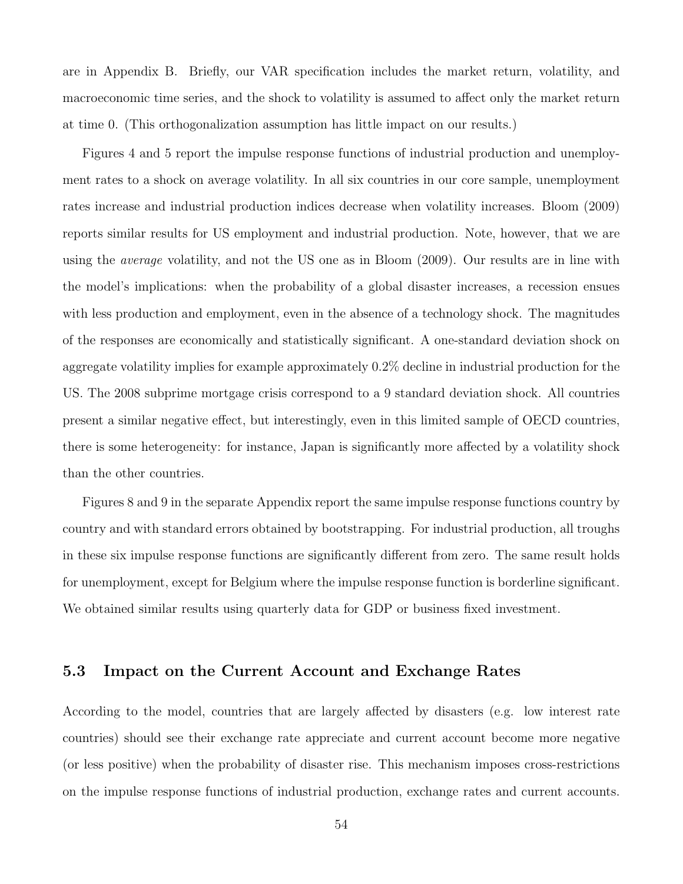are in Appendix B. Briefly, our VAR specification includes the market return, volatility, and macroeconomic time series, and the shock to volatility is assumed to affect only the market return at time 0. (This orthogonalization assumption has little impact on our results.)

Figures 4 and 5 report the impulse response functions of industrial production and unemployment rates to a shock on average volatility. In all six countries in our core sample, unemployment rates increase and industrial production indices decrease when volatility increases. Bloom (2009) reports similar results for US employment and industrial production. Note, however, that we are using the *average* volatility, and not the US one as in Bloom (2009). Our results are in line with the model's implications: when the probability of a global disaster increases, a recession ensues with less production and employment, even in the absence of a technology shock. The magnitudes of the responses are economically and statistically significant. A one-standard deviation shock on aggregate volatility implies for example approximately 0.2% decline in industrial production for the US. The 2008 subprime mortgage crisis correspond to a 9 standard deviation shock. All countries present a similar negative effect, but interestingly, even in this limited sample of OECD countries, there is some heterogeneity: for instance, Japan is significantly more affected by a volatility shock than the other countries.

Figures 8 and 9 in the separate Appendix report the same impulse response functions country by country and with standard errors obtained by bootstrapping. For industrial production, all troughs in these six impulse response functions are significantly different from zero. The same result holds for unemployment, except for Belgium where the impulse response function is borderline significant. We obtained similar results using quarterly data for GDP or business fixed investment.

### 5.3 Impact on the Current Account and Exchange Rates

According to the model, countries that are largely affected by disasters (e.g. low interest rate countries) should see their exchange rate appreciate and current account become more negative (or less positive) when the probability of disaster rise. This mechanism imposes cross-restrictions on the impulse response functions of industrial production, exchange rates and current accounts.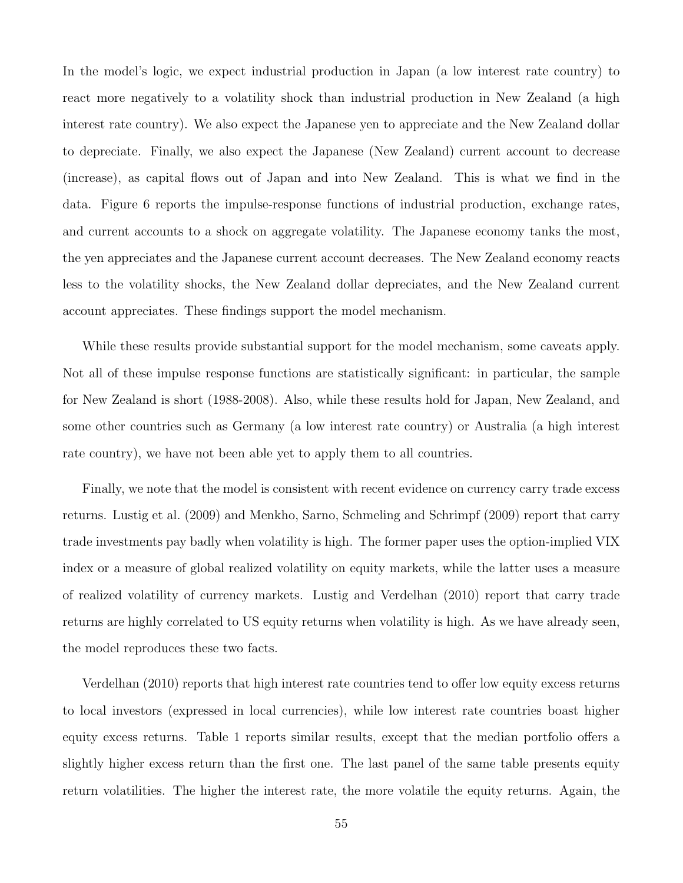In the model's logic, we expect industrial production in Japan (a low interest rate country) to react more negatively to a volatility shock than industrial production in New Zealand (a high interest rate country). We also expect the Japanese yen to appreciate and the New Zealand dollar to depreciate. Finally, we also expect the Japanese (New Zealand) current account to decrease (increase), as capital flows out of Japan and into New Zealand. This is what we find in the data. Figure 6 reports the impulse-response functions of industrial production, exchange rates, and current accounts to a shock on aggregate volatility. The Japanese economy tanks the most, the yen appreciates and the Japanese current account decreases. The New Zealand economy reacts less to the volatility shocks, the New Zealand dollar depreciates, and the New Zealand current account appreciates. These findings support the model mechanism.

While these results provide substantial support for the model mechanism, some caveats apply. Not all of these impulse response functions are statistically significant: in particular, the sample for New Zealand is short (1988-2008). Also, while these results hold for Japan, New Zealand, and some other countries such as Germany (a low interest rate country) or Australia (a high interest rate country), we have not been able yet to apply them to all countries.

Finally, we note that the model is consistent with recent evidence on currency carry trade excess returns. Lustig et al. (2009) and Menkho, Sarno, Schmeling and Schrimpf (2009) report that carry trade investments pay badly when volatility is high. The former paper uses the option-implied VIX index or a measure of global realized volatility on equity markets, while the latter uses a measure of realized volatility of currency markets. Lustig and Verdelhan (2010) report that carry trade returns are highly correlated to US equity returns when volatility is high. As we have already seen, the model reproduces these two facts.

Verdelhan (2010) reports that high interest rate countries tend to offer low equity excess returns to local investors (expressed in local currencies), while low interest rate countries boast higher equity excess returns. Table 1 reports similar results, except that the median portfolio offers a slightly higher excess return than the first one. The last panel of the same table presents equity return volatilities. The higher the interest rate, the more volatile the equity returns. Again, the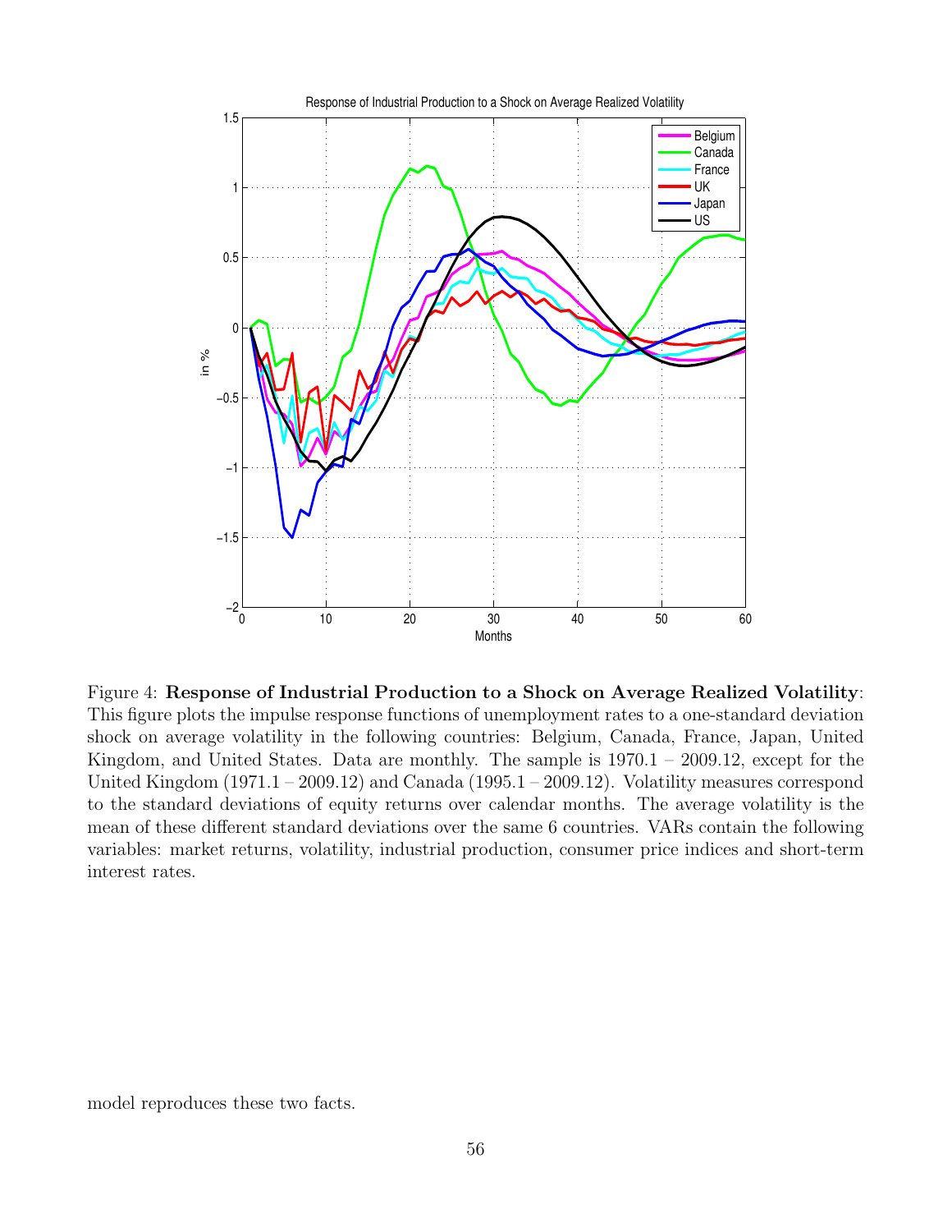Figure 4: **Response of Industrial Production to a Shock on Average Realized Volatility**: This figure plots the impulse response functions of unemployment rates to a one-standard deviation shock on average volatility in the following countries: Belgium, Canada, France, Japan, United Kingdom, and United States. Data are monthly. The sample is 1970.1 – 2009.12, except for the United Kingdom (1971.1 – 2009.12) and Canada (1995.1 – 2009.12). Volatility measures correspond to the standard deviations of equity returns over calendar months. The average volatility is the mean of these different standard deviations over the same 6 countries. VARs contain the following variables: market returns, volatility, industrial production, consumer price indices and short-term interest rates.

model reproduces these two facts.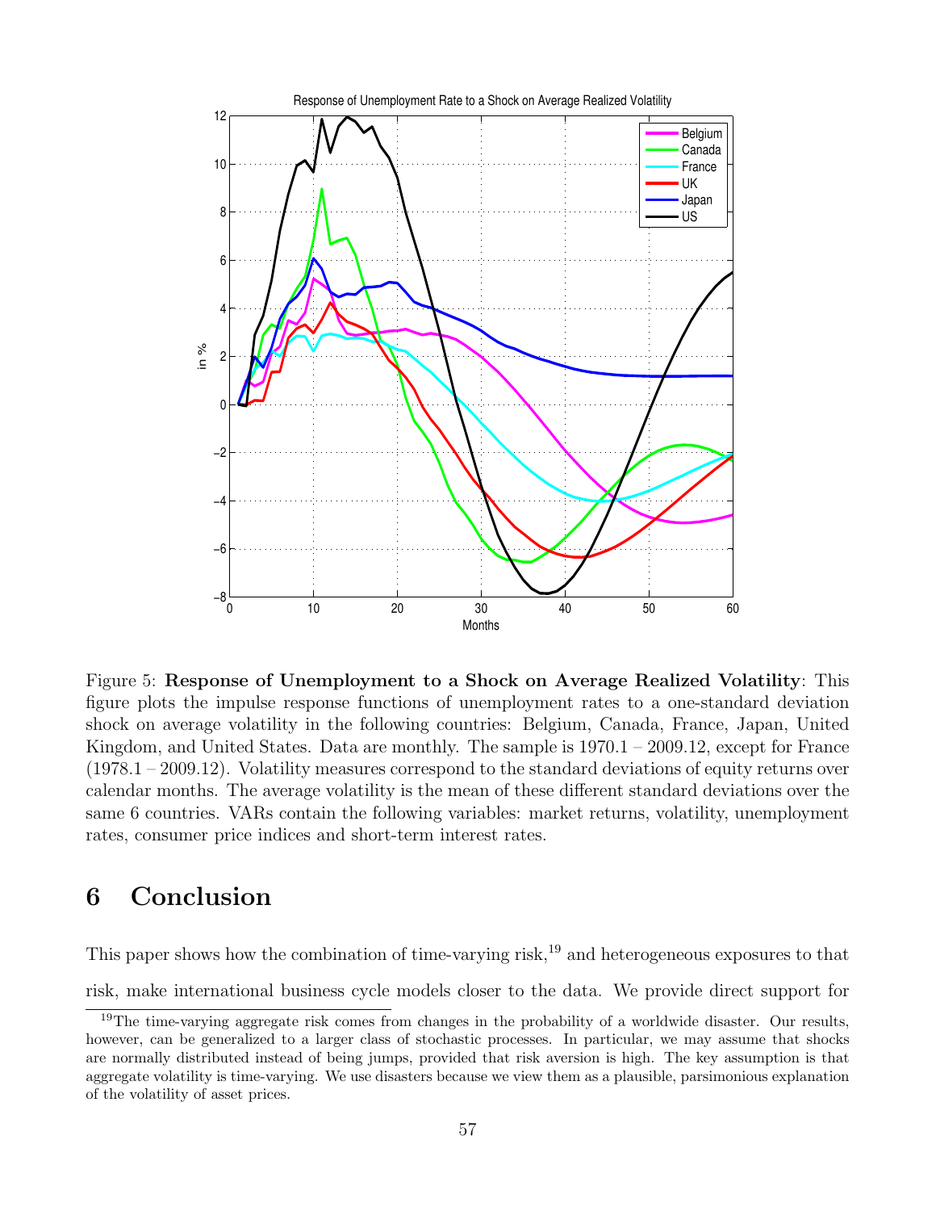Figure 5: **Response of Unemployment to a Shock on Average Realized Volatility**: This figure plots the impulse response functions of unemployment rates to a one-standard deviation shock on average volatility in the following countries: Belgium, Canada, France, Japan, United Kingdom, and United States. Data are monthly. The sample is 1970.1 – 2009.12, except for France (1978.1 – 2009.12). Volatility measures correspond to the standard deviations of equity returns over calendar months. The average volatility is the mean of these different standard deviations over the same 6 countries. VARs contain the following variables: market returns, volatility, unemployment rates, consumer price indices and short-term interest rates.

## 6 Conclusion

This paper shows how the combination of time-varying risk,[19] and heterogeneous exposures to that risk, make international business cycle models closer to the data. We provide direct support for

[19] The time-varying aggregate risk comes from changes in the probability of a worldwide disaster. Our results, however, can be generalized to a larger class of stochastic processes. In particular, we may assume that shocks are normally distributed instead of being jumps, provided that risk aversion is high. The key assumption is that aggregate volatility is time-varying. We use disasters because we view them as a plausible, parsimonious explanation of the volatility of asset prices.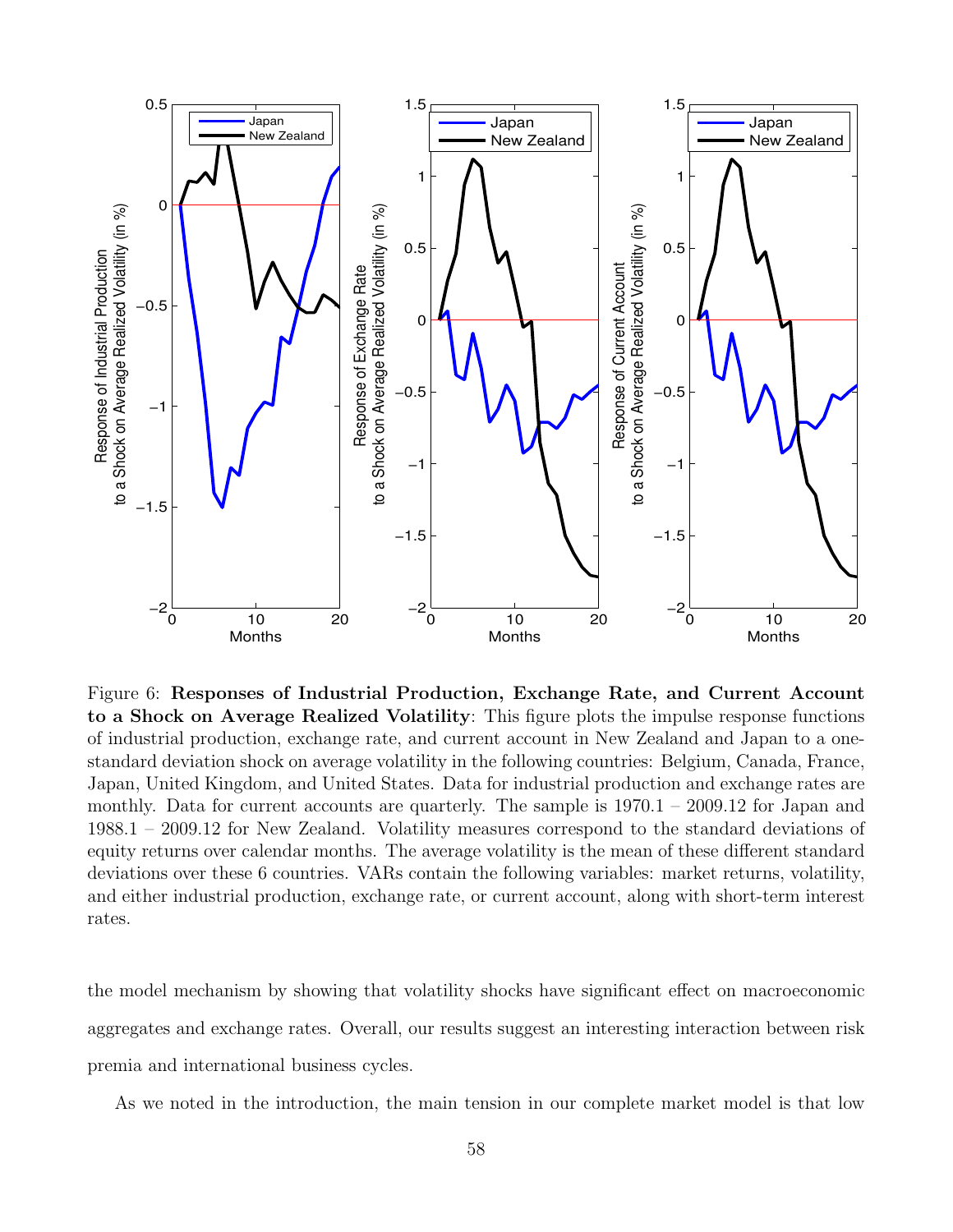Figure 6: **Responses of Industrial Production, Exchange Rate, and Current Account to a Shock on Average Realized Volatility**: This figure plots the impulse response functions of industrial production, exchange rate, and current account in New Zealand and Japan to a one-standard deviation shock on average volatility in the following countries: Belgium, Canada, France, Japan, United Kingdom, and United States. Data for industrial production and exchange rates are monthly. Data for current accounts are quarterly. The sample is 1970.1 – 2009.12 for Japan and 1988.1 – 2009.12 for New Zealand. Volatility measures correspond to the standard deviations of equity returns over calendar months. The average volatility is the mean of these different standard deviations over these 6 countries. VARs contain the following variables: market returns, volatility, and either industrial production, exchange rate, or current account, along with short-term interest rates.

the model mechanism by showing that volatility shocks have significant effect on macroeconomic aggregates and exchange rates. Overall, our results suggest an interesting interaction between risk premia and international business cycles.

As we noted in the introduction, the main tension in our complete market model is that low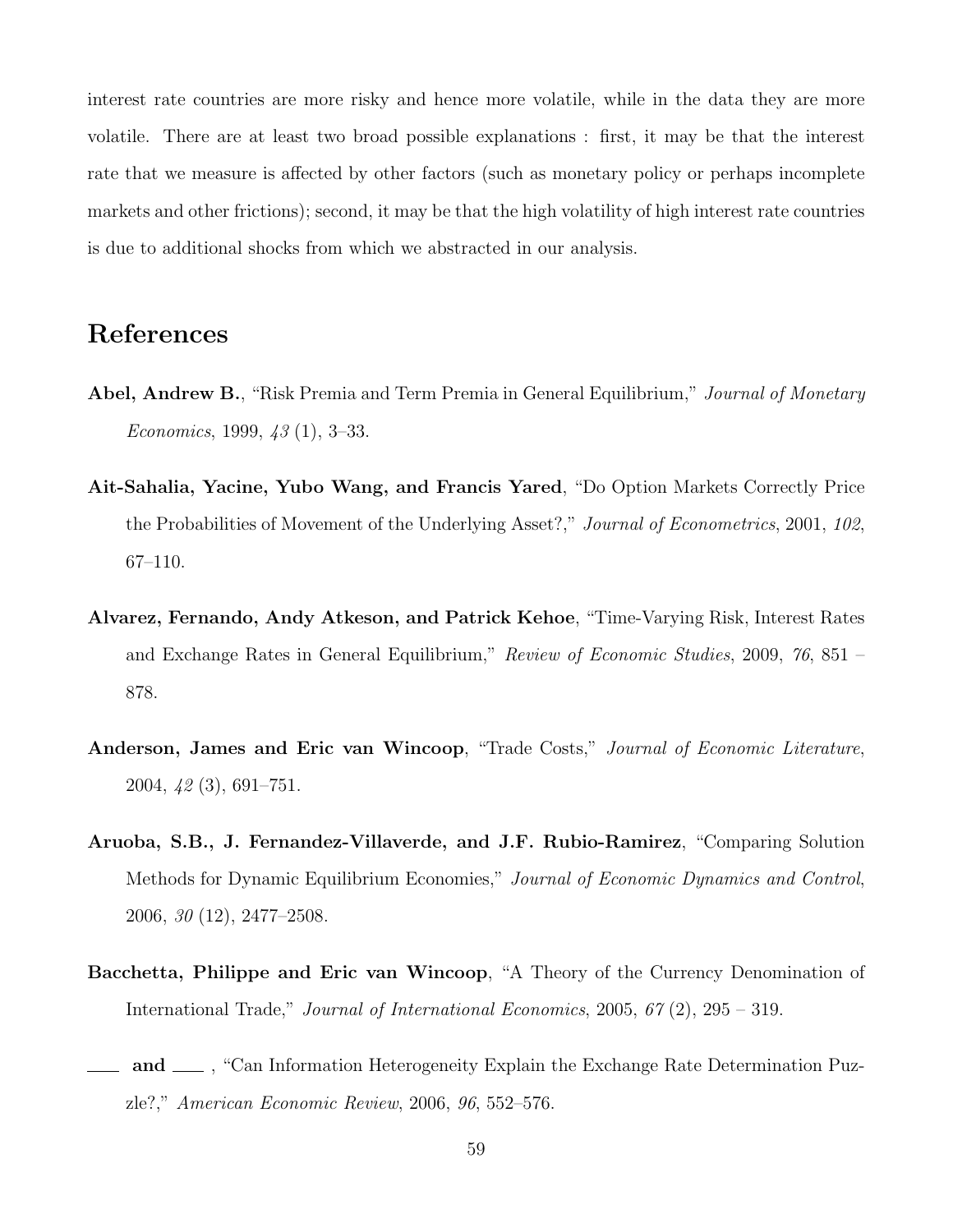interest rate countries are more risky and hence more volatile, while in the data they are more volatile. There are at least two broad possible explanations : first, it may be that the interest rate that we measure is affected by other factors (such as monetary policy or perhaps incomplete markets and other frictions); second, it may be that the high volatility of high interest rate countries is due to additional shocks from which we abstracted in our analysis.

# References

**Abel, Andrew B.**, "Risk Premia and Term Premia in General Equilibrium," *Journal of Monetary Economics*, 1999, *43* (1), 3–33.

**Ait-Sahalia, Yacine, Yubo Wang, and Francis Yared**, "Do Option Markets Correctly Price the Probabilities of Movement of the Underlying Asset?," *Journal of Econometrics*, 2001, *102*, 67–110.

**Alvarez, Fernando, Andy Atkeson, and Patrick Kehoe**, "Time-Varying Risk, Interest Rates and Exchange Rates in General Equilibrium," *Review of Economic Studies*, 2009, *76*, 851 – 878.

**Anderson, James and Eric van Wincoop**, "Trade Costs," *Journal of Economic Literature*, 2004, *42* (3), 691–751.

**Aruoba, S.B., J. Fernandez-Villaverde, and J.F. Rubio-Ramirez**, "Comparing Solution Methods for Dynamic Equilibrium Economies," *Journal of Economic Dynamics and Control*, 2006, *30* (12), 2477–2508.

**Bacchetta, Philippe and Eric van Wincoop**, "A Theory of the Currency Denomination of International Trade," *Journal of International Economics*, 2005, *67* (2), 295 – 319.

**\_\_\_ and \_\_\_** , "Can Information Heterogeneity Explain the Exchange Rate Determination Puzzle?," *American Economic Review*, 2006, *96*, 552–576.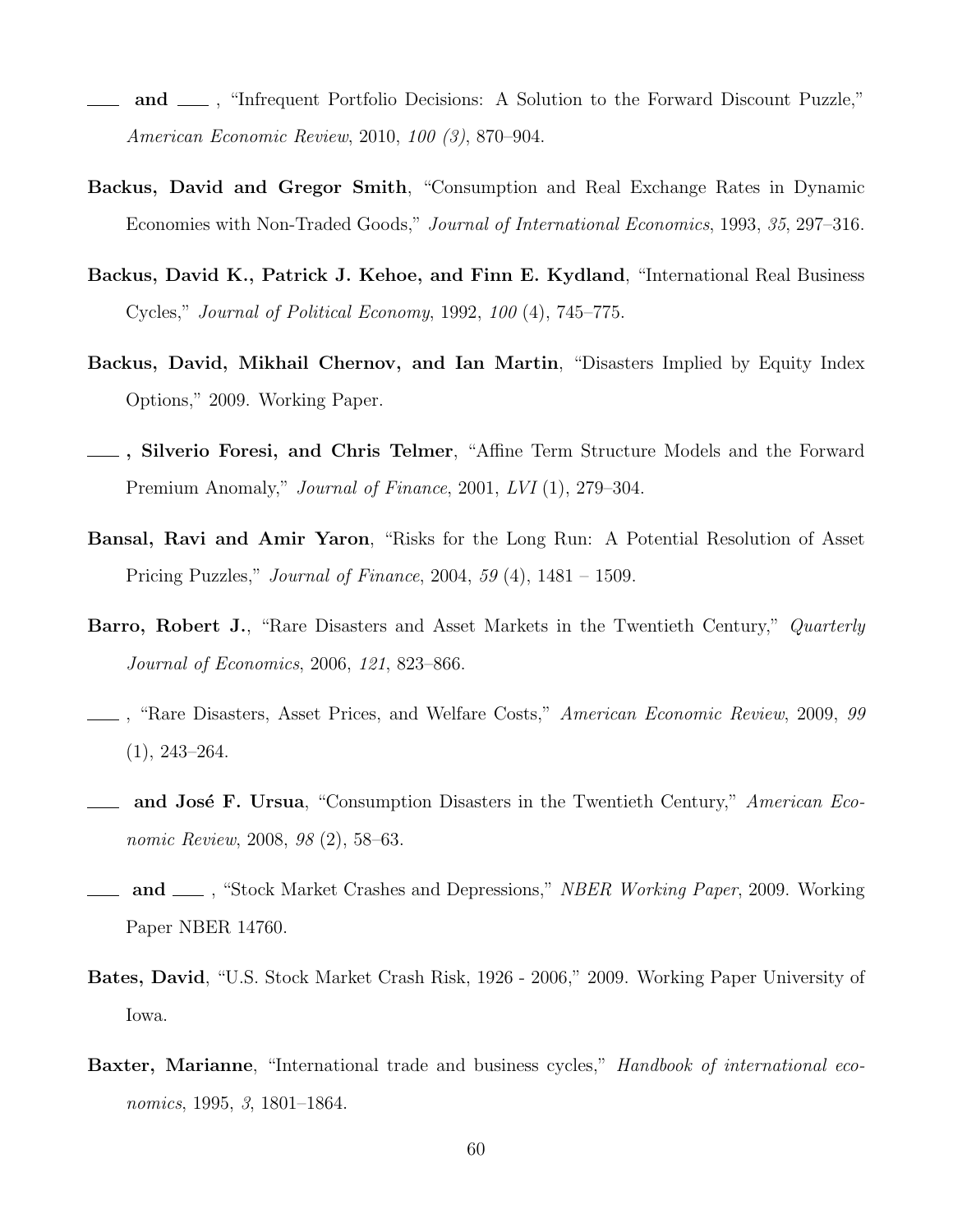\_\_\_\_ **and** \_\_\_\_ , "Infrequent Portfolio Decisions: A Solution to the Forward Discount Puzzle," *American Economic Review*, 2010, *100 (3)*, 870–904.

**Backus, David and Gregor Smith**, "Consumption and Real Exchange Rates in Dynamic Economies with Non-Traded Goods," *Journal of International Economics*, 1993, *35*, 297–316.

**Backus, David K., Patrick J. Kehoe, and Finn E. Kydland**, "International Real Business Cycles," *Journal of Political Economy*, 1992, *100* (4), 745–775.

**Backus, David, Mikhail Chernov, and Ian Martin**, "Disasters Implied by Equity Index Options," 2009. Working Paper.

\_\_\_\_ **, Silverio Foresi, and Chris Telmer**, "Affine Term Structure Models and the Forward Premium Anomaly," *Journal of Finance*, 2001, *LVI* (1), 279–304.

**Bansal, Ravi and Amir Yaron**, "Risks for the Long Run: A Potential Resolution of Asset Pricing Puzzles," *Journal of Finance*, 2004, *59* (4), 1481 – 1509.

**Barro, Robert J.**, "Rare Disasters and Asset Markets in the Twentieth Century," *Quarterly Journal of Economics*, 2006, *121*, 823–866.

\_\_\_\_ , "Rare Disasters, Asset Prices, and Welfare Costs," *American Economic Review*, 2009, *99* (1), 243–264.

\_\_\_\_ **and José F. Ursua**, "Consumption Disasters in the Twentieth Century," *American Economic Review*, 2008, *98* (2), 58–63.

\_\_\_\_ **and** \_\_\_\_ , "Stock Market Crashes and Depressions," *NBER Working Paper*, 2009. Working Paper NBER 14760.

**Bates, David**, "U.S. Stock Market Crash Risk, 1926 - 2006," 2009. Working Paper University of Iowa.

**Baxter, Marianne**, "International trade and business cycles," *Handbook of international economics*, 1995, *3*, 1801–1864.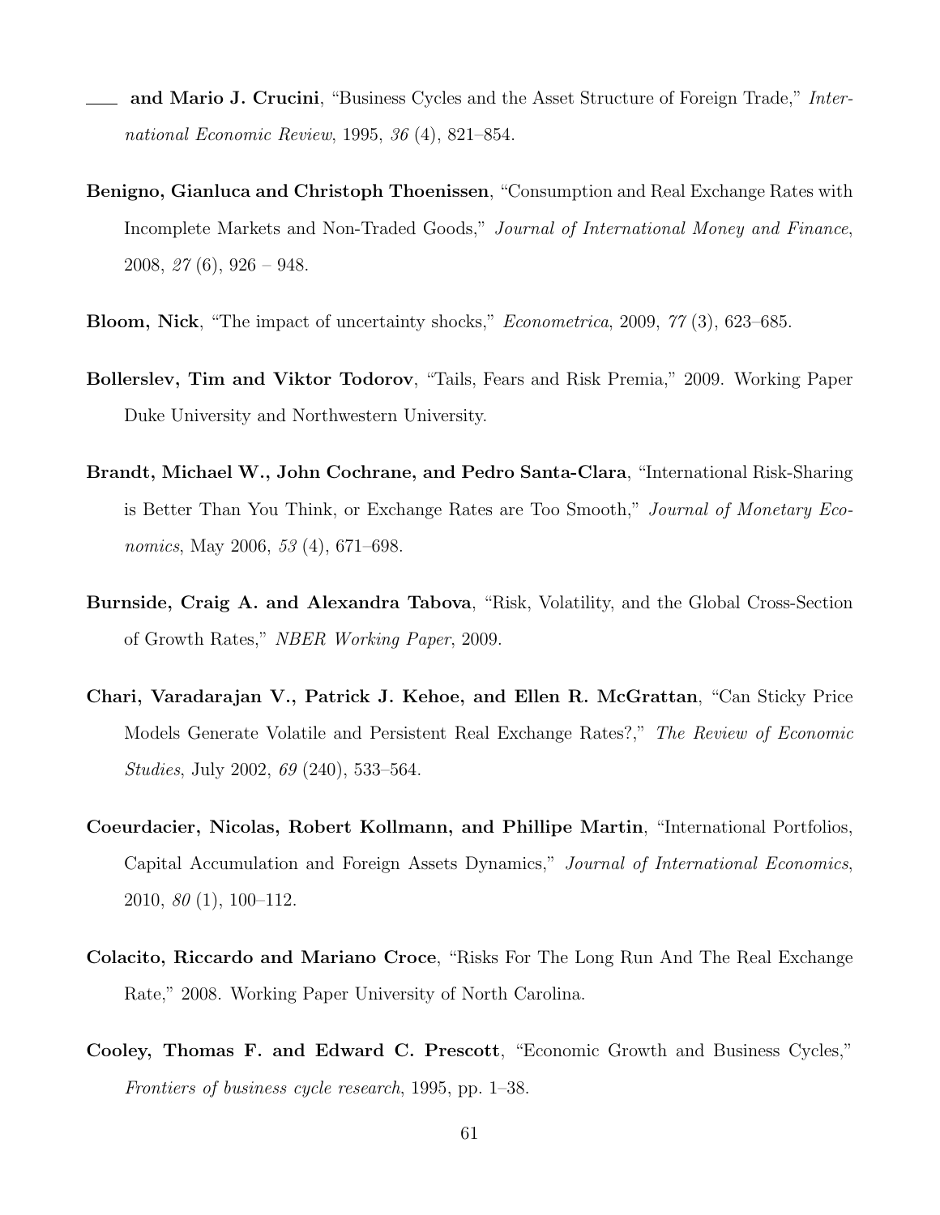\_\_\_\_ **and Mario J. Crucini**, "Business Cycles and the Asset Structure of Foreign Trade," *International Economic Review*, 1995, *36* (4), 821–854.

**Benigno, Gianluca and Christoph Thoenissen**, "Consumption and Real Exchange Rates with Incomplete Markets and Non-Traded Goods," *Journal of International Money and Finance*, 2008, *27* (6), 926 – 948.

**Bloom, Nick**, "The impact of uncertainty shocks," *Econometrica*, 2009, *77* (3), 623–685.

**Bollerslev, Tim and Viktor Todorov**, "Tails, Fears and Risk Premia," 2009. Working Paper Duke University and Northwestern University.

**Brandt, Michael W., John Cochrane, and Pedro Santa-Clara**, "International Risk-Sharing is Better Than You Think, or Exchange Rates are Too Smooth," *Journal of Monetary Economics*, May 2006, *53* (4), 671–698.

**Burnside, Craig A. and Alexandra Tabova**, "Risk, Volatility, and the Global Cross-Section of Growth Rates," *NBER Working Paper*, 2009.

**Chari, Varadarajan V., Patrick J. Kehoe, and Ellen R. McGrattan**, "Can Sticky Price Models Generate Volatile and Persistent Real Exchange Rates?," *The Review of Economic Studies*, July 2002, *69* (240), 533–564.

**Coeurdacier, Nicolas, Robert Kollmann, and Phillipe Martin**, "International Portfolios, Capital Accumulation and Foreign Assets Dynamics," *Journal of International Economics*, 2010, *80* (1), 100–112.

**Colacito, Riccardo and Mariano Croce**, "Risks For The Long Run And The Real Exchange Rate," 2008. Working Paper University of North Carolina.

**Cooley, Thomas F. and Edward C. Prescott**, "Economic Growth and Business Cycles," *Frontiers of business cycle research*, 1995, pp. 1–38.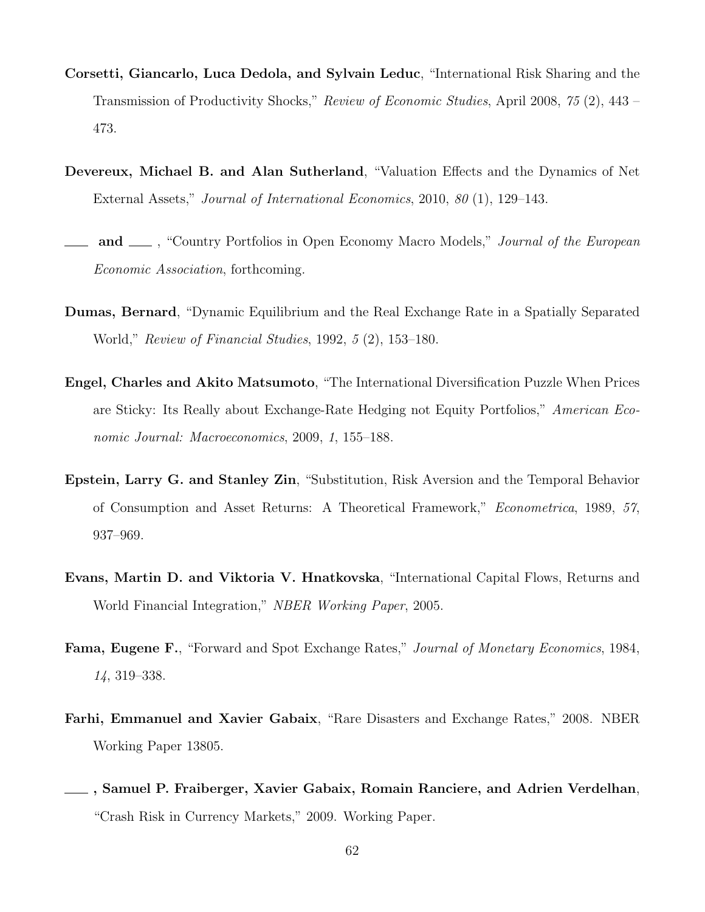**Corsetti, Giancarlo, Luca Dedola, and Sylvain Leduc**, "International Risk Sharing and the Transmission of Productivity Shocks," *Review of Economic Studies*, April 2008, *75* (2), 443 – 473.

**Devereux, Michael B. and Alan Sutherland**, "Valuation Effects and the Dynamics of Net External Assets," *Journal of International Economics*, 2010, *80* (1), 129–143.

**___ and ___** , "Country Portfolios in Open Economy Macro Models," *Journal of the European Economic Association*, forthcoming.

**Dumas, Bernard**, "Dynamic Equilibrium and the Real Exchange Rate in a Spatially Separated World," *Review of Financial Studies*, 1992, *5* (2), 153–180.

**Engel, Charles and Akito Matsumoto**, "The International Diversification Puzzle When Prices are Sticky: Its Really about Exchange-Rate Hedging not Equity Portfolios," *American Economic Journal: Macroeconomics*, 2009, *1*, 155–188.

**Epstein, Larry G. and Stanley Zin**, "Substitution, Risk Aversion and the Temporal Behavior of Consumption and Asset Returns: A Theoretical Framework," *Econometrica*, 1989, *57*, 937–969.

**Evans, Martin D. and Viktoria V. Hnatkovska**, "International Capital Flows, Returns and World Financial Integration," *NBER Working Paper*, 2005.

**Fama, Eugene F.**, "Forward and Spot Exchange Rates," *Journal of Monetary Economics*, 1984, *14*, 319–338.

**Farhi, Emmanuel and Xavier Gabaix**, "Rare Disasters and Exchange Rates," 2008. NBER Working Paper 13805.

**___ , Samuel P. Fraiberger, Xavier Gabaix, Romain Ranciere, and Adrien Verdelhan**, "Crash Risk in Currency Markets," 2009. Working Paper.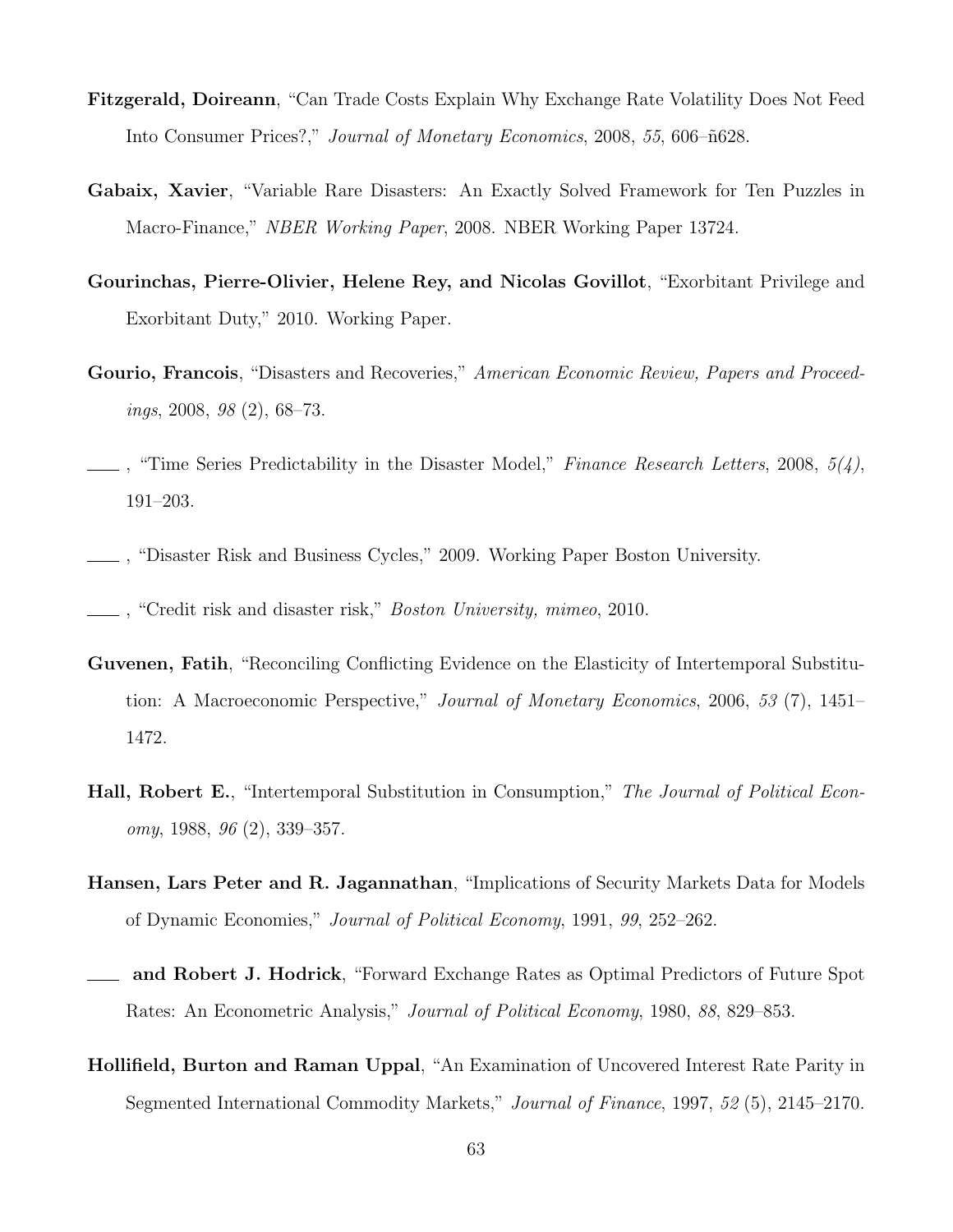**Fitzgerald, Doireann**, "Can Trade Costs Explain Why Exchange Rate Volatility Does Not Feed Into Consumer Prices?," *Journal of Monetary Economics*, 2008, *55*, 606–ñ628.

**Gabaix, Xavier**, "Variable Rare Disasters: An Exactly Solved Framework for Ten Puzzles in Macro-Finance," *NBER Working Paper*, 2008. NBER Working Paper 13724.

**Gourinchas, Pierre-Olivier, Helene Rey, and Nicolas Govillot**, "Exorbitant Privilege and Exorbitant Duty," 2010. Working Paper.

**Gourio, Francois**, "Disasters and Recoveries," *American Economic Review, Papers and Proceedings*, 2008, *98* (2), 68–73.

____ , "Time Series Predictability in the Disaster Model," *Finance Research Letters*, 2008, *5(4)*, 191–203.

____ , "Disaster Risk and Business Cycles," 2009. Working Paper Boston University.

____ , "Credit risk and disaster risk," *Boston University, mimeo*, 2010.

**Guvenen, Fatih**, "Reconciling Conflicting Evidence on the Elasticity of Intertemporal Substitution: A Macroeconomic Perspective," *Journal of Monetary Economics*, 2006, *53* (7), 1451–1472.

**Hall, Robert E.**, "Intertemporal Substitution in Consumption," *The Journal of Political Economy*, 1988, *96* (2), 339–357.

**Hansen, Lars Peter and R. Jagannathan**, "Implications of Security Markets Data for Models of Dynamic Economies," *Journal of Political Economy*, 1991, *99*, 252–262.

____ **and Robert J. Hodrick**, "Forward Exchange Rates as Optimal Predictors of Future Spot Rates: An Econometric Analysis," *Journal of Political Economy*, 1980, *88*, 829–853.

**Hollifield, Burton and Raman Uppal**, "An Examination of Uncovered Interest Rate Parity in Segmented International Commodity Markets," *Journal of Finance*, 1997, *52* (5), 2145–2170.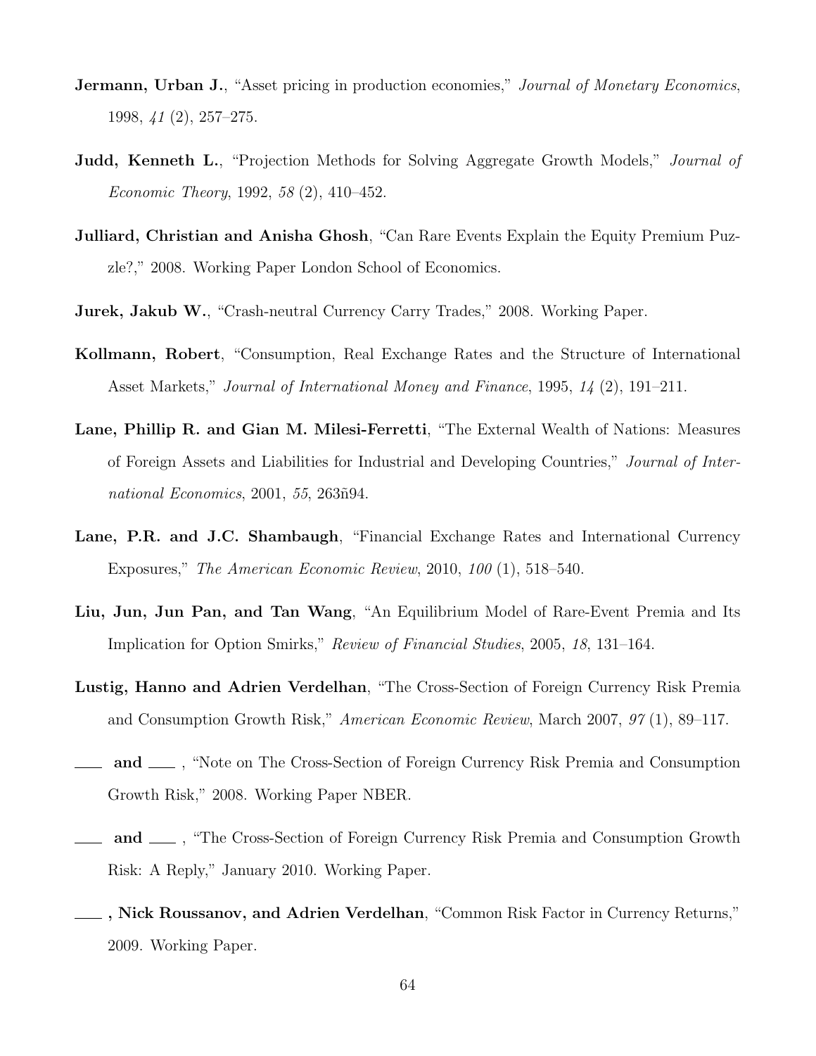**Jermann, Urban J.**, "Asset pricing in production economies," *Journal of Monetary Economics*, 1998, *41* (2), 257–275.

**Judd, Kenneth L.**, "Projection Methods for Solving Aggregate Growth Models," *Journal of Economic Theory*, 1992, *58* (2), 410–452.

**Julliard, Christian and Anisha Ghosh**, "Can Rare Events Explain the Equity Premium Puzzle?," 2008. Working Paper London School of Economics.

**Jurek, Jakub W.**, "Crash-neutral Currency Carry Trades," 2008. Working Paper.

**Kollmann, Robert**, "Consumption, Real Exchange Rates and the Structure of International Asset Markets," *Journal of International Money and Finance*, 1995, *14* (2), 191–211.

**Lane, Phillip R. and Gian M. Milesi-Ferretti**, "The External Wealth of Nations: Measures of Foreign Assets and Liabilities for Industrial and Developing Countries," *Journal of International Economics*, 2001, *55*, 263ñ94.

**Lane, P.R. and J.C. Shambaugh**, "Financial Exchange Rates and International Currency Exposures," *The American Economic Review*, 2010, *100* (1), 518–540.

**Liu, Jun, Jun Pan, and Tan Wang**, "An Equilibrium Model of Rare-Event Premia and Its Implication for Option Smirks," *Review of Financial Studies*, 2005, *18*, 131–164.

**Lustig, Hanno and Adrien Verdelhan**, "The Cross-Section of Foreign Currency Risk Premia and Consumption Growth Risk," *American Economic Review*, March 2007, *97* (1), 89–117.

**\_\_\_ and \_\_\_** , "Note on The Cross-Section of Foreign Currency Risk Premia and Consumption Growth Risk," 2008. Working Paper NBER.

**\_\_\_ and \_\_\_** , "The Cross-Section of Foreign Currency Risk Premia and Consumption Growth Risk: A Reply," January 2010. Working Paper.

**\_\_\_ , Nick Roussanov, and Adrien Verdelhan**, "Common Risk Factor in Currency Returns," 2009. Working Paper.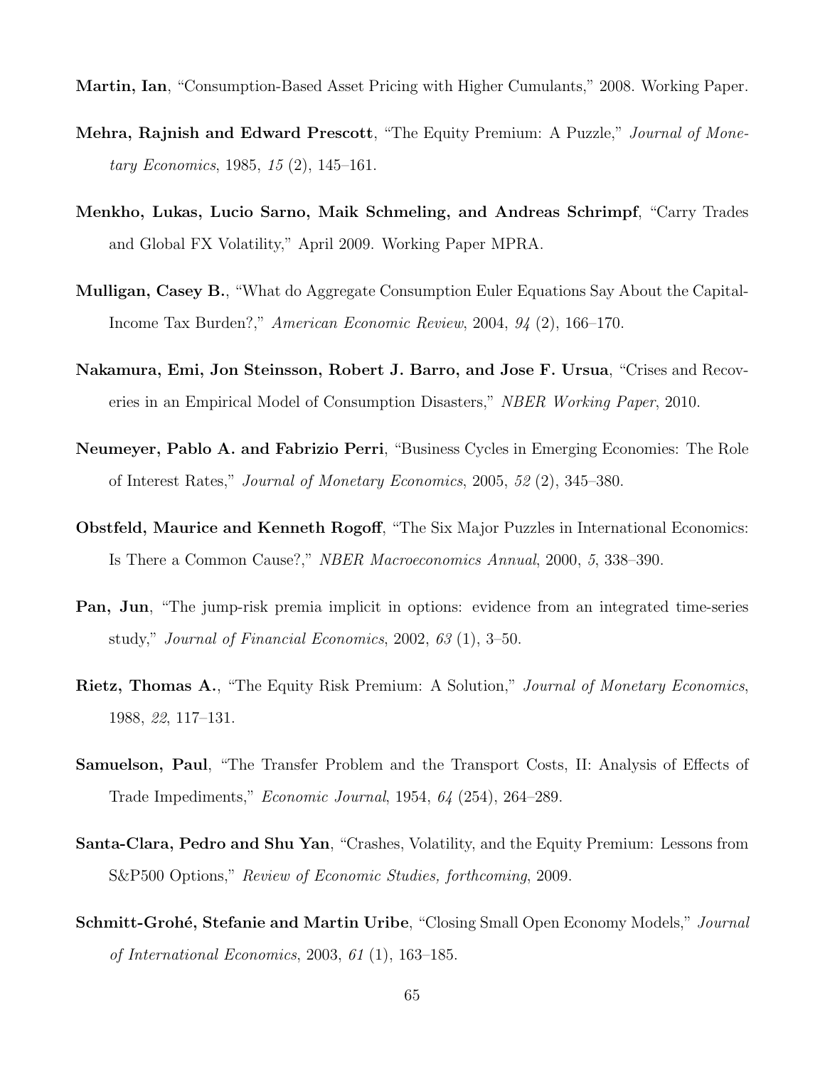**Martin, Ian**, "Consumption-Based Asset Pricing with Higher Cumulants," 2008. Working Paper.

**Mehra, Rajnish and Edward Prescott**, "The Equity Premium: A Puzzle," *Journal of Monetary Economics*, 1985, *15* (2), 145–161.

**Menkho, Lukas, Lucio Sarno, Maik Schmeling, and Andreas Schrimpf**, "Carry Trades and Global FX Volatility," April 2009. Working Paper MPRA.

**Mulligan, Casey B.**, "What do Aggregate Consumption Euler Equations Say About the Capital-Income Tax Burden?," *American Economic Review*, 2004, *94* (2), 166–170.

**Nakamura, Emi, Jon Steinsson, Robert J. Barro, and Jose F. Ursua**, "Crises and Recoveries in an Empirical Model of Consumption Disasters," *NBER Working Paper*, 2010.

**Neumeyer, Pablo A. and Fabrizio Perri**, "Business Cycles in Emerging Economies: The Role of Interest Rates," *Journal of Monetary Economics*, 2005, *52* (2), 345–380.

**Obstfeld, Maurice and Kenneth Rogoff**, "The Six Major Puzzles in International Economics: Is There a Common Cause?," *NBER Macroeconomics Annual*, 2000, *5*, 338–390.

**Pan, Jun**, "The jump-risk premia implicit in options: evidence from an integrated time-series study," *Journal of Financial Economics*, 2002, *63* (1), 3–50.

**Rietz, Thomas A.**, "The Equity Risk Premium: A Solution," *Journal of Monetary Economics*, 1988, *22*, 117–131.

**Samuelson, Paul**, "The Transfer Problem and the Transport Costs, II: Analysis of Effects of Trade Impediments," *Economic Journal*, 1954, *64* (254), 264–289.

**Santa-Clara, Pedro and Shu Yan**, "Crashes, Volatility, and the Equity Premium: Lessons from S&P500 Options," *Review of Economic Studies, forthcoming*, 2009.

**Schmitt-Grohé, Stefanie and Martin Uribe**, "Closing Small Open Economy Models," *Journal of International Economics*, 2003, *61* (1), 163–185.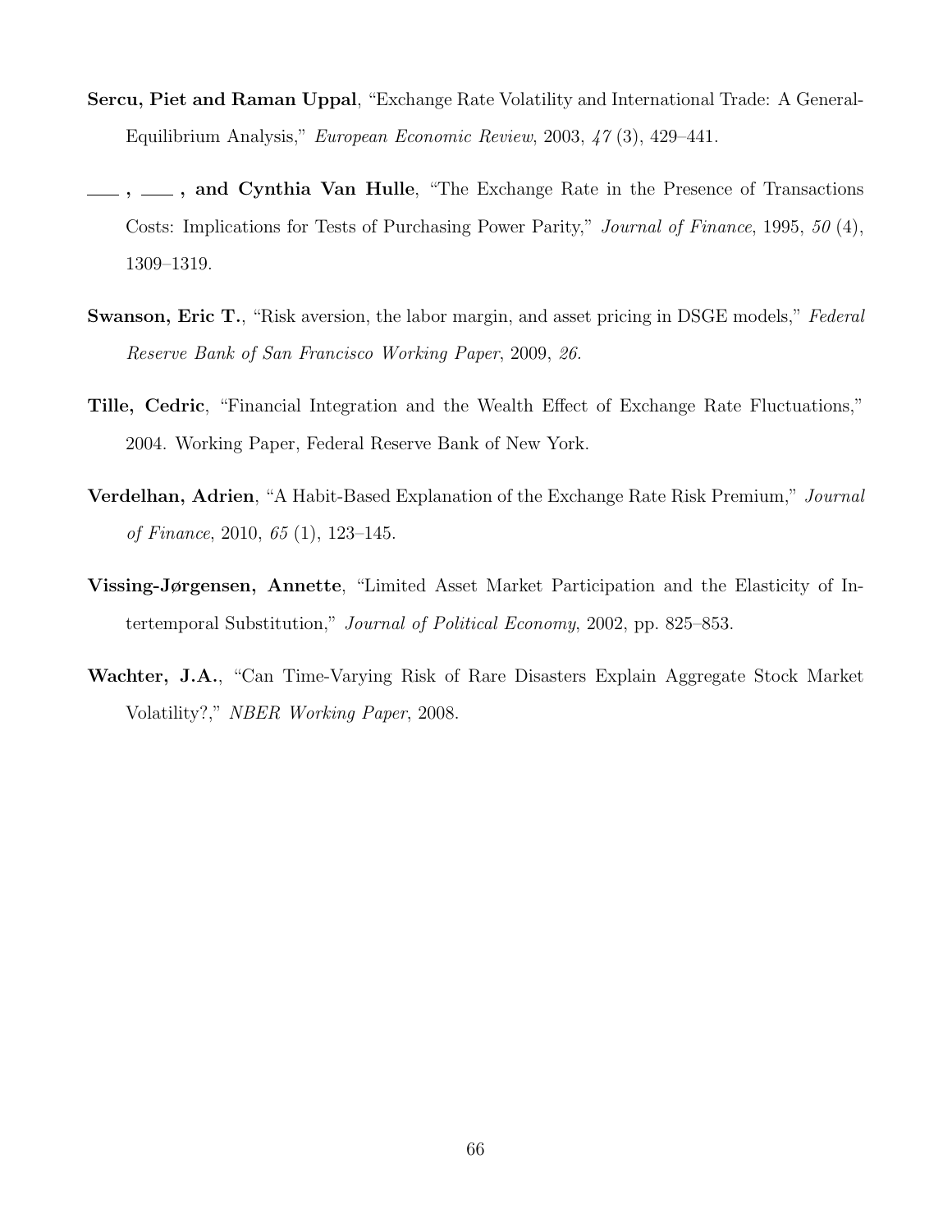**Sercu, Piet and Raman Uppal**, "Exchange Rate Volatility and International Trade: A General-Equilibrium Analysis," *European Economic Review*, 2003, *47* (3), 429–441.

**——, ——, and Cynthia Van Hulle**, "The Exchange Rate in the Presence of Transactions Costs: Implications for Tests of Purchasing Power Parity," *Journal of Finance*, 1995, *50* (4), 1309–1319.

**Swanson, Eric T.**, "Risk aversion, the labor margin, and asset pricing in DSGE models," *Federal Reserve Bank of San Francisco Working Paper*, 2009, *26.*

**Tille, Cedric**, "Financial Integration and the Wealth Effect of Exchange Rate Fluctuations," 2004. Working Paper, Federal Reserve Bank of New York.

**Verdelhan, Adrien**, "A Habit-Based Explanation of the Exchange Rate Risk Premium," *Journal of Finance*, 2010, *65* (1), 123–145.

**Vissing-Jørgensen, Annette**, "Limited Asset Market Participation and the Elasticity of Intertemporal Substitution," *Journal of Political Economy*, 2002, pp. 825–853.

**Wachter, J.A.**, "Can Time-Varying Risk of Rare Disasters Explain Aggregate Stock Market Volatility?," *NBER Working Paper*, 2008.